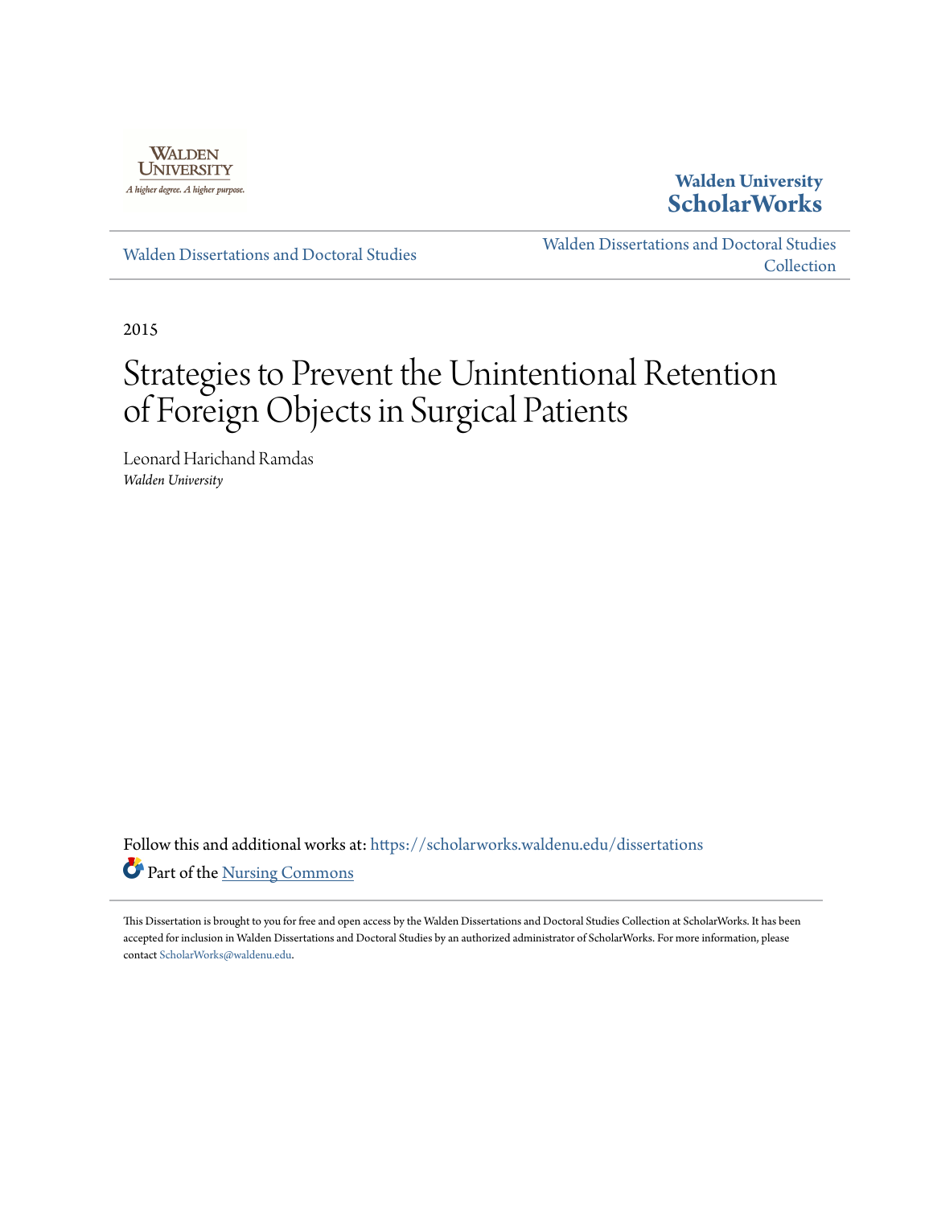Walden University

A higher degree. A higher purpose.

**Walden University ScholarWorks**

Walden Dissertations and Doctoral Studies

Walden Dissertations and Doctoral Studies Collection

2015

# Strategies to Prevent the Unintentional Retention of Foreign Objects in Surgical Patients

Leonard Harichand Ramdas

*Walden University*

Follow this and additional works at: https://scholarworks.waldenu.edu/dissertations

Part of the Nursing Commons

This Dissertation is brought to you for free and open access by the Walden Dissertations and Doctoral Studies Collection at ScholarWorks. It has been accepted for inclusion in Walden Dissertations and Doctoral Studies by an authorized administrator of ScholarWorks. For more information, please contact ScholarWorks@waldenu.edu.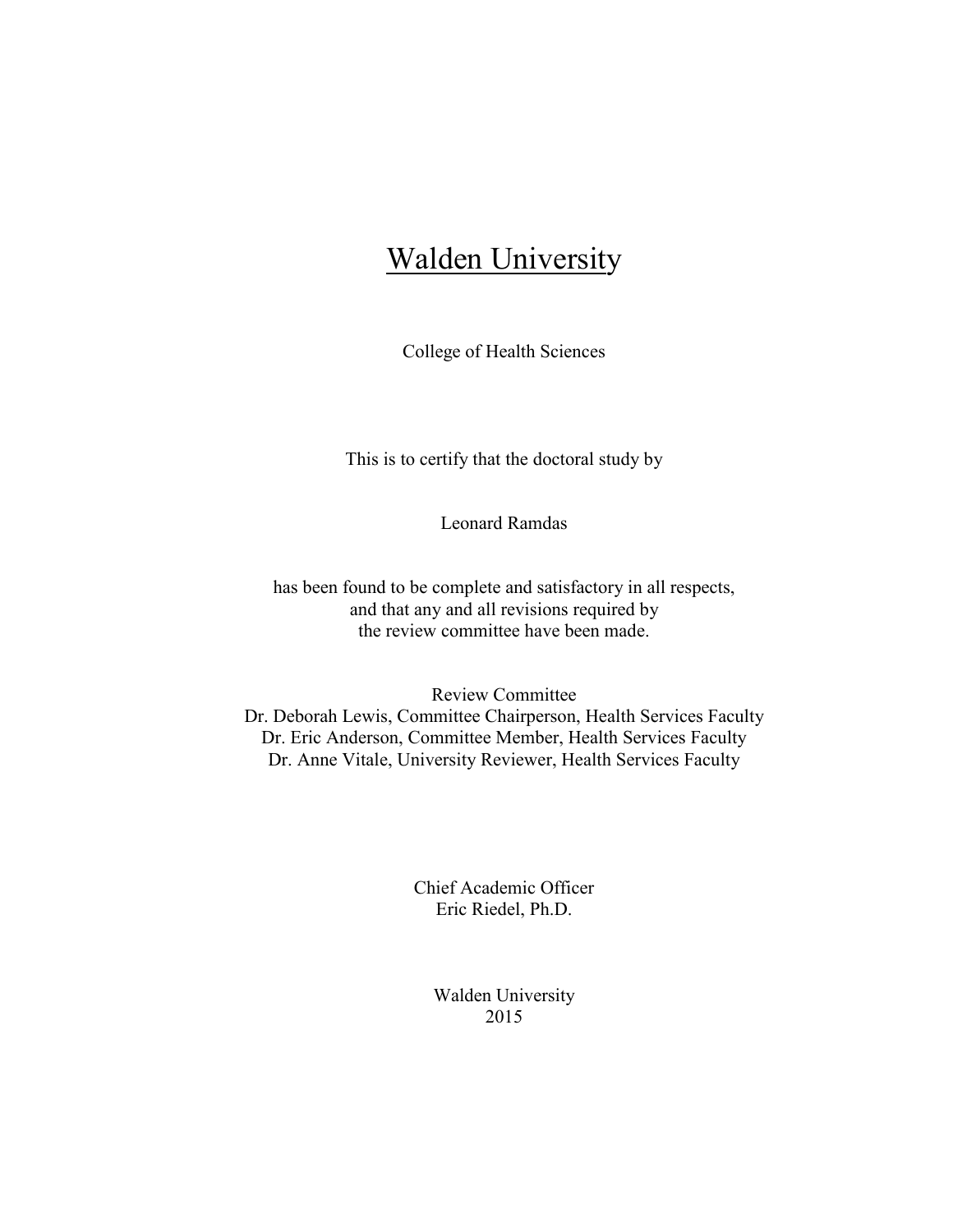# Walden University

College of Health Sciences

This is to certify that the doctoral study by

Leonard Ramdas

has been found to be complete and satisfactory in all respects,
and that any and all revisions required by
the review committee have been made.

Review Committee
Dr. Deborah Lewis, Committee Chairperson, Health Services Faculty
Dr. Eric Anderson, Committee Member, Health Services Faculty
Dr. Anne Vitale, University Reviewer, Health Services Faculty

Chief Academic Officer
Eric Riedel, Ph.D.

Walden University
2015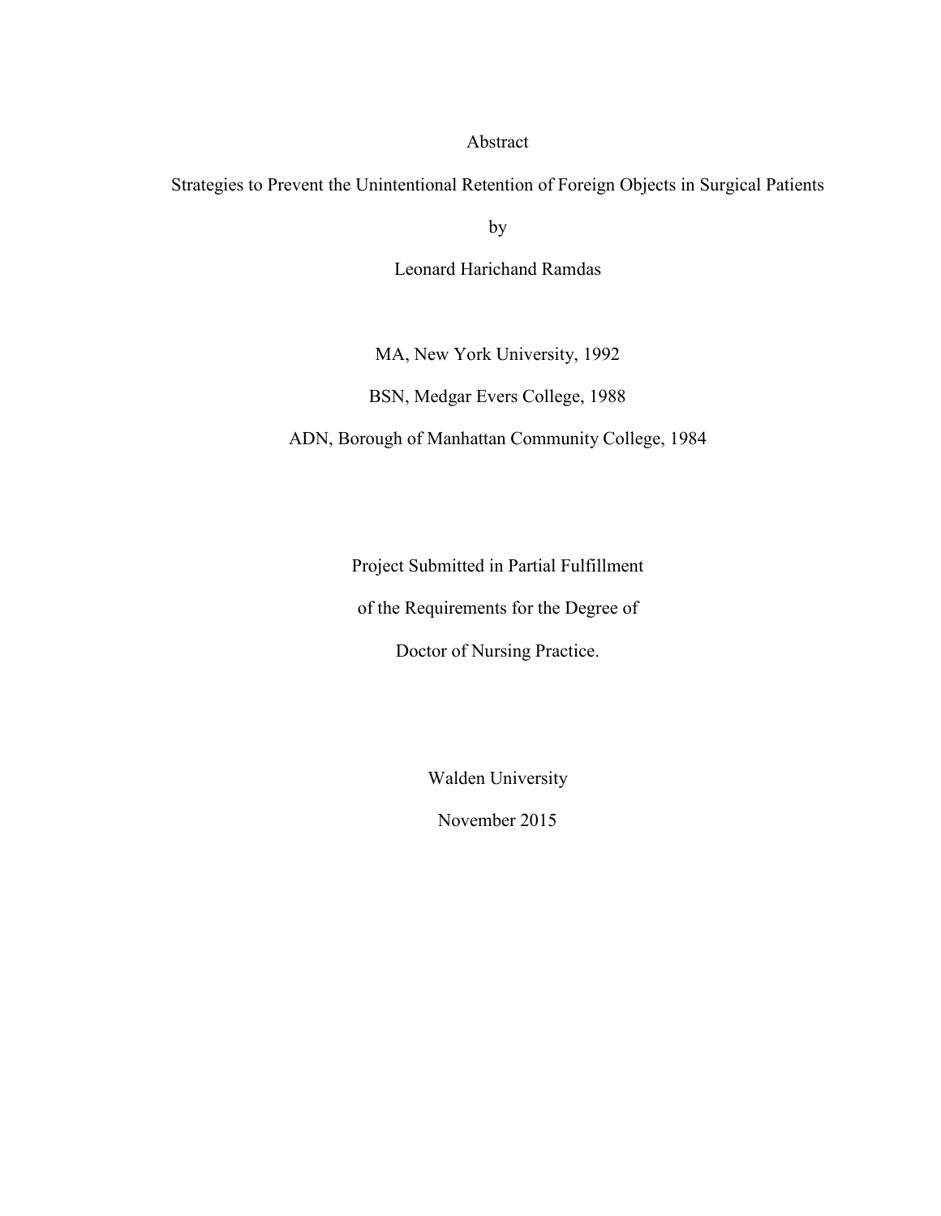# Abstract

## Strategies to Prevent the Unintentional Retention of Foreign Objects in Surgical Patients

by

Leonard Harichand Ramdas

MA, New York University, 1992

BSN, Medgar Evers College, 1988

ADN, Borough of Manhattan Community College, 1984

Project Submitted in Partial Fulfillment

of the Requirements for the Degree of

Doctor of Nursing Practice.

Walden University

November 2015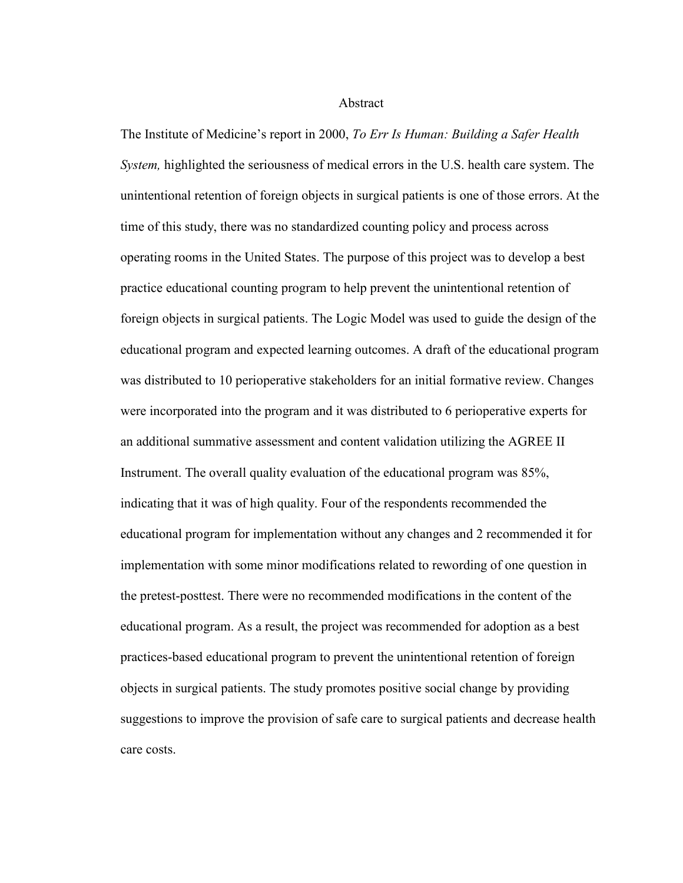# Abstract

The Institute of Medicine's report in 2000, *To Err Is Human: Building a Safer Health System,* highlighted the seriousness of medical errors in the U.S. health care system. The unintentional retention of foreign objects in surgical patients is one of those errors. At the time of this study, there was no standardized counting policy and process across operating rooms in the United States. The purpose of this project was to develop a best practice educational counting program to help prevent the unintentional retention of foreign objects in surgical patients. The Logic Model was used to guide the design of the educational program and expected learning outcomes. A draft of the educational program was distributed to 10 perioperative stakeholders for an initial formative review. Changes were incorporated into the program and it was distributed to 6 perioperative experts for an additional summative assessment and content validation utilizing the AGREE II Instrument. The overall quality evaluation of the educational program was 85%, indicating that it was of high quality. Four of the respondents recommended the educational program for implementation without any changes and 2 recommended it for implementation with some minor modifications related to rewording of one question in the pretest-posttest. There were no recommended modifications in the content of the educational program. As a result, the project was recommended for adoption as a best practices-based educational program to prevent the unintentional retention of foreign objects in surgical patients. The study promotes positive social change by providing suggestions to improve the provision of safe care to surgical patients and decrease health care costs.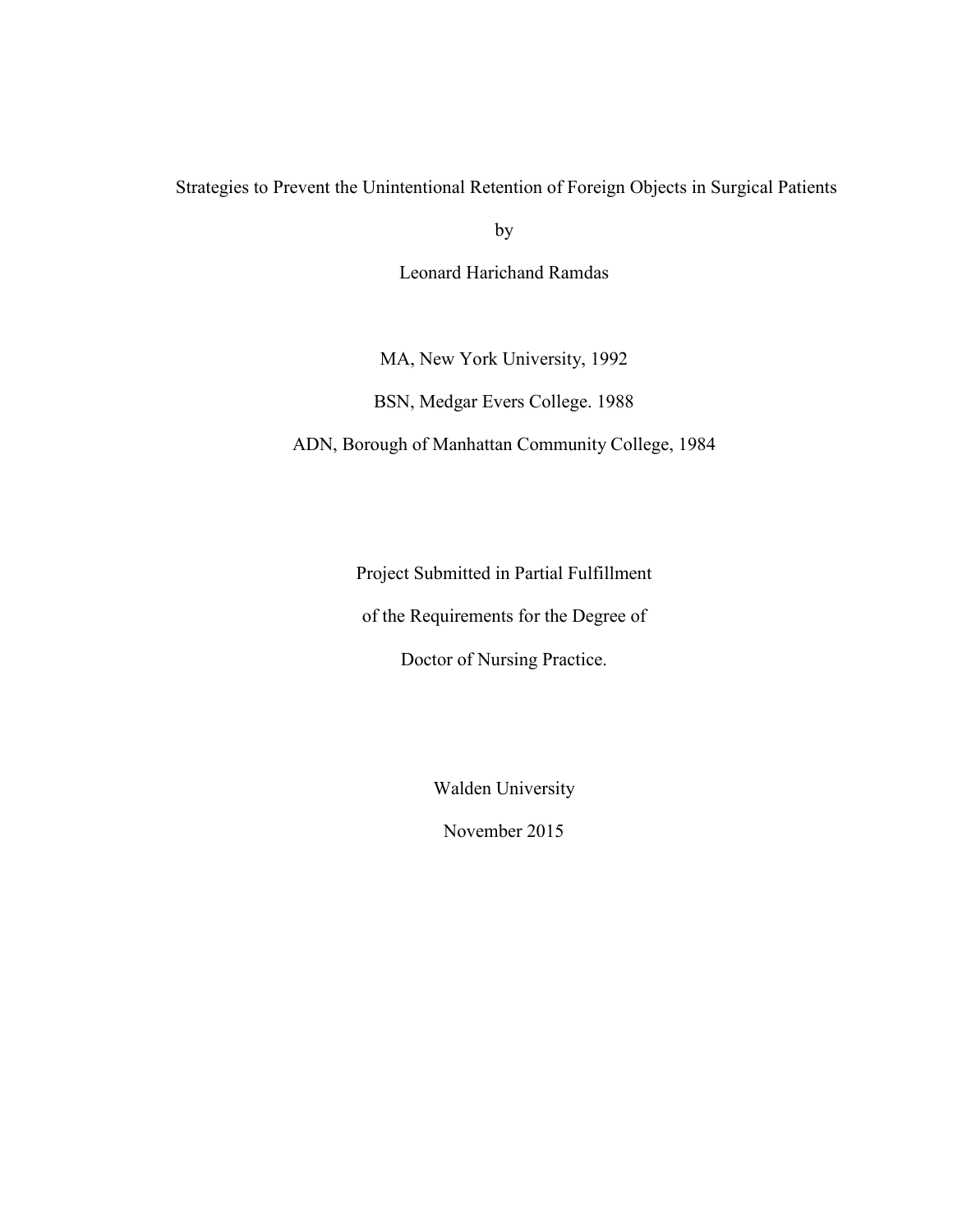Strategies to Prevent the Unintentional Retention of Foreign Objects in Surgical Patients

by

Leonard Harichand Ramdas

MA, New York University, 1992

BSN, Medgar Evers College. 1988

ADN, Borough of Manhattan Community College, 1984

Project Submitted in Partial Fulfillment

of the Requirements for the Degree of

Doctor of Nursing Practice.

Walden University

November 2015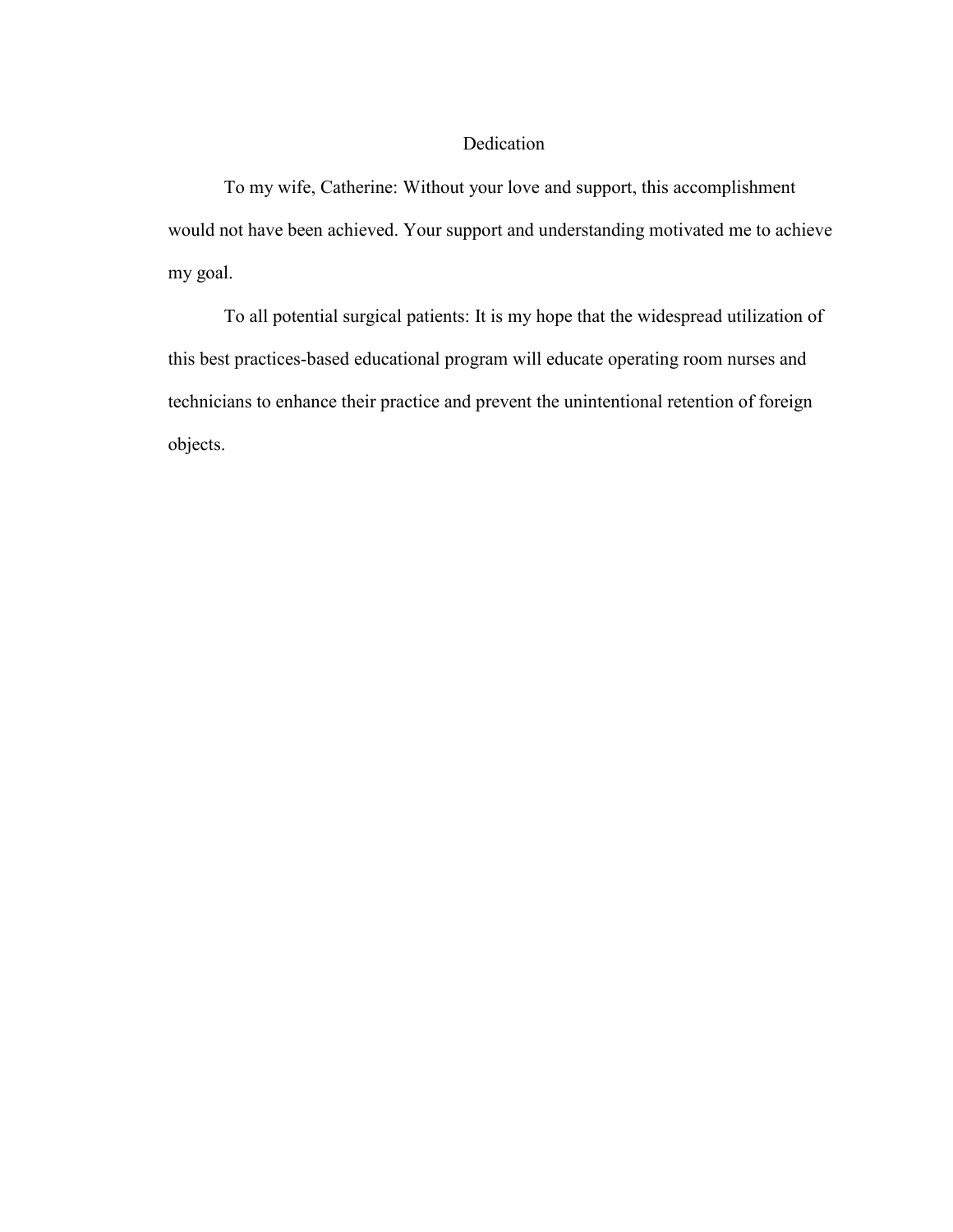# Dedication

To my wife, Catherine: Without your love and support, this accomplishment would not have been achieved. Your support and understanding motivated me to achieve my goal.

To all potential surgical patients: It is my hope that the widespread utilization of this best practices-based educational program will educate operating room nurses and technicians to enhance their practice and prevent the unintentional retention of foreign objects.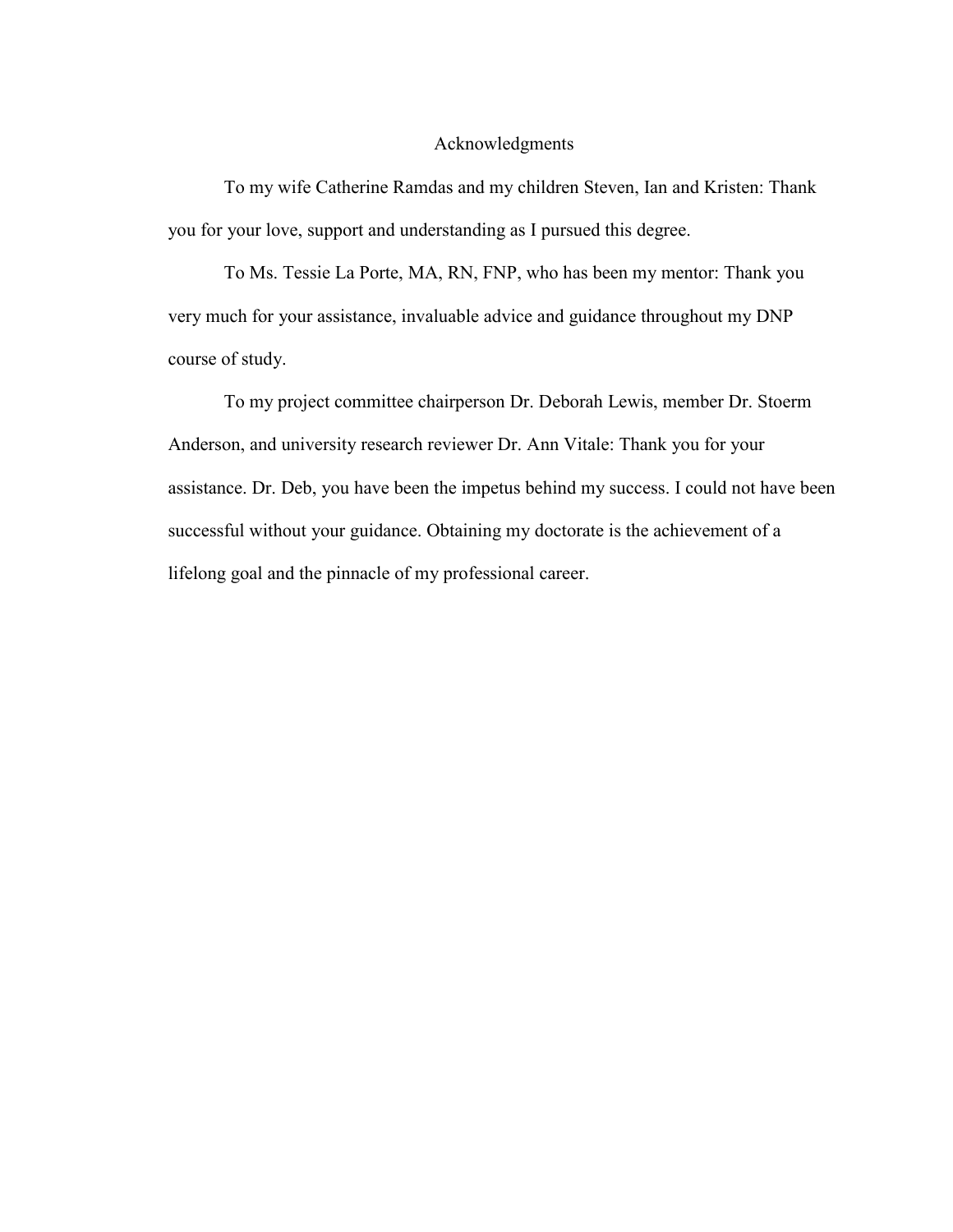# Acknowledgments

To my wife Catherine Ramdas and my children Steven, Ian and Kristen: Thank you for your love, support and understanding as I pursued this degree.

To Ms. Tessie La Porte, MA, RN, FNP, who has been my mentor: Thank you very much for your assistance, invaluable advice and guidance throughout my DNP course of study.

To my project committee chairperson Dr. Deborah Lewis, member Dr. Stoerm Anderson, and university research reviewer Dr. Ann Vitale: Thank you for your assistance. Dr. Deb, you have been the impetus behind my success. I could not have been successful without your guidance. Obtaining my doctorate is the achievement of a lifelong goal and the pinnacle of my professional career.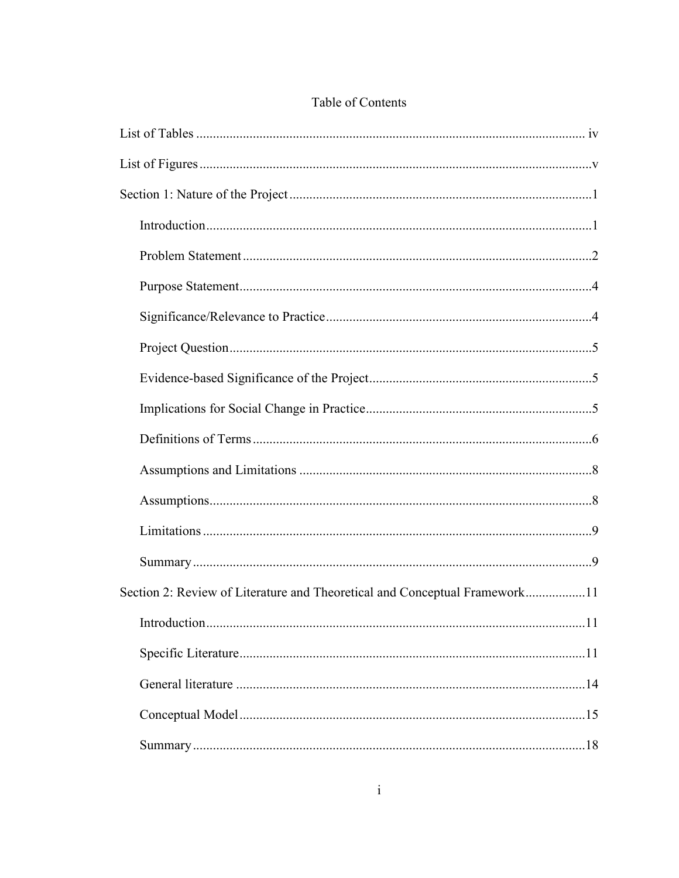# Table of Contents

List of Tables ..................................................................................................................... iv

List of Figures .....................................................................................................................v

Section 1: Nature of the Project ..........................................................................................1

Introduction ...................................................................................................................1

Problem Statement ........................................................................................................2

Purpose Statement .........................................................................................................4

Significance/Relevance to Practice ...............................................................................4

Project Question ............................................................................................................5

Evidence-based Significance of the Project ..................................................................5

Implications for Social Change in Practice ...................................................................5

Definitions of Terms .....................................................................................................6

Assumptions and Limitations .......................................................................................8

Assumptions .................................................................................................................8

Limitations ....................................................................................................................9

Summary .......................................................................................................................9

Section 2: Review of Literature and Theoretical and Conceptual Framework ..................11

Introduction .................................................................................................................11

Specific Literature .......................................................................................................11

General literature ........................................................................................................14

Conceptual Model .......................................................................................................15

Summary .....................................................................................................................18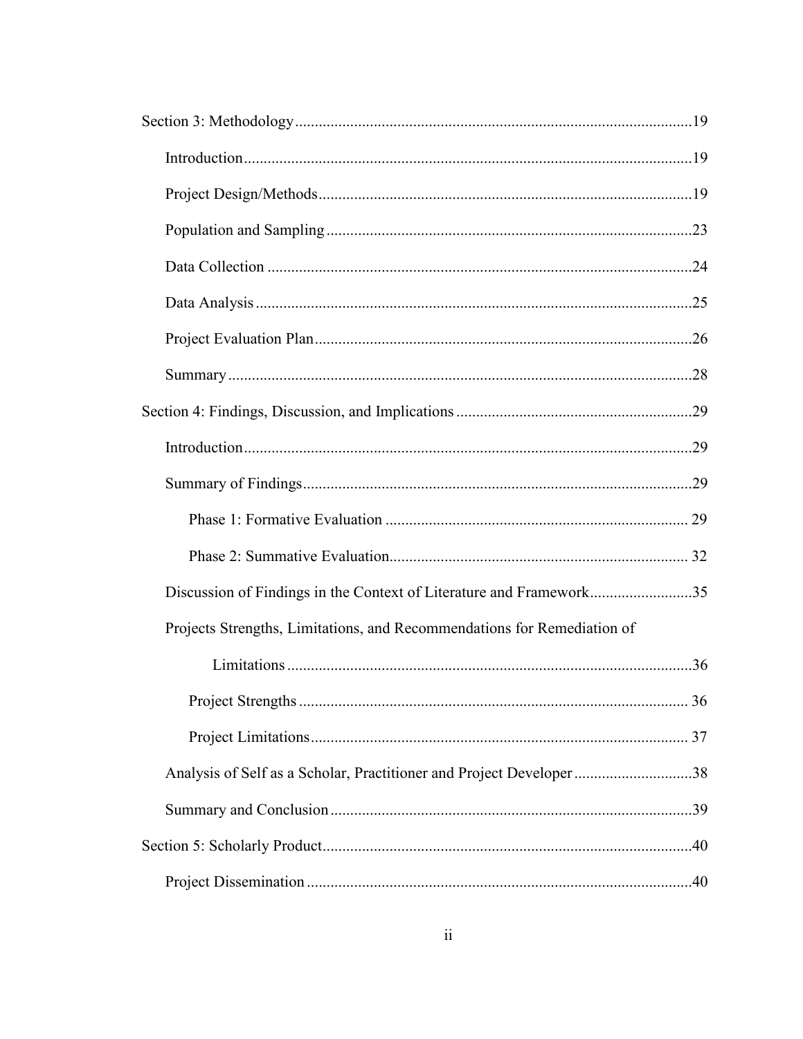Section 3: Methodology ....................................................................................................19

Introduction ..................................................................................................................19

Project Design/Methods ...............................................................................................19

Population and Sampling .............................................................................................23

Data Collection ............................................................................................................24

Data Analysis ...............................................................................................................25

Project Evaluation Plan ................................................................................................26

Summary ......................................................................................................................28

Section 4: Findings, Discussion, and Implications ...........................................................29

Introduction ..................................................................................................................29

Summary of Findings ...................................................................................................29

Phase 1: Formative Evaluation ............................................................................ 29

Phase 2: Summative Evaluation ........................................................................... 32

Discussion of Findings in the Context of Literature and Framework ..........................35

Projects Strengths, Limitations, and Recommendations for Remediation of Limitations .......................................................................................................36

Project Strengths .................................................................................................. 36

Project Limitations ............................................................................................... 37

Analysis of Self as a Scholar, Practitioner and Project Developer ..............................38

Summary and Conclusion ............................................................................................39

Section 5: Scholarly Product .............................................................................................40

Project Dissemination ..................................................................................................40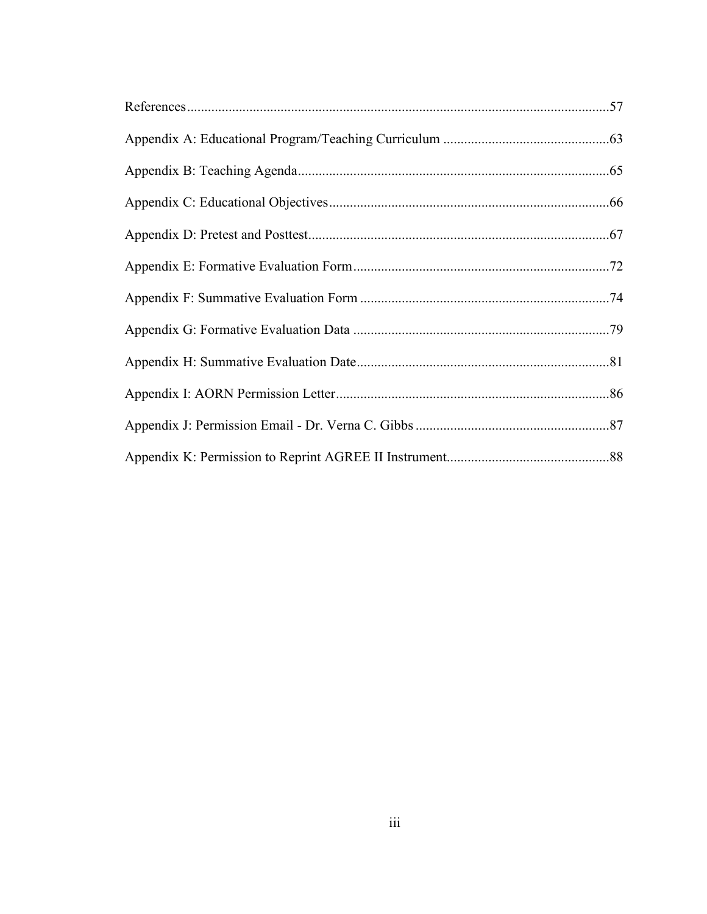References.........................................................................................................................57

Appendix A: Educational Program/Teaching Curriculum ................................................63

Appendix B: Teaching Agenda..........................................................................................65

Appendix C: Educational Objectives.................................................................................66

Appendix D: Pretest and Posttest.......................................................................................67

Appendix E: Formative Evaluation Form..........................................................................72

Appendix F: Summative Evaluation Form ........................................................................74

Appendix G: Formative Evaluation Data ..........................................................................79

Appendix H: Summative Evaluation Date.........................................................................81

Appendix I: AORN Permission Letter...............................................................................86

Appendix J: Permission Email - Dr. Verna C. Gibbs ........................................................87

Appendix K: Permission to Reprint AGREE II Instrument...............................................88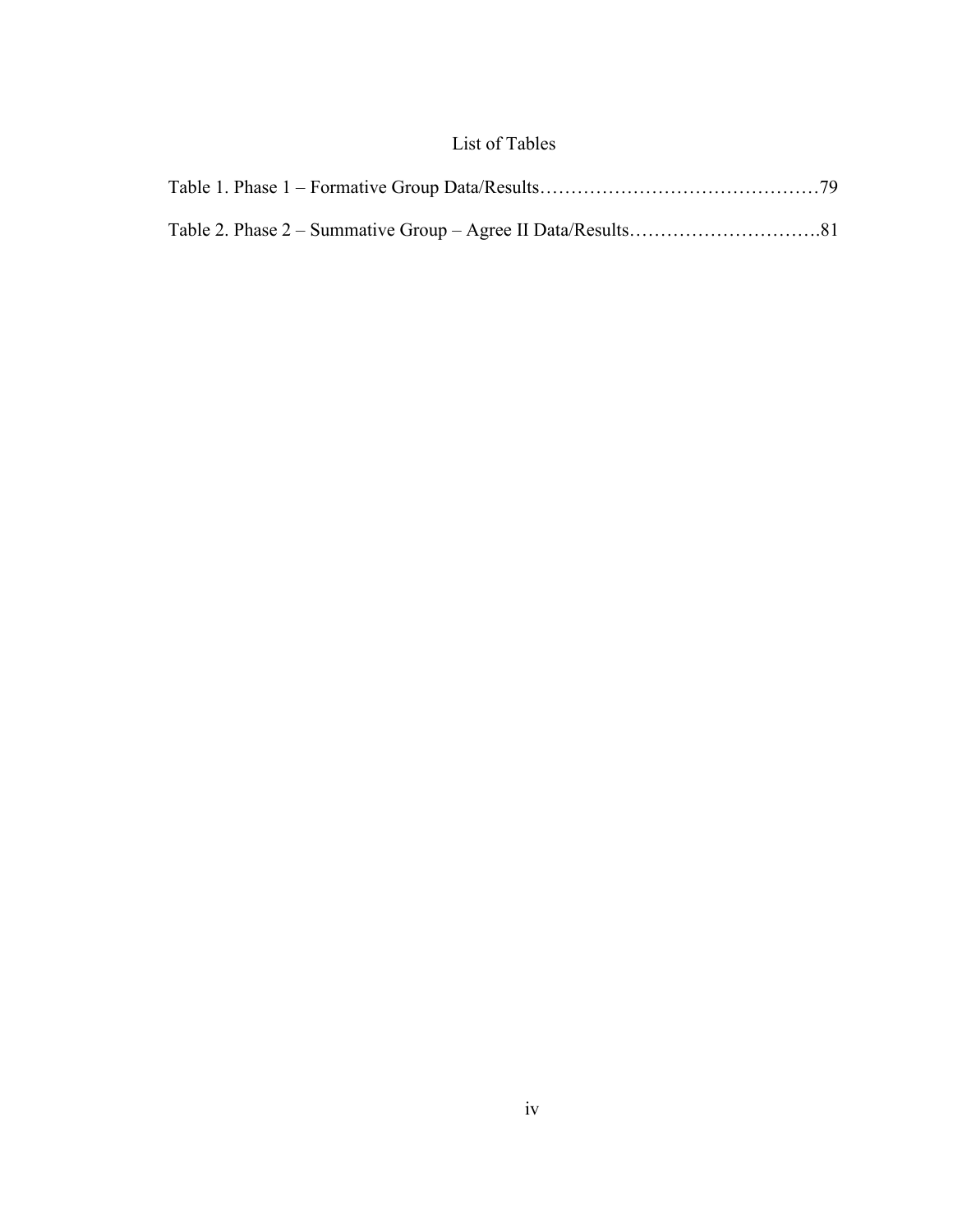# List of Tables

Table 1. Phase 1 – Formative Group Data/Results……………………………………79

Table 2. Phase 2 – Summative Group – Agree II Data/Results………………………….81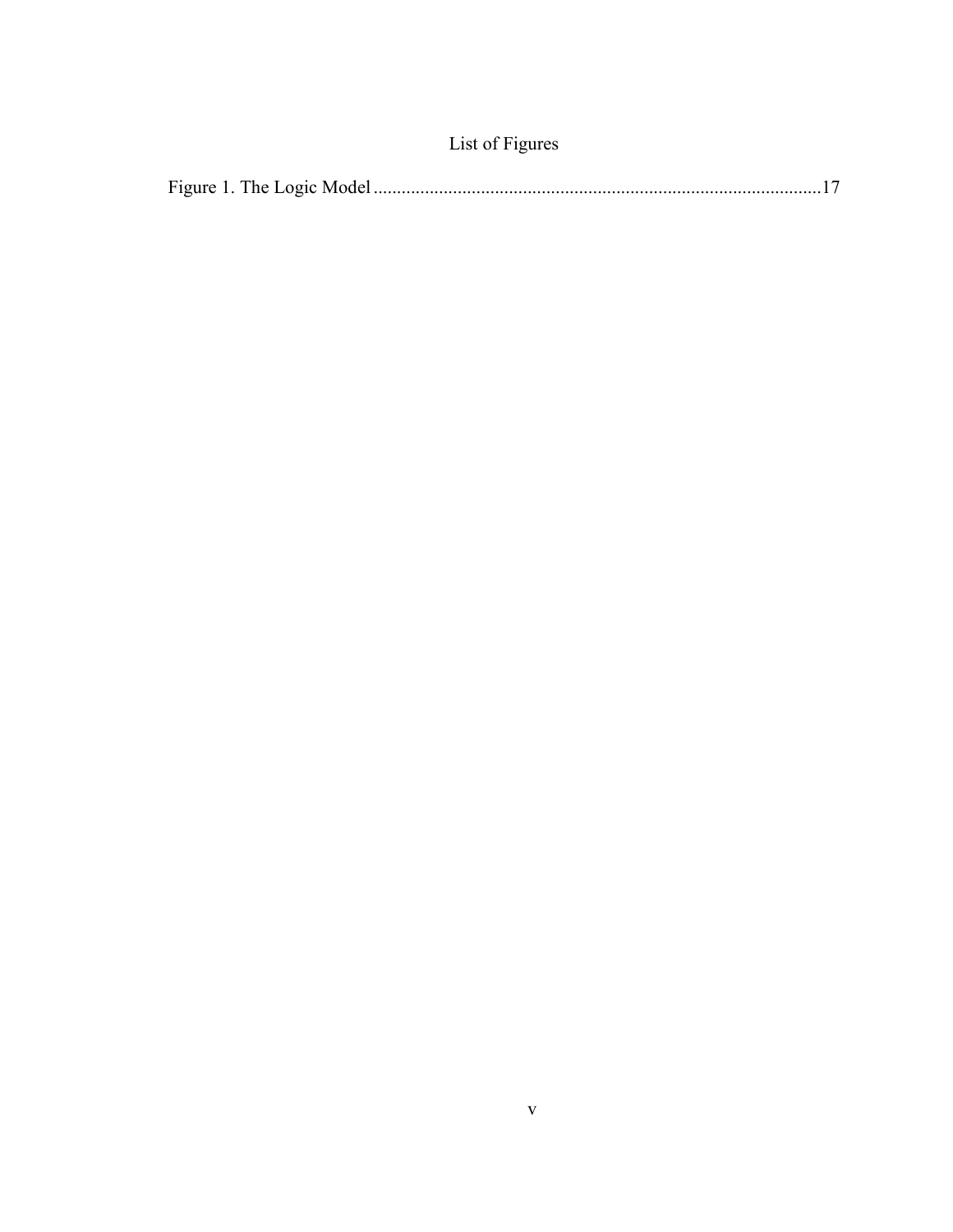# List of Figures

Figure 1. The Logic Model ..........................................................................................17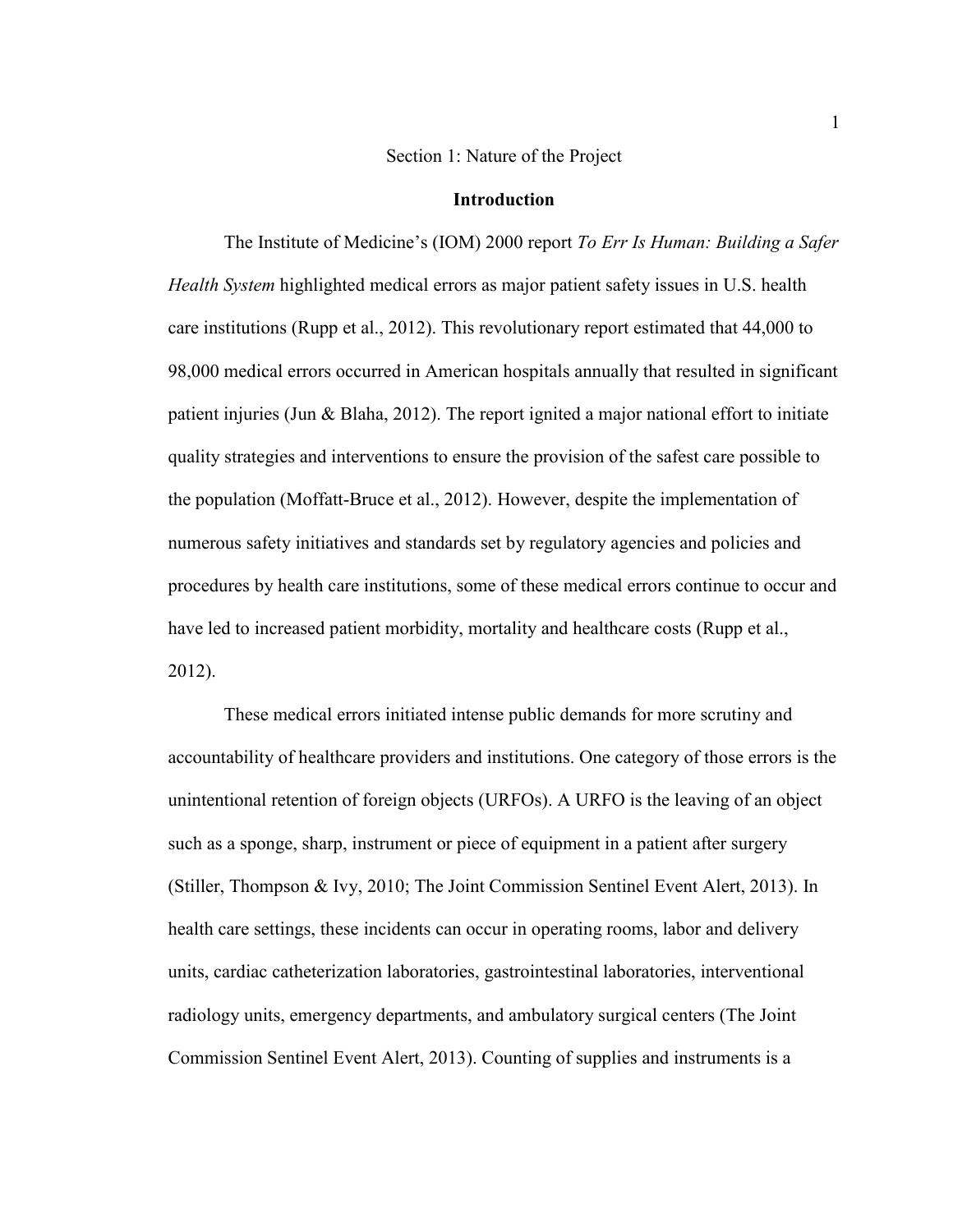# Section 1: Nature of the Project

## Introduction

The Institute of Medicine's (IOM) 2000 report *To Err Is Human: Building a Safer Health System* highlighted medical errors as major patient safety issues in U.S. health care institutions (Rupp et al., 2012). This revolutionary report estimated that 44,000 to 98,000 medical errors occurred in American hospitals annually that resulted in significant patient injuries (Jun & Blaha, 2012). The report ignited a major national effort to initiate quality strategies and interventions to ensure the provision of the safest care possible to the population (Moffatt-Bruce et al., 2012). However, despite the implementation of numerous safety initiatives and standards set by regulatory agencies and policies and procedures by health care institutions, some of these medical errors continue to occur and have led to increased patient morbidity, mortality and healthcare costs (Rupp et al., 2012).

These medical errors initiated intense public demands for more scrutiny and accountability of healthcare providers and institutions. One category of those errors is the unintentional retention of foreign objects (URFOs). A URFO is the leaving of an object such as a sponge, sharp, instrument or piece of equipment in a patient after surgery (Stiller, Thompson & Ivy, 2010; The Joint Commission Sentinel Event Alert, 2013). In health care settings, these incidents can occur in operating rooms, labor and delivery units, cardiac catheterization laboratories, gastrointestinal laboratories, interventional radiology units, emergency departments, and ambulatory surgical centers (The Joint Commission Sentinel Event Alert, 2013). Counting of supplies and instruments is a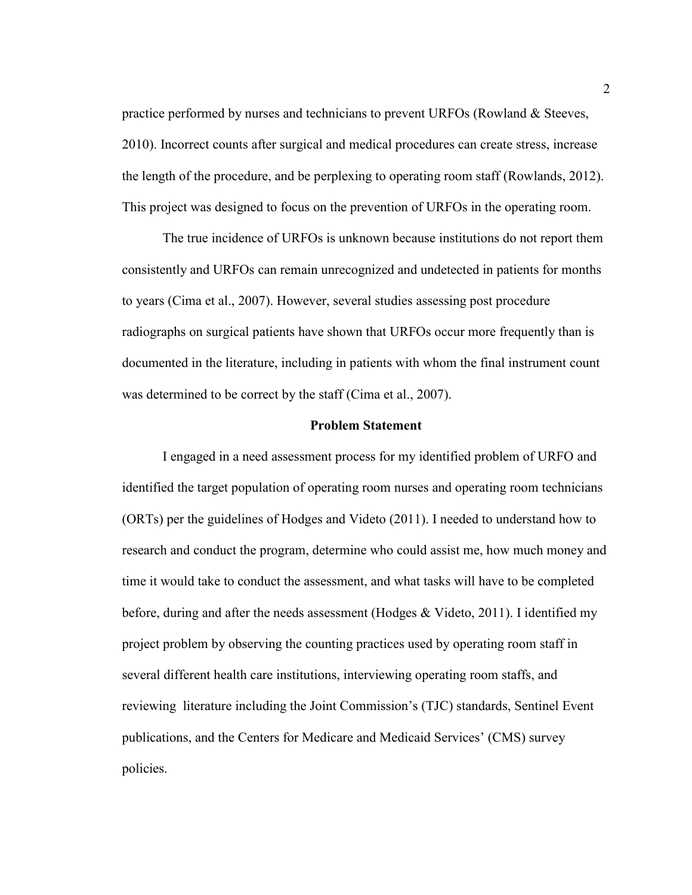practice performed by nurses and technicians to prevent URFOs (Rowland & Steeves, 2010). Incorrect counts after surgical and medical procedures can create stress, increase the length of the procedure, and be perplexing to operating room staff (Rowlands, 2012). This project was designed to focus on the prevention of URFOs in the operating room.

The true incidence of URFOs is unknown because institutions do not report them consistently and URFOs can remain unrecognized and undetected in patients for months to years (Cima et al., 2007). However, several studies assessing post procedure radiographs on surgical patients have shown that URFOs occur more frequently than is documented in the literature, including in patients with whom the final instrument count was determined to be correct by the staff (Cima et al., 2007).

## Problem Statement

I engaged in a need assessment process for my identified problem of URFO and identified the target population of operating room nurses and operating room technicians (ORTs) per the guidelines of Hodges and Videto (2011). I needed to understand how to research and conduct the program, determine who could assist me, how much money and time it would take to conduct the assessment, and what tasks will have to be completed before, during and after the needs assessment (Hodges & Videto, 2011). I identified my project problem by observing the counting practices used by operating room staff in several different health care institutions, interviewing operating room staffs, and reviewing literature including the Joint Commission's (TJC) standards, Sentinel Event publications, and the Centers for Medicare and Medicaid Services' (CMS) survey policies.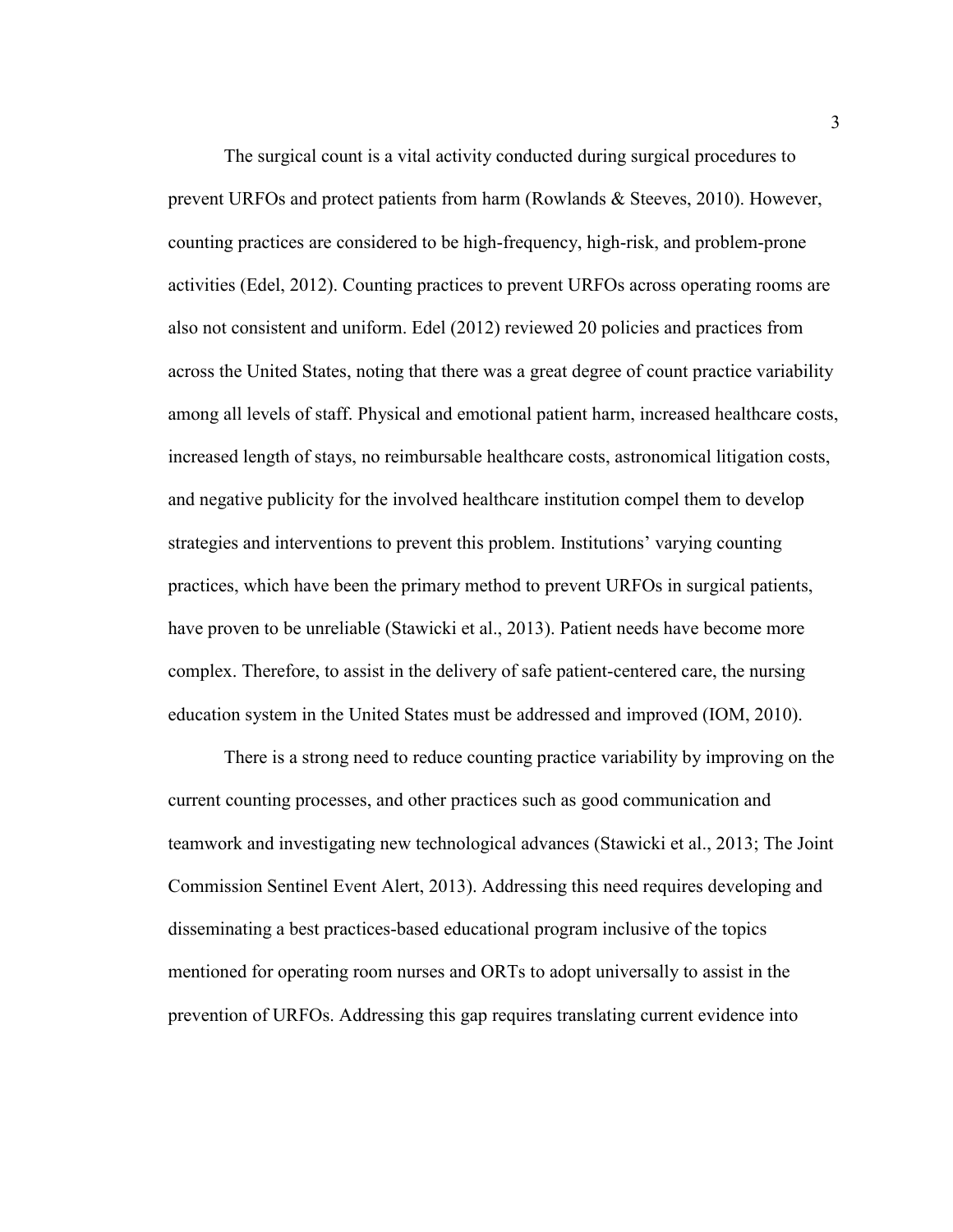The surgical count is a vital activity conducted during surgical procedures to prevent URFOs and protect patients from harm (Rowlands & Steeves, 2010). However, counting practices are considered to be high-frequency, high-risk, and problem-prone activities (Edel, 2012). Counting practices to prevent URFOs across operating rooms are also not consistent and uniform. Edel (2012) reviewed 20 policies and practices from across the United States, noting that there was a great degree of count practice variability among all levels of staff. Physical and emotional patient harm, increased healthcare costs, increased length of stays, no reimbursable healthcare costs, astronomical litigation costs, and negative publicity for the involved healthcare institution compel them to develop strategies and interventions to prevent this problem. Institutions' varying counting practices, which have been the primary method to prevent URFOs in surgical patients, have proven to be unreliable (Stawicki et al., 2013). Patient needs have become more complex. Therefore, to assist in the delivery of safe patient-centered care, the nursing education system in the United States must be addressed and improved (IOM, 2010).

There is a strong need to reduce counting practice variability by improving on the current counting processes, and other practices such as good communication and teamwork and investigating new technological advances (Stawicki et al., 2013; The Joint Commission Sentinel Event Alert, 2013). Addressing this need requires developing and disseminating a best practices-based educational program inclusive of the topics mentioned for operating room nurses and ORTs to adopt universally to assist in the prevention of URFOs. Addressing this gap requires translating current evidence into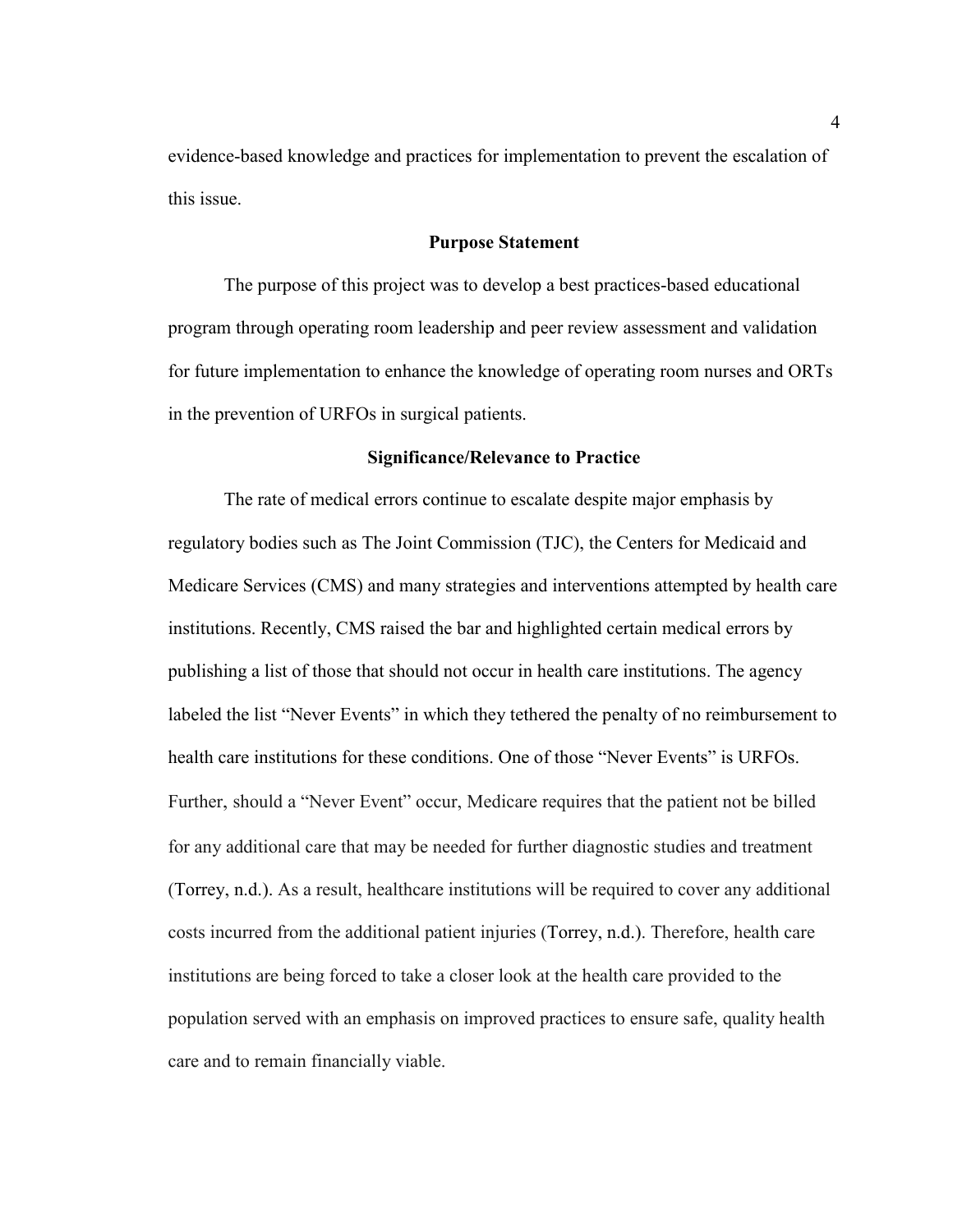evidence-based knowledge and practices for implementation to prevent the escalation of this issue.

## Purpose Statement

The purpose of this project was to develop a best practices-based educational program through operating room leadership and peer review assessment and validation for future implementation to enhance the knowledge of operating room nurses and ORTs in the prevention of URFOs in surgical patients.

## Significance/Relevance to Practice

The rate of medical errors continue to escalate despite major emphasis by regulatory bodies such as The Joint Commission (TJC), the Centers for Medicaid and Medicare Services (CMS) and many strategies and interventions attempted by health care institutions. Recently, CMS raised the bar and highlighted certain medical errors by publishing a list of those that should not occur in health care institutions. The agency labeled the list "Never Events" in which they tethered the penalty of no reimbursement to health care institutions for these conditions. One of those "Never Events" is URFOs. Further, should a "Never Event" occur, Medicare requires that the patient not be billed for any additional care that may be needed for further diagnostic studies and treatment (Torrey, n.d.). As a result, healthcare institutions will be required to cover any additional costs incurred from the additional patient injuries (Torrey, n.d.). Therefore, health care institutions are being forced to take a closer look at the health care provided to the population served with an emphasis on improved practices to ensure safe, quality health care and to remain financially viable.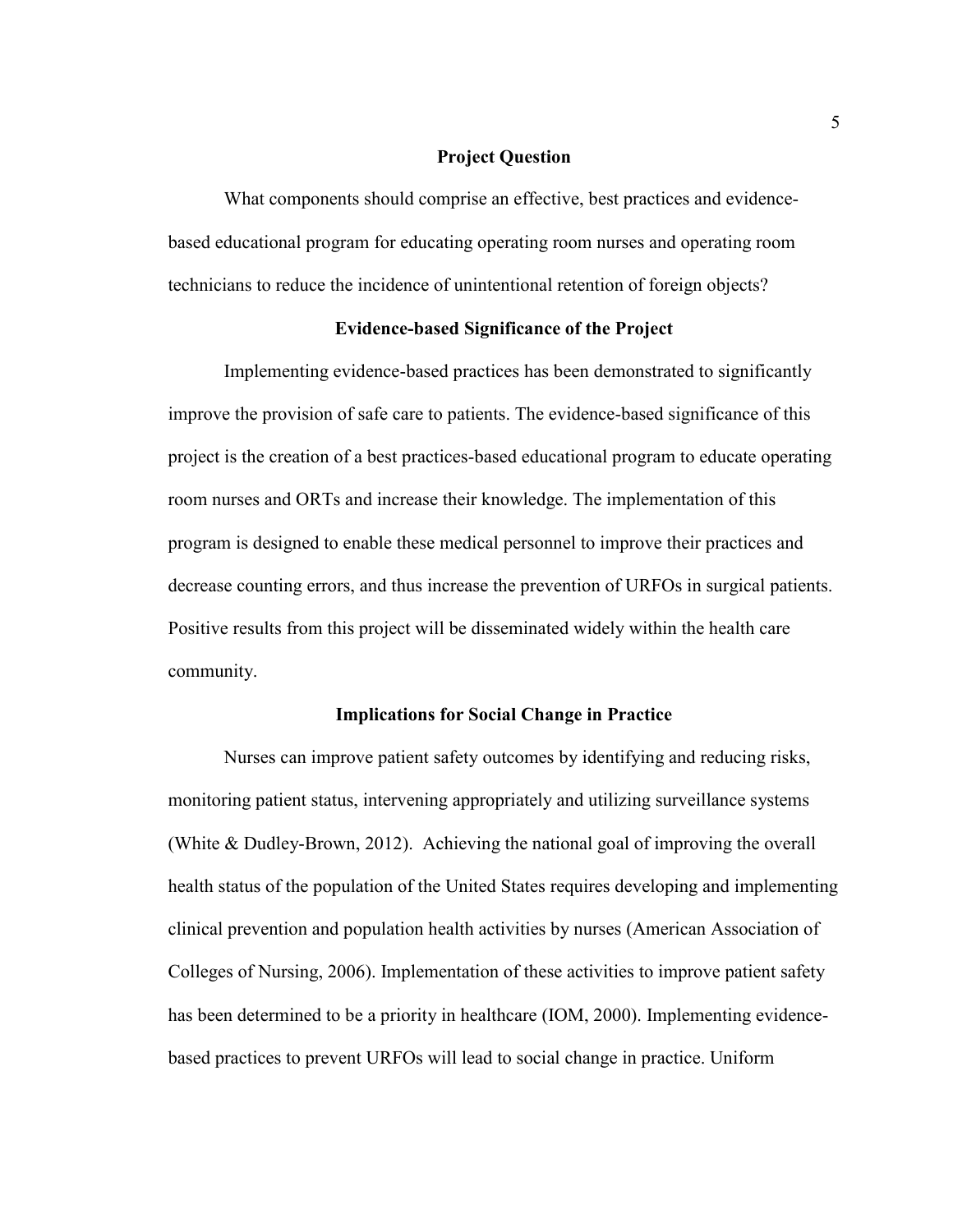## Project Question

What components should comprise an effective, best practices and evidence-based educational program for educating operating room nurses and operating room technicians to reduce the incidence of unintentional retention of foreign objects?

## Evidence-based Significance of the Project

Implementing evidence-based practices has been demonstrated to significantly improve the provision of safe care to patients. The evidence-based significance of this project is the creation of a best practices-based educational program to educate operating room nurses and ORTs and increase their knowledge. The implementation of this program is designed to enable these medical personnel to improve their practices and decrease counting errors, and thus increase the prevention of URFOs in surgical patients. Positive results from this project will be disseminated widely within the health care community.

## Implications for Social Change in Practice

Nurses can improve patient safety outcomes by identifying and reducing risks, monitoring patient status, intervening appropriately and utilizing surveillance systems (White & Dudley-Brown, 2012). Achieving the national goal of improving the overall health status of the population of the United States requires developing and implementing clinical prevention and population health activities by nurses (American Association of Colleges of Nursing, 2006). Implementation of these activities to improve patient safety has been determined to be a priority in healthcare (IOM, 2000). Implementing evidence-based practices to prevent URFOs will lead to social change in practice. Uniform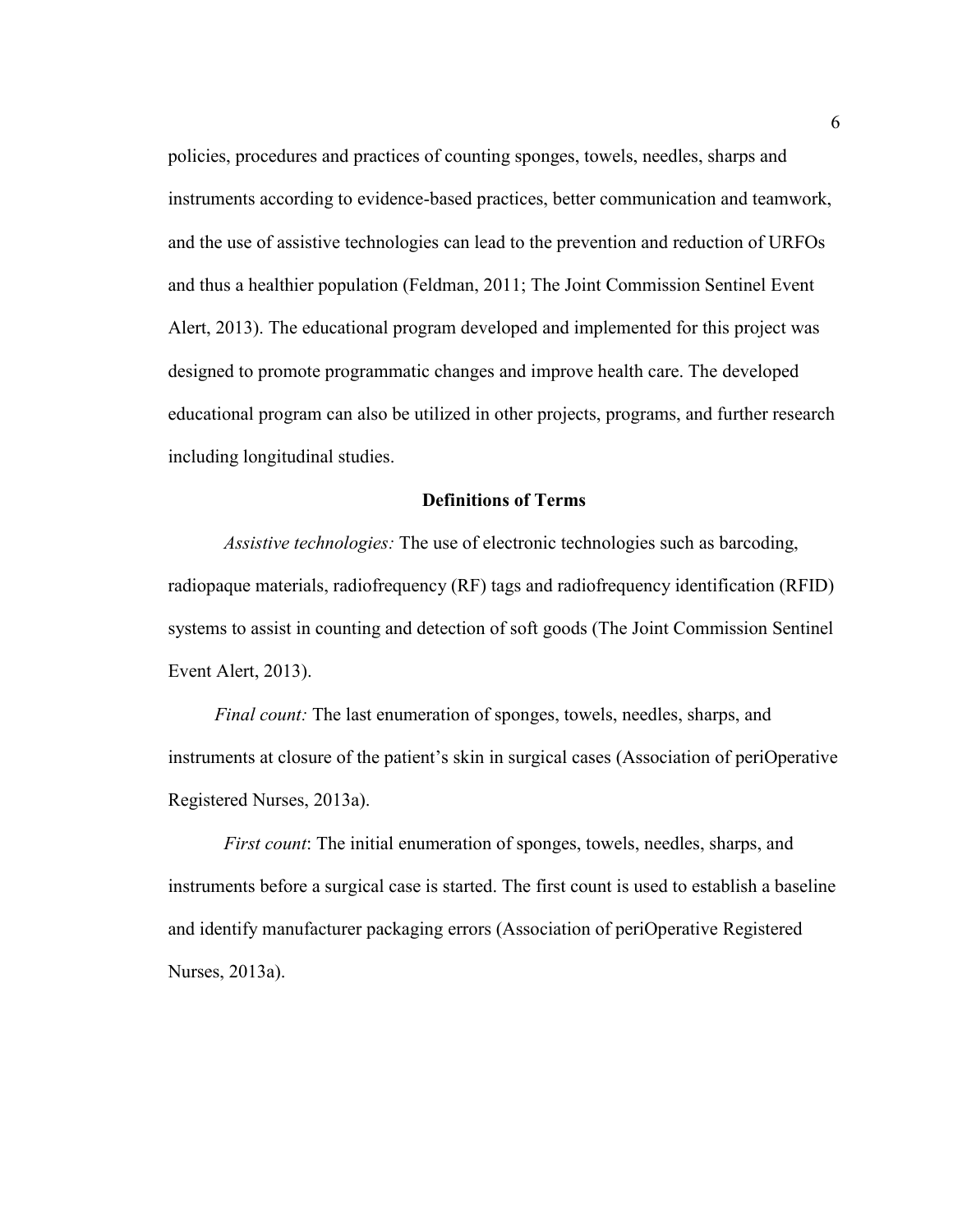policies, procedures and practices of counting sponges, towels, needles, sharps and instruments according to evidence-based practices, better communication and teamwork, and the use of assistive technologies can lead to the prevention and reduction of URFOs and thus a healthier population (Feldman, 2011; The Joint Commission Sentinel Event Alert, 2013). The educational program developed and implemented for this project was designed to promote programmatic changes and improve health care. The developed educational program can also be utilized in other projects, programs, and further research including longitudinal studies.

## Definitions of Terms

*Assistive technologies:* The use of electronic technologies such as barcoding, radiopaque materials, radiofrequency (RF) tags and radiofrequency identification (RFID) systems to assist in counting and detection of soft goods (The Joint Commission Sentinel Event Alert, 2013).

*Final count:* The last enumeration of sponges, towels, needles, sharps, and instruments at closure of the patient's skin in surgical cases (Association of periOperative Registered Nurses, 2013a).

*First count*: The initial enumeration of sponges, towels, needles, sharps, and instruments before a surgical case is started. The first count is used to establish a baseline and identify manufacturer packaging errors (Association of periOperative Registered Nurses, 2013a).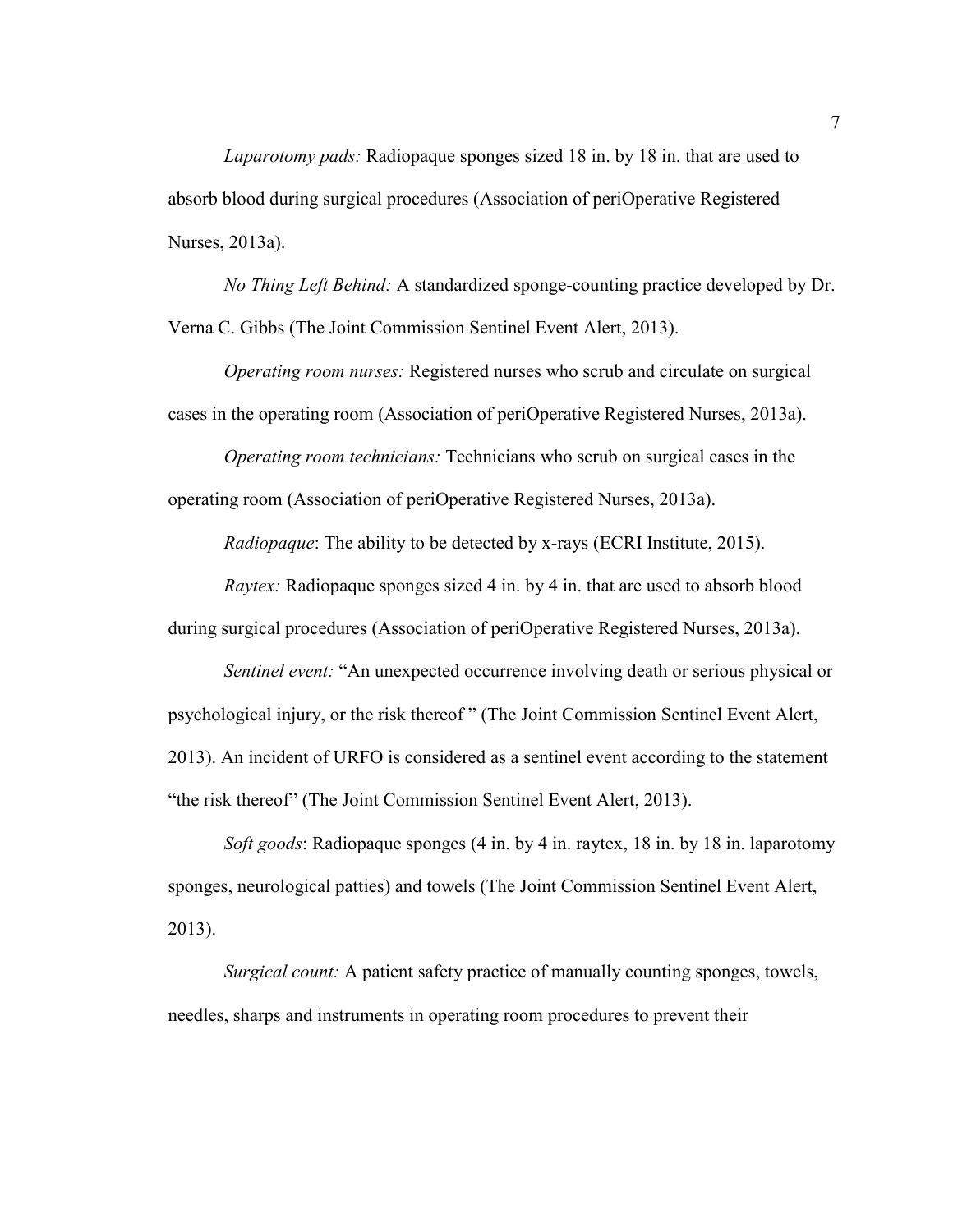*Laparotomy pads:* Radiopaque sponges sized 18 in. by 18 in. that are used to absorb blood during surgical procedures (Association of periOperative Registered Nurses, 2013a).

*No Thing Left Behind:* A standardized sponge-counting practice developed by Dr. Verna C. Gibbs (The Joint Commission Sentinel Event Alert, 2013).

*Operating room nurses:* Registered nurses who scrub and circulate on surgical cases in the operating room (Association of periOperative Registered Nurses, 2013a).

*Operating room technicians:* Technicians who scrub on surgical cases in the operating room (Association of periOperative Registered Nurses, 2013a).

*Radiopaque*: The ability to be detected by x-rays (ECRI Institute, 2015).

*Raytex:* Radiopaque sponges sized 4 in. by 4 in. that are used to absorb blood during surgical procedures (Association of periOperative Registered Nurses, 2013a).

*Sentinel event:* "An unexpected occurrence involving death or serious physical or psychological injury, or the risk thereof " (The Joint Commission Sentinel Event Alert, 2013). An incident of URFO is considered as a sentinel event according to the statement "the risk thereof" (The Joint Commission Sentinel Event Alert, 2013).

*Soft goods*: Radiopaque sponges (4 in. by 4 in. raytex, 18 in. by 18 in. laparotomy sponges, neurological patties) and towels (The Joint Commission Sentinel Event Alert, 2013).

*Surgical count:* A patient safety practice of manually counting sponges, towels, needles, sharps and instruments in operating room procedures to prevent their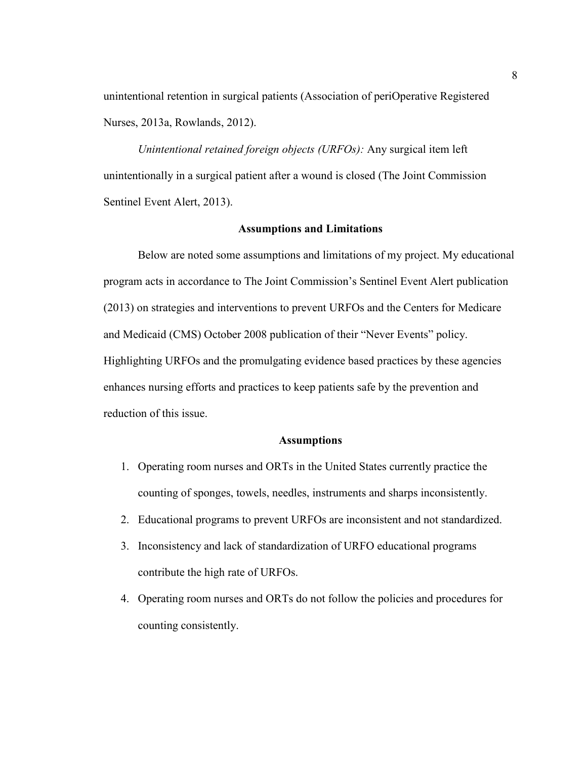unintentional retention in surgical patients (Association of periOperative Registered Nurses, 2013a, Rowlands, 2012).

*Unintentional retained foreign objects (URFOs):* Any surgical item left unintentionally in a surgical patient after a wound is closed (The Joint Commission Sentinel Event Alert, 2013).

## Assumptions and Limitations

Below are noted some assumptions and limitations of my project. My educational program acts in accordance to The Joint Commission's Sentinel Event Alert publication (2013) on strategies and interventions to prevent URFOs and the Centers for Medicare and Medicaid (CMS) October 2008 publication of their "Never Events" policy. Highlighting URFOs and the promulgating evidence based practices by these agencies enhances nursing efforts and practices to keep patients safe by the prevention and reduction of this issue.

### Assumptions

1. Operating room nurses and ORTs in the United States currently practice the counting of sponges, towels, needles, instruments and sharps inconsistently.
2. Educational programs to prevent URFOs are inconsistent and not standardized.
3. Inconsistency and lack of standardization of URFO educational programs contribute the high rate of URFOs.
4. Operating room nurses and ORTs do not follow the policies and procedures for counting consistently.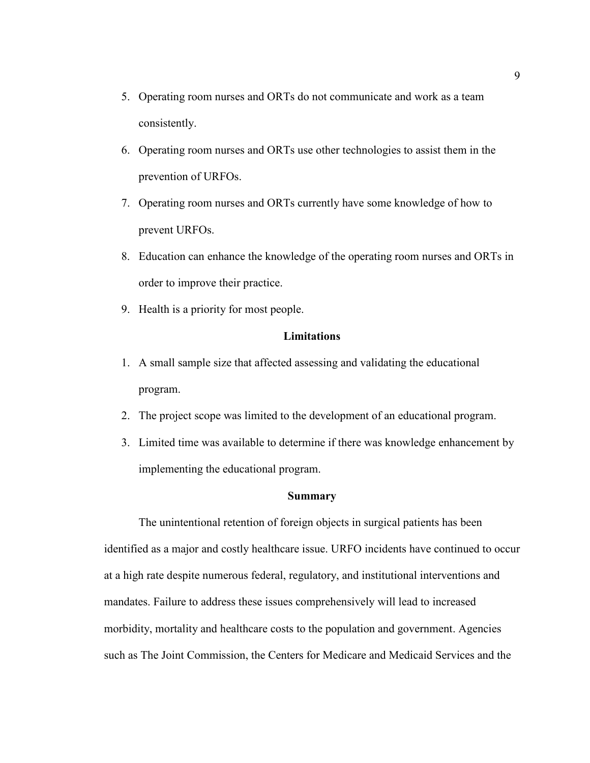5. Operating room nurses and ORTs do not communicate and work as a team consistently.
6. Operating room nurses and ORTs use other technologies to assist them in the prevention of URFOs.
7. Operating room nurses and ORTs currently have some knowledge of how to prevent URFOs.
8. Education can enhance the knowledge of the operating room nurses and ORTs in order to improve their practice.
9. Health is a priority for most people.

## Limitations

1. A small sample size that affected assessing and validating the educational program.
2. The project scope was limited to the development of an educational program.
3. Limited time was available to determine if there was knowledge enhancement by implementing the educational program.

## Summary

The unintentional retention of foreign objects in surgical patients has been identified as a major and costly healthcare issue. URFO incidents have continued to occur at a high rate despite numerous federal, regulatory, and institutional interventions and mandates. Failure to address these issues comprehensively will lead to increased morbidity, mortality and healthcare costs to the population and government. Agencies such as The Joint Commission, the Centers for Medicare and Medicaid Services and the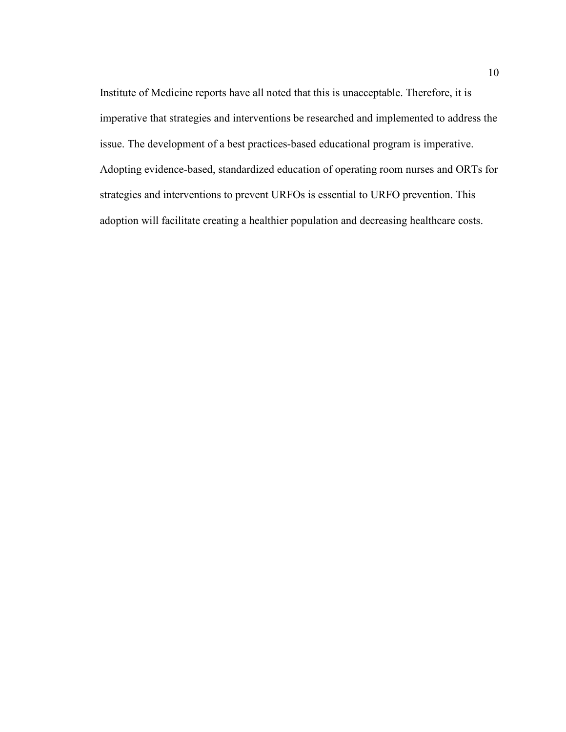Institute of Medicine reports have all noted that this is unacceptable. Therefore, it is imperative that strategies and interventions be researched and implemented to address the issue. The development of a best practices-based educational program is imperative. Adopting evidence-based, standardized education of operating room nurses and ORTs for strategies and interventions to prevent URFOs is essential to URFO prevention. This adoption will facilitate creating a healthier population and decreasing healthcare costs.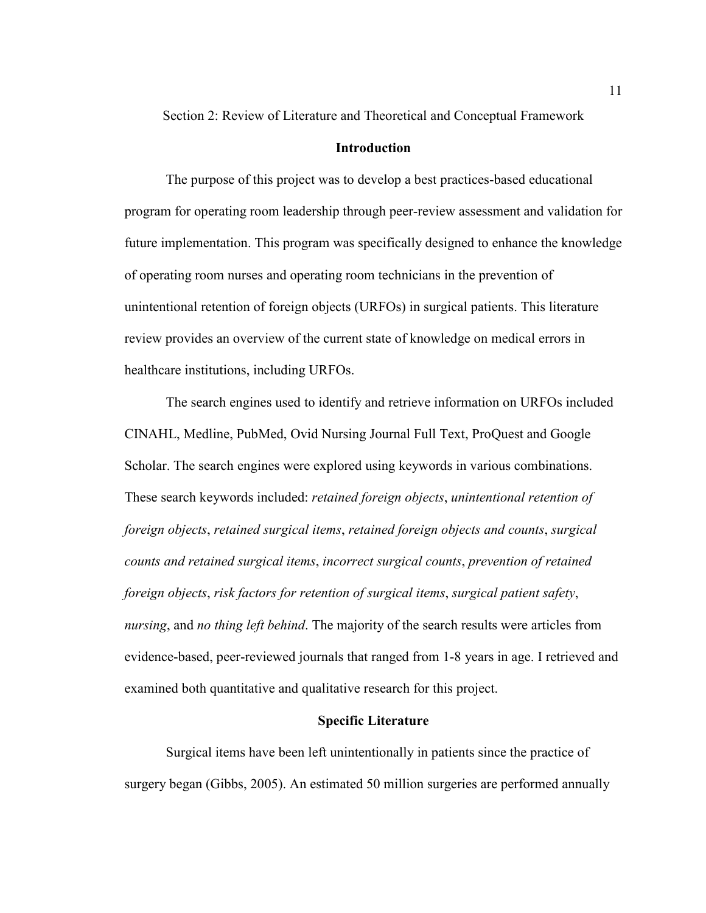Section 2: Review of Literature and Theoretical and Conceptual Framework

## Introduction

The purpose of this project was to develop a best practices-based educational program for operating room leadership through peer-review assessment and validation for future implementation. This program was specifically designed to enhance the knowledge of operating room nurses and operating room technicians in the prevention of unintentional retention of foreign objects (URFOs) in surgical patients. This literature review provides an overview of the current state of knowledge on medical errors in healthcare institutions, including URFOs.

The search engines used to identify and retrieve information on URFOs included CINAHL, Medline, PubMed, Ovid Nursing Journal Full Text, ProQuest and Google Scholar. The search engines were explored using keywords in various combinations. These search keywords included: *retained foreign objects*, *unintentional retention of foreign objects*, *retained surgical items*, *retained foreign objects and counts*, *surgical counts and retained surgical items*, *incorrect surgical counts*, *prevention of retained foreign objects*, *risk factors for retention of surgical items*, *surgical patient safety*, *nursing*, and *no thing left behind*. The majority of the search results were articles from evidence-based, peer-reviewed journals that ranged from 1-8 years in age. I retrieved and examined both quantitative and qualitative research for this project.

## Specific Literature

Surgical items have been left unintentionally in patients since the practice of surgery began (Gibbs, 2005). An estimated 50 million surgeries are performed annually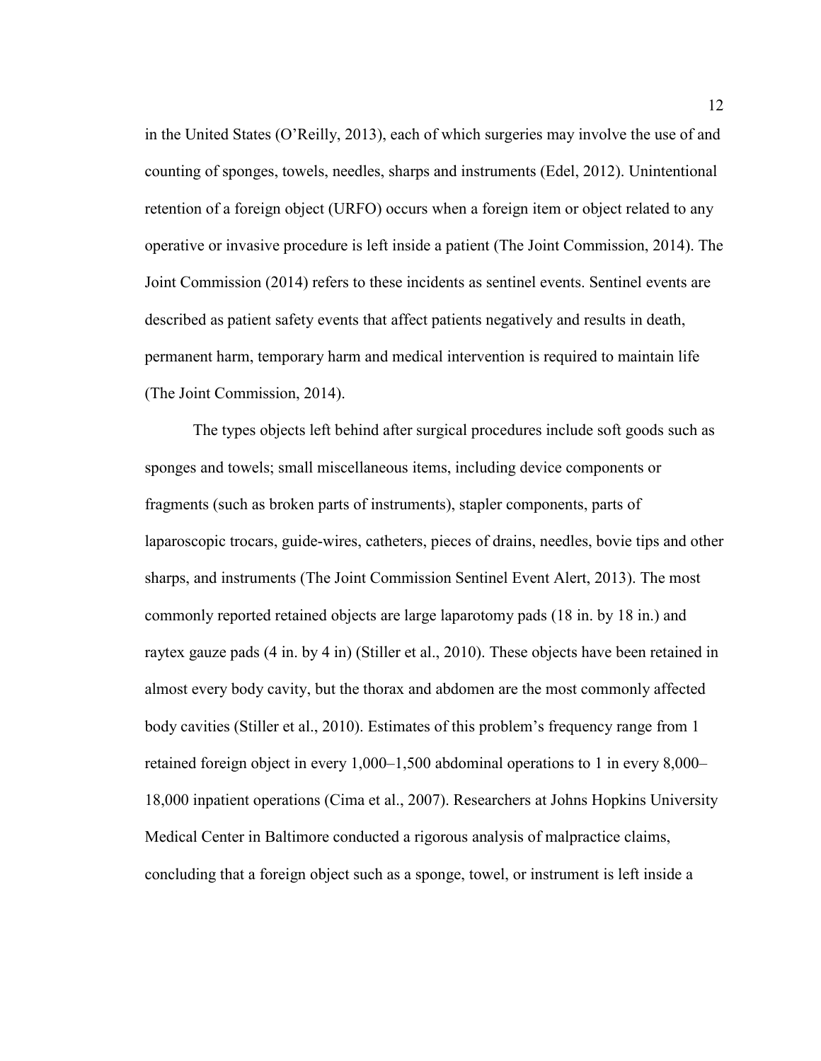in the United States (O'Reilly, 2013), each of which surgeries may involve the use of and counting of sponges, towels, needles, sharps and instruments (Edel, 2012). Unintentional retention of a foreign object (URFO) occurs when a foreign item or object related to any operative or invasive procedure is left inside a patient (The Joint Commission, 2014). The Joint Commission (2014) refers to these incidents as sentinel events. Sentinel events are described as patient safety events that affect patients negatively and results in death, permanent harm, temporary harm and medical intervention is required to maintain life (The Joint Commission, 2014).

The types objects left behind after surgical procedures include soft goods such as sponges and towels; small miscellaneous items, including device components or fragments (such as broken parts of instruments), stapler components, parts of laparoscopic trocars, guide-wires, catheters, pieces of drains, needles, bovie tips and other sharps, and instruments (The Joint Commission Sentinel Event Alert, 2013). The most commonly reported retained objects are large laparotomy pads (18 in. by 18 in.) and raytex gauze pads (4 in. by 4 in) (Stiller et al., 2010). These objects have been retained in almost every body cavity, but the thorax and abdomen are the most commonly affected body cavities (Stiller et al., 2010). Estimates of this problem's frequency range from 1 retained foreign object in every 1,000–1,500 abdominal operations to 1 in every 8,000–18,000 inpatient operations (Cima et al., 2007). Researchers at Johns Hopkins University Medical Center in Baltimore conducted a rigorous analysis of malpractice claims, concluding that a foreign object such as a sponge, towel, or instrument is left inside a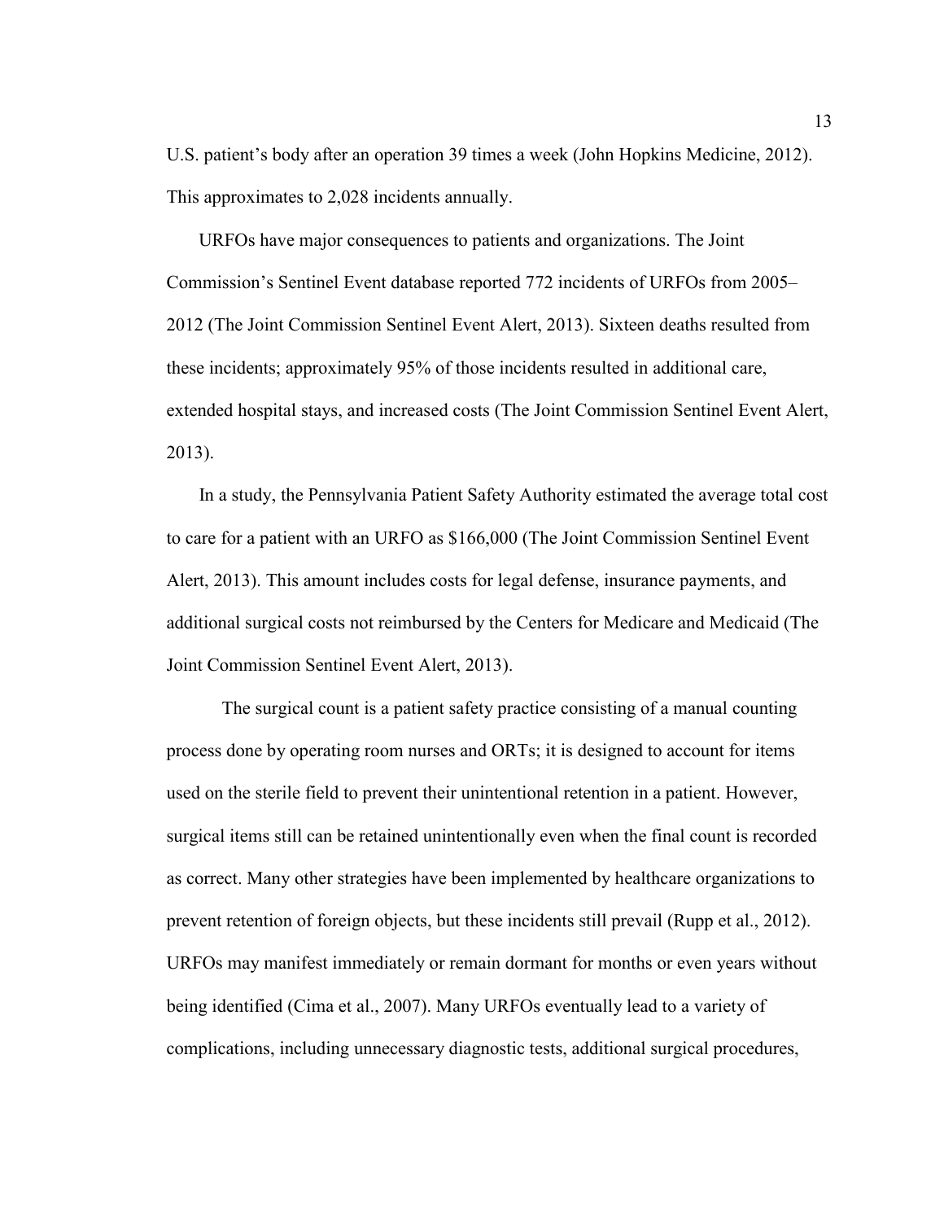U.S. patient's body after an operation 39 times a week (John Hopkins Medicine, 2012). This approximates to 2,028 incidents annually.

URFOs have major consequences to patients and organizations. The Joint Commission's Sentinel Event database reported 772 incidents of URFOs from 2005–2012 (The Joint Commission Sentinel Event Alert, 2013). Sixteen deaths resulted from these incidents; approximately 95% of those incidents resulted in additional care, extended hospital stays, and increased costs (The Joint Commission Sentinel Event Alert, 2013).

In a study, the Pennsylvania Patient Safety Authority estimated the average total cost to care for a patient with an URFO as $166,000 (The Joint Commission Sentinel Event Alert, 2013). This amount includes costs for legal defense, insurance payments, and additional surgical costs not reimbursed by the Centers for Medicare and Medicaid (The Joint Commission Sentinel Event Alert, 2013).

The surgical count is a patient safety practice consisting of a manual counting process done by operating room nurses and ORTs; it is designed to account for items used on the sterile field to prevent their unintentional retention in a patient. However, surgical items still can be retained unintentionally even when the final count is recorded as correct. Many other strategies have been implemented by healthcare organizations to prevent retention of foreign objects, but these incidents still prevail (Rupp et al., 2012). URFOs may manifest immediately or remain dormant for months or even years without being identified (Cima et al., 2007). Many URFOs eventually lead to a variety of complications, including unnecessary diagnostic tests, additional surgical procedures,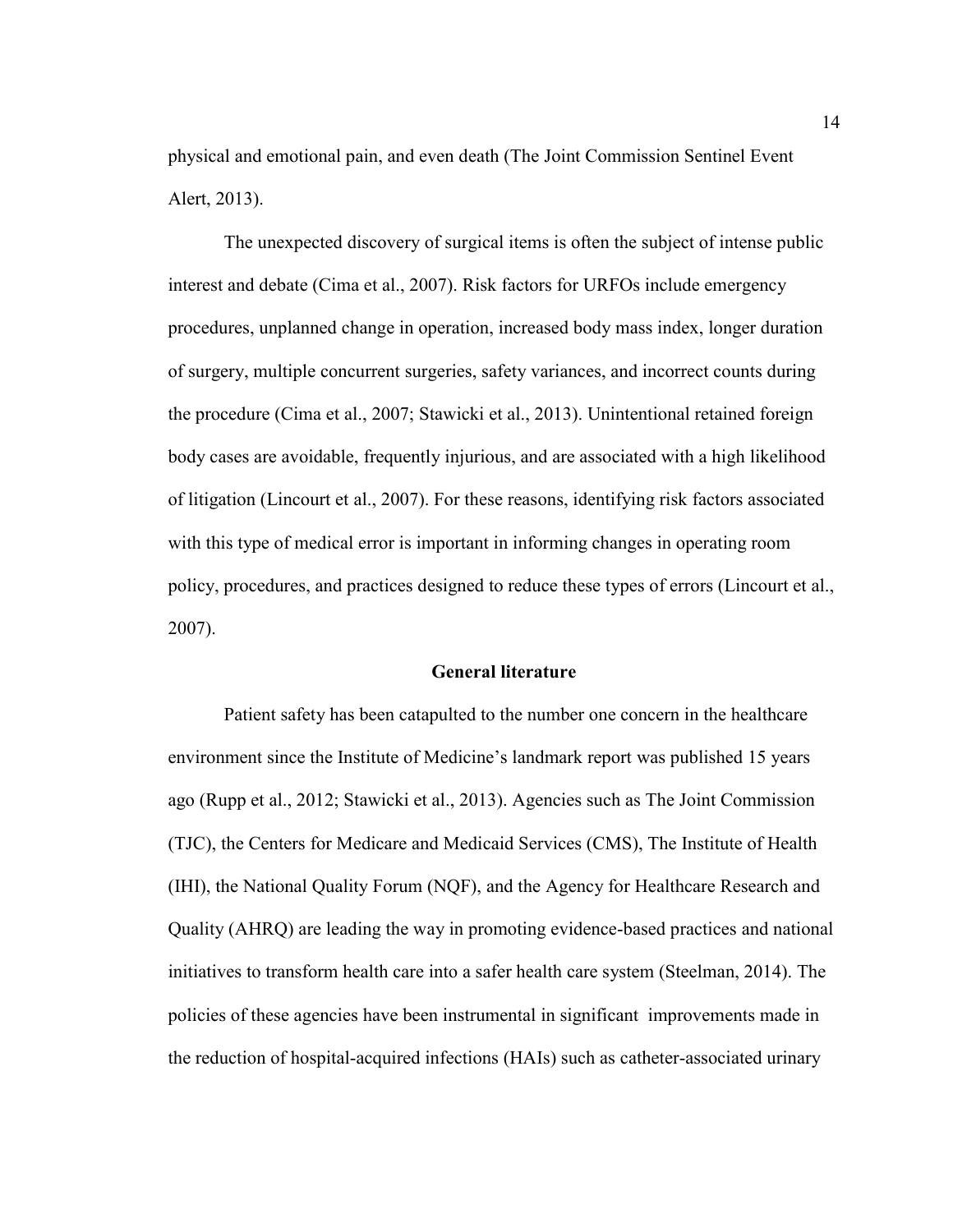physical and emotional pain, and even death (The Joint Commission Sentinel Event Alert, 2013).

The unexpected discovery of surgical items is often the subject of intense public interest and debate (Cima et al., 2007). Risk factors for URFOs include emergency procedures, unplanned change in operation, increased body mass index, longer duration of surgery, multiple concurrent surgeries, safety variances, and incorrect counts during the procedure (Cima et al., 2007; Stawicki et al., 2013). Unintentional retained foreign body cases are avoidable, frequently injurious, and are associated with a high likelihood of litigation (Lincourt et al., 2007). For these reasons, identifying risk factors associated with this type of medical error is important in informing changes in operating room policy, procedures, and practices designed to reduce these types of errors (Lincourt et al., 2007).

## General literature

Patient safety has been catapulted to the number one concern in the healthcare environment since the Institute of Medicine's landmark report was published 15 years ago (Rupp et al., 2012; Stawicki et al., 2013). Agencies such as The Joint Commission (TJC), the Centers for Medicare and Medicaid Services (CMS), The Institute of Health (IHI), the National Quality Forum (NQF), and the Agency for Healthcare Research and Quality (AHRQ) are leading the way in promoting evidence-based practices and national initiatives to transform health care into a safer health care system (Steelman, 2014). The policies of these agencies have been instrumental in significant improvements made in the reduction of hospital-acquired infections (HAIs) such as catheter-associated urinary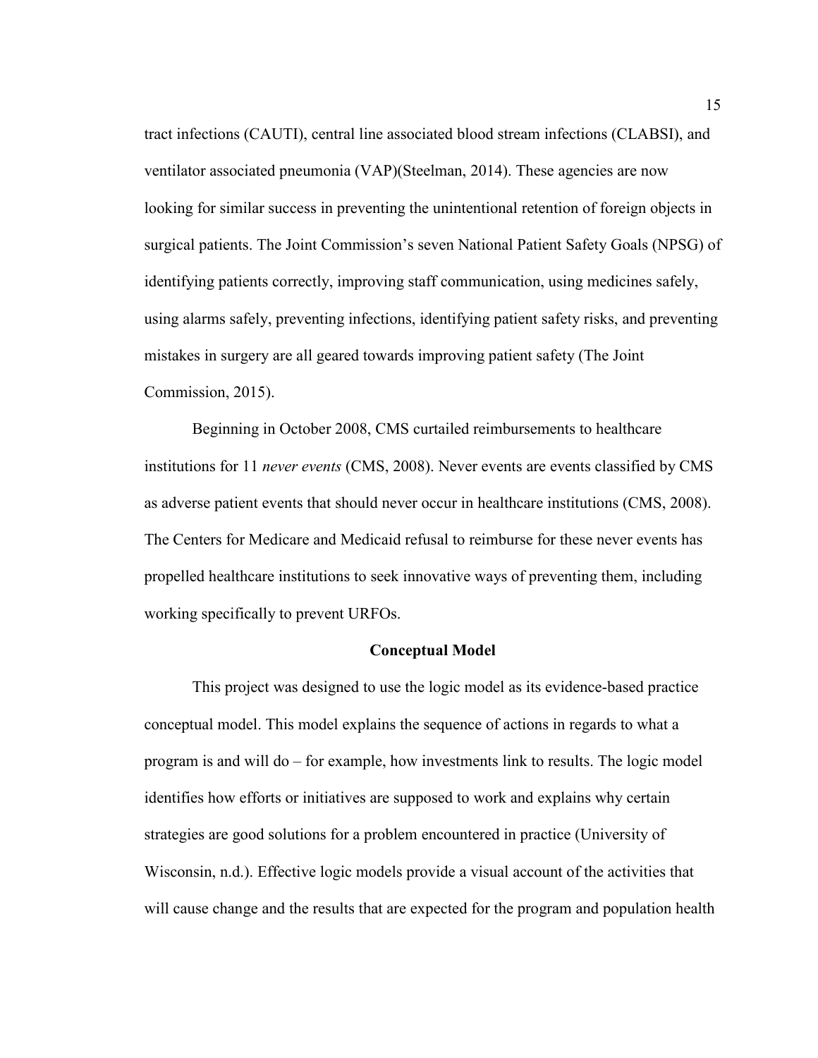tract infections (CAUTI), central line associated blood stream infections (CLABSI), and ventilator associated pneumonia (VAP)(Steelman, 2014). These agencies are now looking for similar success in preventing the unintentional retention of foreign objects in surgical patients. The Joint Commission's seven National Patient Safety Goals (NPSG) of identifying patients correctly, improving staff communication, using medicines safely, using alarms safely, preventing infections, identifying patient safety risks, and preventing mistakes in surgery are all geared towards improving patient safety (The Joint Commission, 2015).

Beginning in October 2008, CMS curtailed reimbursements to healthcare institutions for 11 *never events* (CMS, 2008). Never events are events classified by CMS as adverse patient events that should never occur in healthcare institutions (CMS, 2008). The Centers for Medicare and Medicaid refusal to reimburse for these never events has propelled healthcare institutions to seek innovative ways of preventing them, including working specifically to prevent URFOs.

## Conceptual Model

This project was designed to use the logic model as its evidence-based practice conceptual model. This model explains the sequence of actions in regards to what a program is and will do – for example, how investments link to results. The logic model identifies how efforts or initiatives are supposed to work and explains why certain strategies are good solutions for a problem encountered in practice (University of Wisconsin, n.d.). Effective logic models provide a visual account of the activities that will cause change and the results that are expected for the program and population health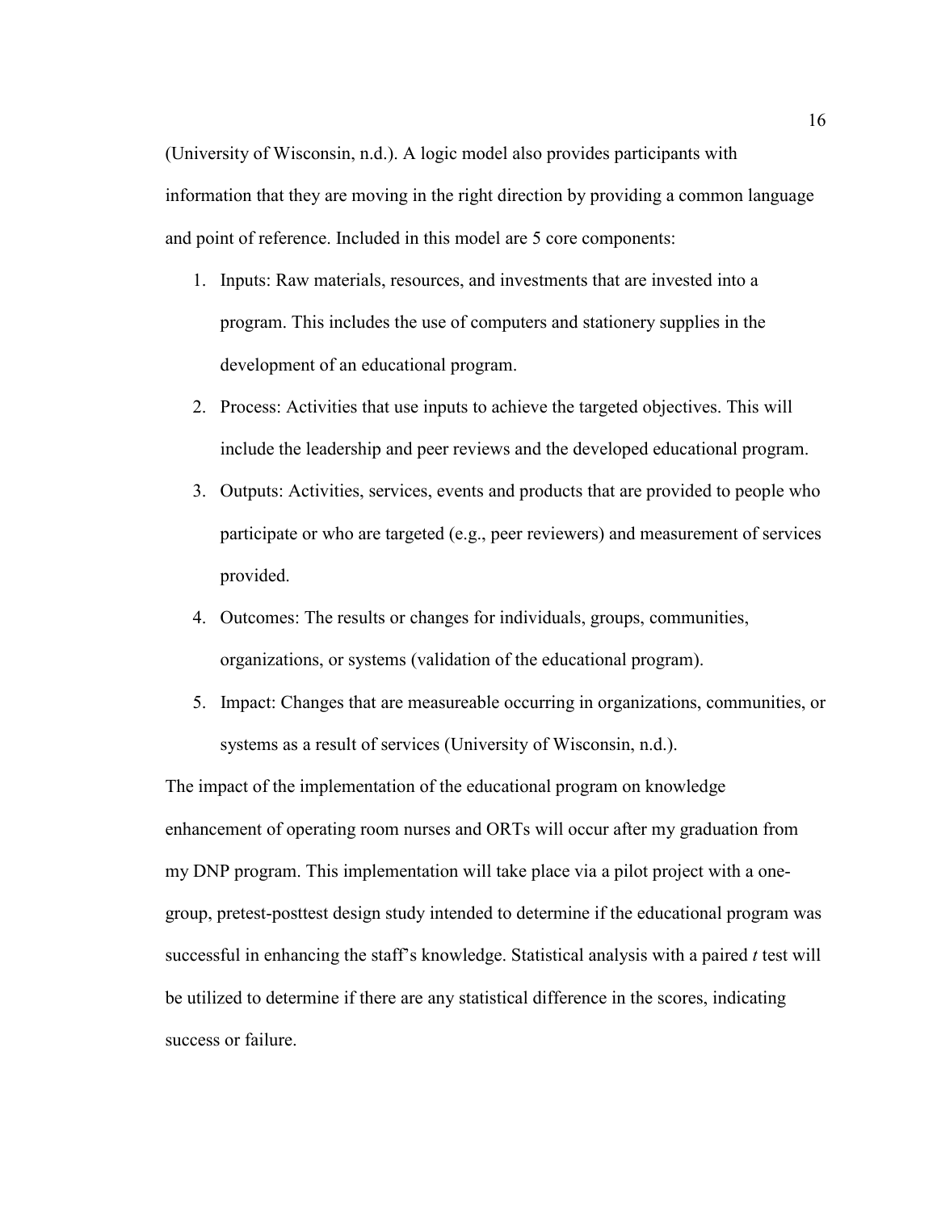(University of Wisconsin, n.d.). A logic model also provides participants with information that they are moving in the right direction by providing a common language and point of reference. Included in this model are 5 core components:

1. Inputs: Raw materials, resources, and investments that are invested into a program. This includes the use of computers and stationery supplies in the development of an educational program.
2. Process: Activities that use inputs to achieve the targeted objectives. This will include the leadership and peer reviews and the developed educational program.
3. Outputs: Activities, services, events and products that are provided to people who participate or who are targeted (e.g., peer reviewers) and measurement of services provided.
4. Outcomes: The results or changes for individuals, groups, communities, organizations, or systems (validation of the educational program).
5. Impact: Changes that are measureable occurring in organizations, communities, or systems as a result of services (University of Wisconsin, n.d.).

The impact of the implementation of the educational program on knowledge enhancement of operating room nurses and ORTs will occur after my graduation from my DNP program. This implementation will take place via a pilot project with a one-group, pretest-posttest design study intended to determine if the educational program was successful in enhancing the staff's knowledge. Statistical analysis with a paired *t* test will be utilized to determine if there are any statistical difference in the scores, indicating success or failure.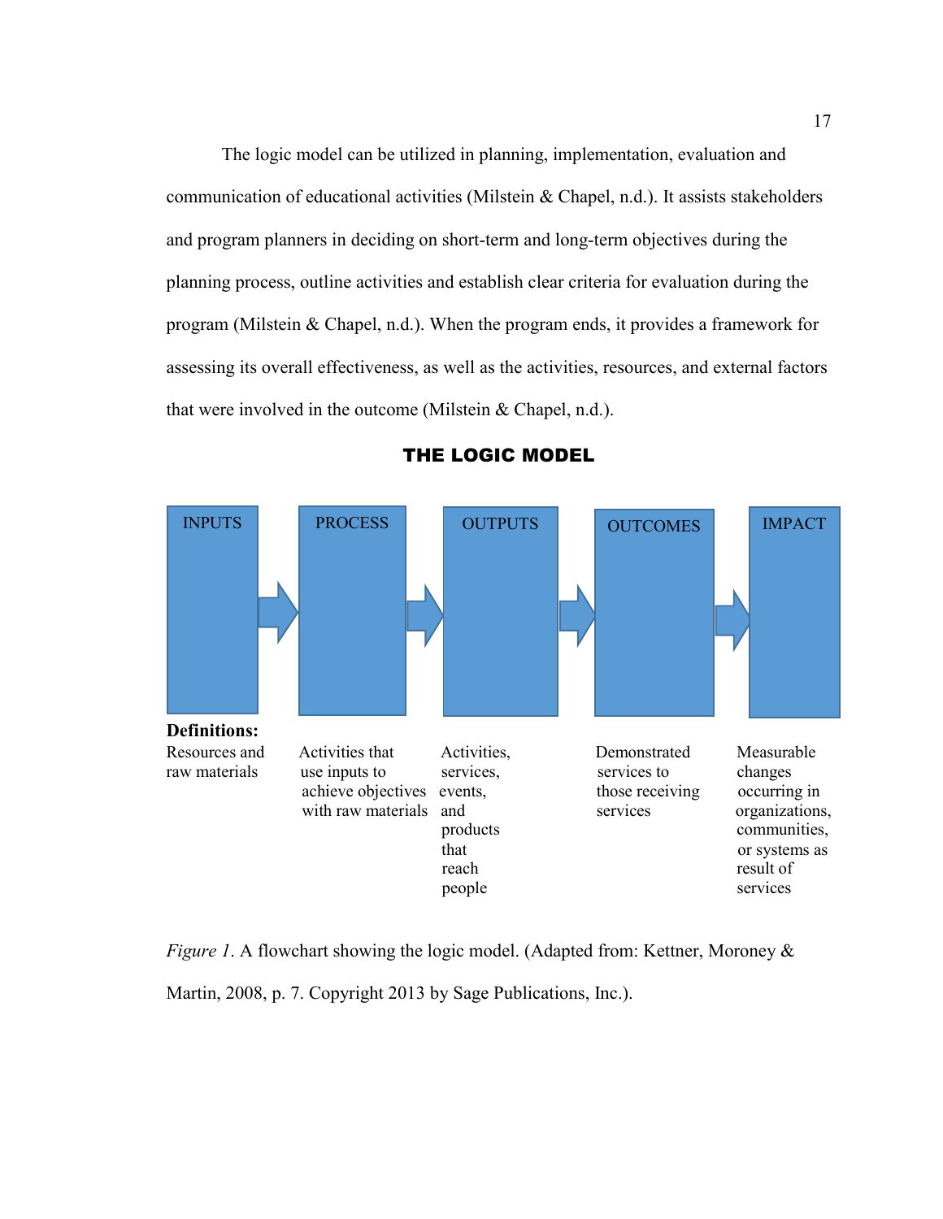The logic model can be utilized in planning, implementation, evaluation and communication of educational activities (Milstein & Chapel, n.d.). It assists stakeholders and program planners in deciding on short-term and long-term objectives during the planning process, outline activities and establish clear criteria for evaluation during the program (Milstein & Chapel, n.d.). When the program ends, it provides a framework for assessing its overall effectiveness, as well as the activities, resources, and external factors that were involved in the outcome (Milstein & Chapel, n.d.).

**THE LOGIC MODEL**

| INPUTS | PROCESS | OUTPUTS | OUTCOMES | IMPACT |
|---|---|---|---|---|
| **Definitions:** Resources and raw materials | Activities that use inputs to achieve objectives with raw materials | Activities, services, events, and products that reach people | Demonstrated services to those receiving services | Measurable changes occurring in organizations, communities, or systems as result of services |

*Figure 1*. A flowchart showing the logic model. (Adapted from: Kettner, Moroney & Martin, 2008, p. 7. Copyright 2013 by Sage Publications, Inc.).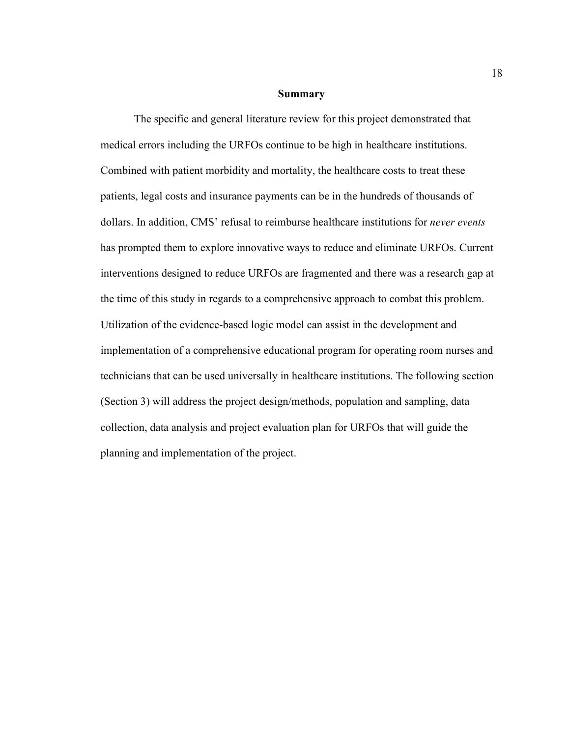## Summary

The specific and general literature review for this project demonstrated that medical errors including the URFOs continue to be high in healthcare institutions. Combined with patient morbidity and mortality, the healthcare costs to treat these patients, legal costs and insurance payments can be in the hundreds of thousands of dollars. In addition, CMS' refusal to reimburse healthcare institutions for *never events* has prompted them to explore innovative ways to reduce and eliminate URFOs. Current interventions designed to reduce URFOs are fragmented and there was a research gap at the time of this study in regards to a comprehensive approach to combat this problem. Utilization of the evidence-based logic model can assist in the development and implementation of a comprehensive educational program for operating room nurses and technicians that can be used universally in healthcare institutions. The following section (Section 3) will address the project design/methods, population and sampling, data collection, data analysis and project evaluation plan for URFOs that will guide the planning and implementation of the project.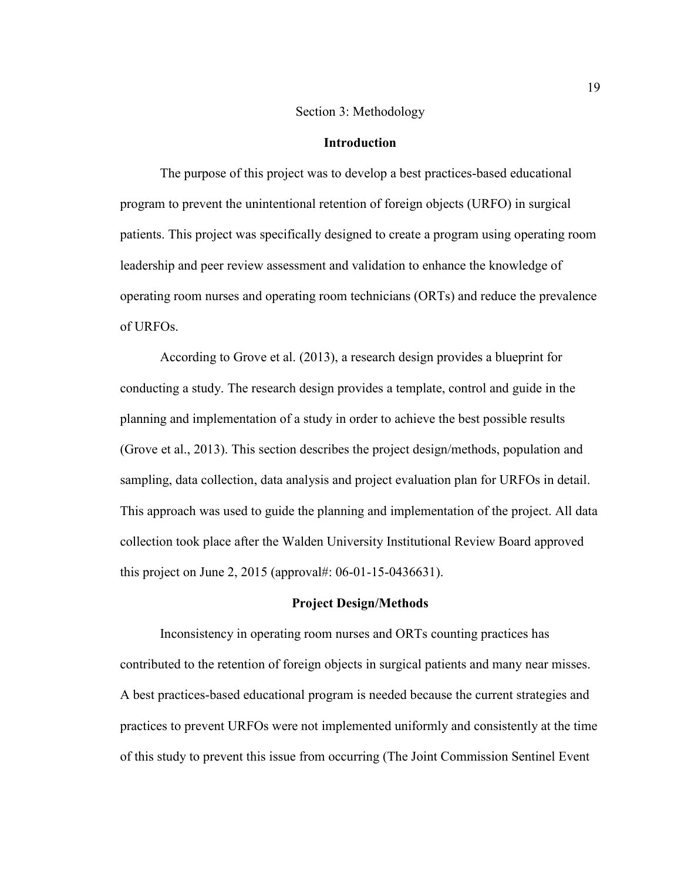# Section 3: Methodology

## Introduction

The purpose of this project was to develop a best practices-based educational program to prevent the unintentional retention of foreign objects (URFO) in surgical patients. This project was specifically designed to create a program using operating room leadership and peer review assessment and validation to enhance the knowledge of operating room nurses and operating room technicians (ORTs) and reduce the prevalence of URFOs.

According to Grove et al. (2013), a research design provides a blueprint for conducting a study. The research design provides a template, control and guide in the planning and implementation of a study in order to achieve the best possible results (Grove et al., 2013). This section describes the project design/methods, population and sampling, data collection, data analysis and project evaluation plan for URFOs in detail. This approach was used to guide the planning and implementation of the project. All data collection took place after the Walden University Institutional Review Board approved this project on June 2, 2015 (approval#: 06-01-15-0436631).

## Project Design/Methods

Inconsistency in operating room nurses and ORTs counting practices has contributed to the retention of foreign objects in surgical patients and many near misses. A best practices-based educational program is needed because the current strategies and practices to prevent URFOs were not implemented uniformly and consistently at the time of this study to prevent this issue from occurring (The Joint Commission Sentinel Event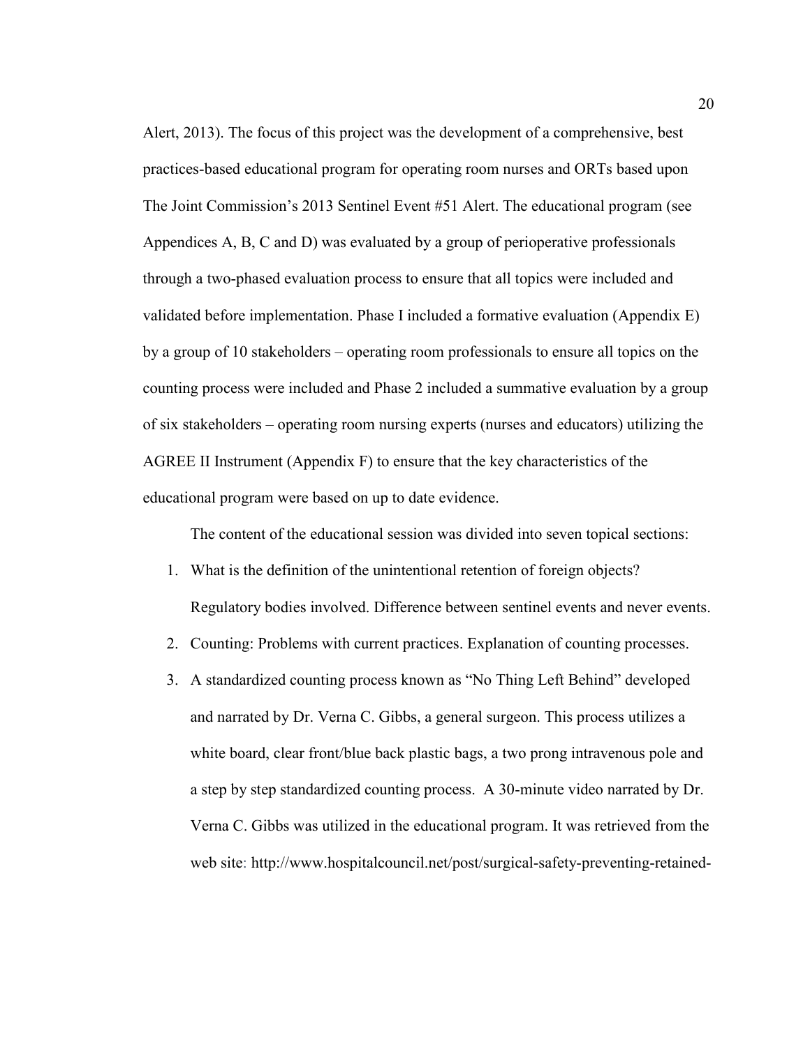Alert, 2013). The focus of this project was the development of a comprehensive, best practices-based educational program for operating room nurses and ORTs based upon The Joint Commission's 2013 Sentinel Event #51 Alert. The educational program (see Appendices A, B, C and D) was evaluated by a group of perioperative professionals through a two-phased evaluation process to ensure that all topics were included and validated before implementation. Phase I included a formative evaluation (Appendix E) by a group of 10 stakeholders – operating room professionals to ensure all topics on the counting process were included and Phase 2 included a summative evaluation by a group of six stakeholders – operating room nursing experts (nurses and educators) utilizing the AGREE II Instrument (Appendix F) to ensure that the key characteristics of the educational program were based on up to date evidence.

The content of the educational session was divided into seven topical sections:

1. What is the definition of the unintentional retention of foreign objects? Regulatory bodies involved. Difference between sentinel events and never events.
2. Counting: Problems with current practices. Explanation of counting processes.
3. A standardized counting process known as "No Thing Left Behind" developed and narrated by Dr. Verna C. Gibbs, a general surgeon. This process utilizes a white board, clear front/blue back plastic bags, a two prong intravenous pole and a step by step standardized counting process. A 30-minute video narrated by Dr. Verna C. Gibbs was utilized in the educational program. It was retrieved from the web site: http://www.hospitalcouncil.net/post/surgical-safety-preventing-retained-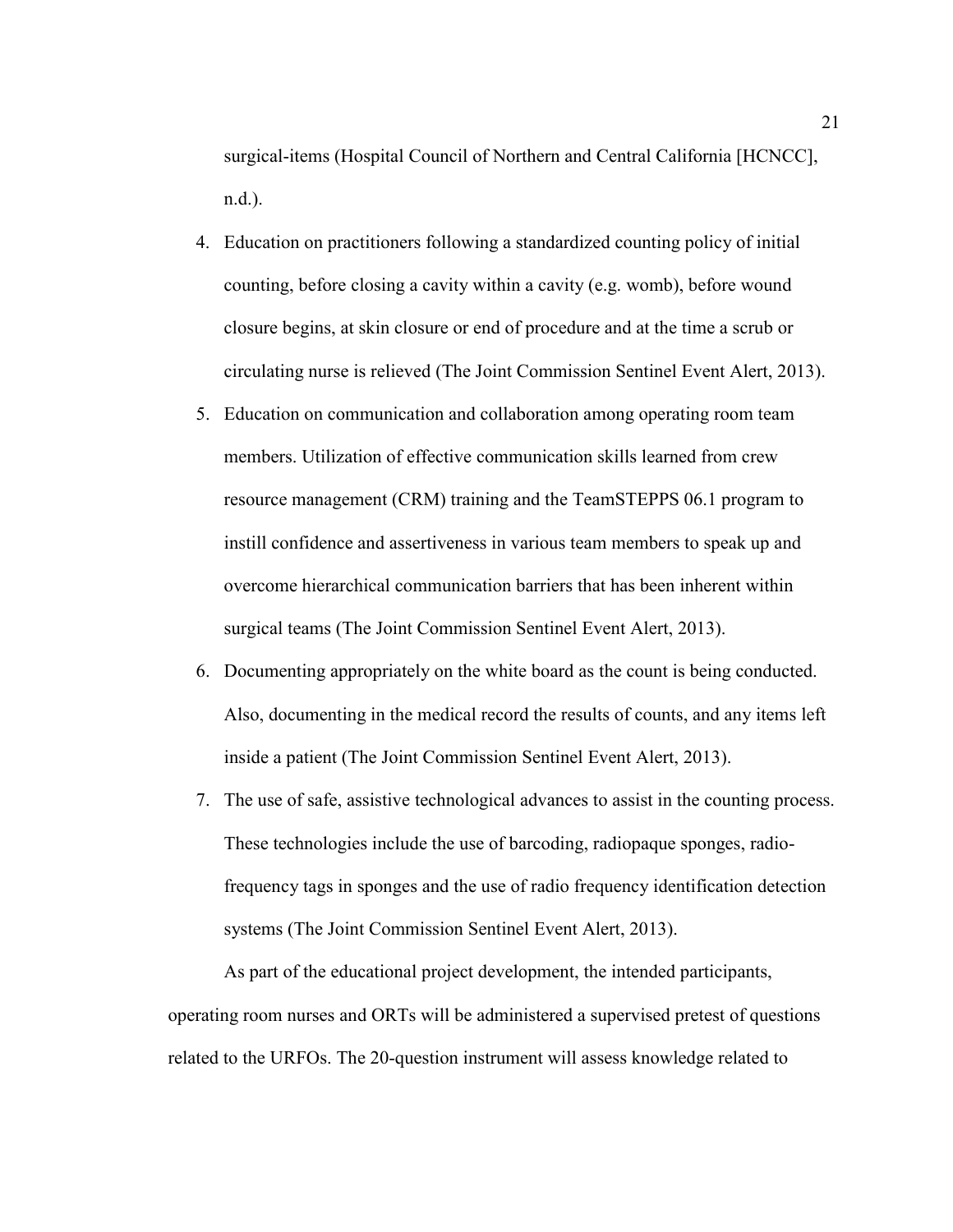surgical-items (Hospital Council of Northern and Central California [HCNCC], n.d.).

4. Education on practitioners following a standardized counting policy of initial counting, before closing a cavity within a cavity (e.g. womb), before wound closure begins, at skin closure or end of procedure and at the time a scrub or circulating nurse is relieved (The Joint Commission Sentinel Event Alert, 2013).
5. Education on communication and collaboration among operating room team members. Utilization of effective communication skills learned from crew resource management (CRM) training and the TeamSTEPPS 06.1 program to instill confidence and assertiveness in various team members to speak up and overcome hierarchical communication barriers that has been inherent within surgical teams (The Joint Commission Sentinel Event Alert, 2013).
6. Documenting appropriately on the white board as the count is being conducted. Also, documenting in the medical record the results of counts, and any items left inside a patient (The Joint Commission Sentinel Event Alert, 2013).
7. The use of safe, assistive technological advances to assist in the counting process. These technologies include the use of barcoding, radiopaque sponges, radio-frequency tags in sponges and the use of radio frequency identification detection systems (The Joint Commission Sentinel Event Alert, 2013).

As part of the educational project development, the intended participants, operating room nurses and ORTs will be administered a supervised pretest of questions related to the URFOs. The 20-question instrument will assess knowledge related to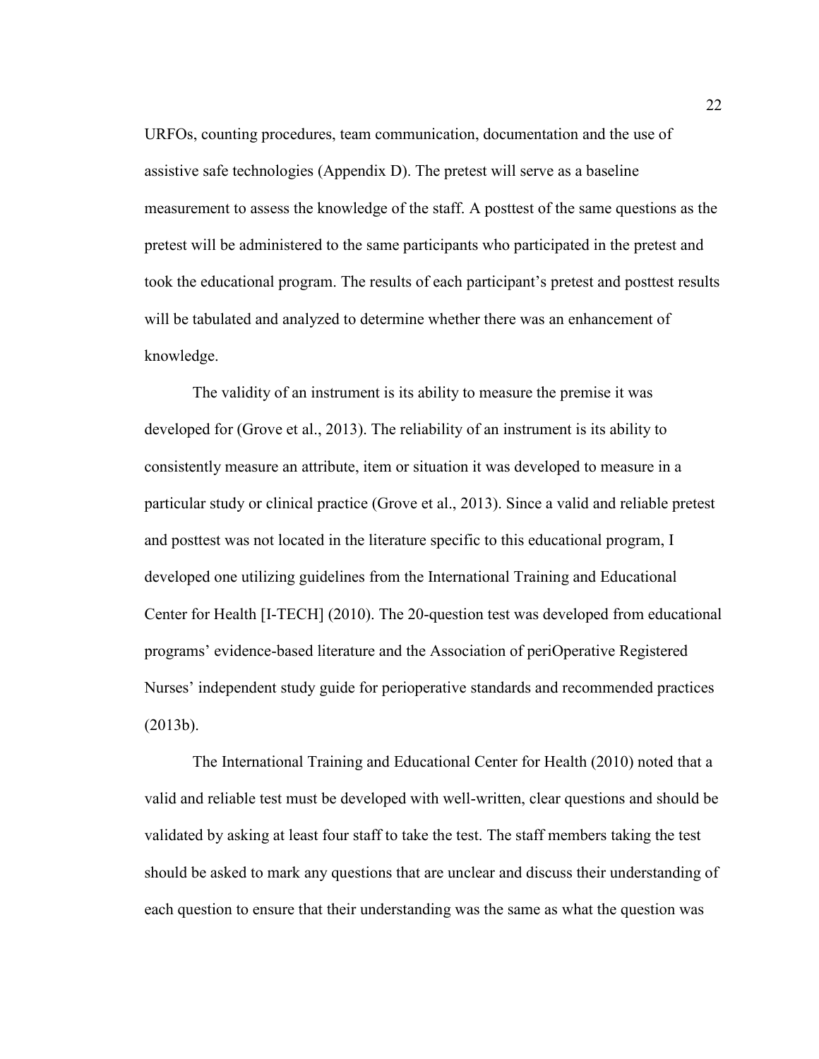URFOs, counting procedures, team communication, documentation and the use of assistive safe technologies (Appendix D). The pretest will serve as a baseline measurement to assess the knowledge of the staff. A posttest of the same questions as the pretest will be administered to the same participants who participated in the pretest and took the educational program. The results of each participant's pretest and posttest results will be tabulated and analyzed to determine whether there was an enhancement of knowledge.

The validity of an instrument is its ability to measure the premise it was developed for (Grove et al., 2013). The reliability of an instrument is its ability to consistently measure an attribute, item or situation it was developed to measure in a particular study or clinical practice (Grove et al., 2013). Since a valid and reliable pretest and posttest was not located in the literature specific to this educational program, I developed one utilizing guidelines from the International Training and Educational Center for Health [I-TECH] (2010). The 20-question test was developed from educational programs' evidence-based literature and the Association of periOperative Registered Nurses' independent study guide for perioperative standards and recommended practices (2013b).

The International Training and Educational Center for Health (2010) noted that a valid and reliable test must be developed with well-written, clear questions and should be validated by asking at least four staff to take the test. The staff members taking the test should be asked to mark any questions that are unclear and discuss their understanding of each question to ensure that their understanding was the same as what the question was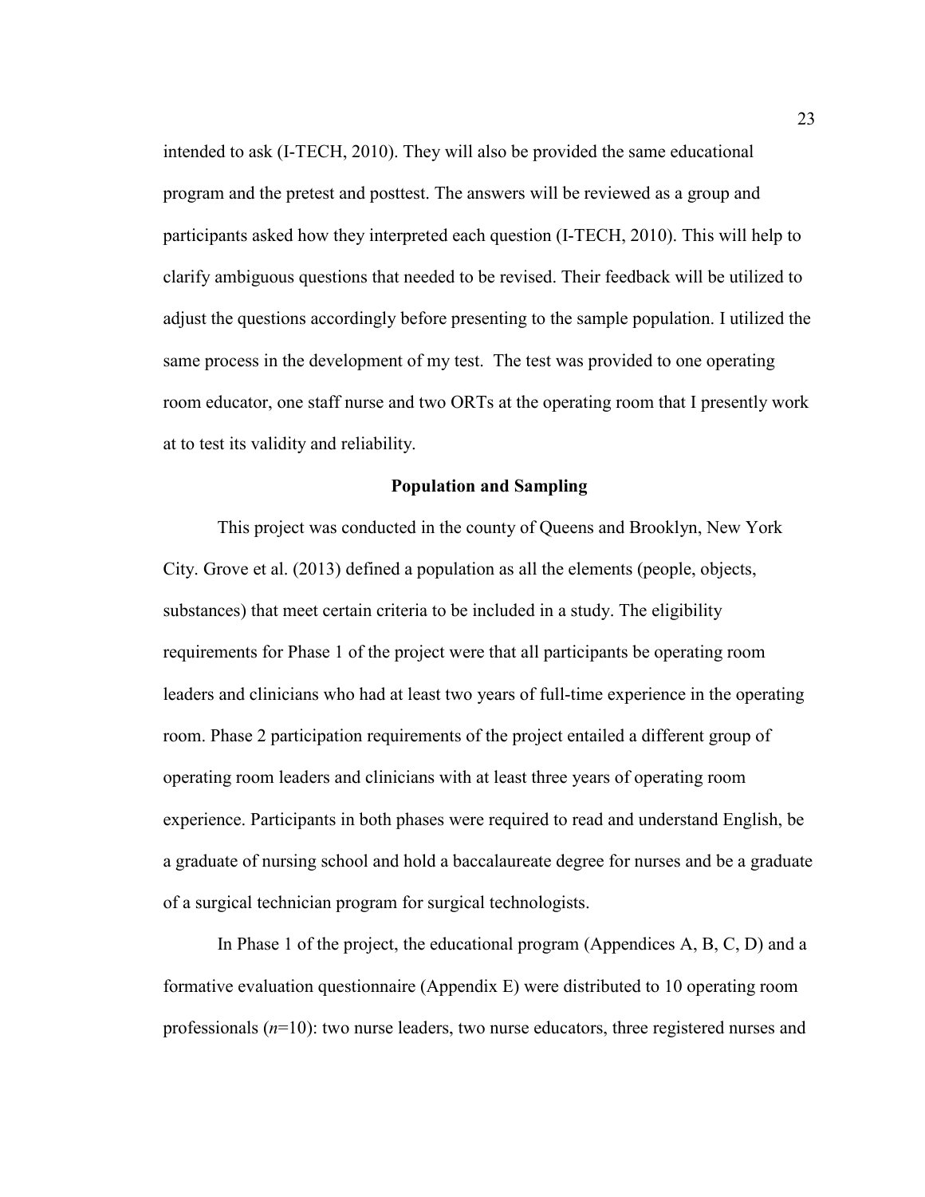intended to ask (I-TECH, 2010). They will also be provided the same educational program and the pretest and posttest. The answers will be reviewed as a group and participants asked how they interpreted each question (I-TECH, 2010). This will help to clarify ambiguous questions that needed to be revised. Their feedback will be utilized to adjust the questions accordingly before presenting to the sample population. I utilized the same process in the development of my test. The test was provided to one operating room educator, one staff nurse and two ORTs at the operating room that I presently work at to test its validity and reliability.

## Population and Sampling

This project was conducted in the county of Queens and Brooklyn, New York City. Grove et al. (2013) defined a population as all the elements (people, objects, substances) that meet certain criteria to be included in a study. The eligibility requirements for Phase 1 of the project were that all participants be operating room leaders and clinicians who had at least two years of full-time experience in the operating room. Phase 2 participation requirements of the project entailed a different group of operating room leaders and clinicians with at least three years of operating room experience. Participants in both phases were required to read and understand English, be a graduate of nursing school and hold a baccalaureate degree for nurses and be a graduate of a surgical technician program for surgical technologists.

In Phase 1 of the project, the educational program (Appendices A, B, C, D) and a formative evaluation questionnaire (Appendix E) were distributed to 10 operating room professionals (*n*=10): two nurse leaders, two nurse educators, three registered nurses and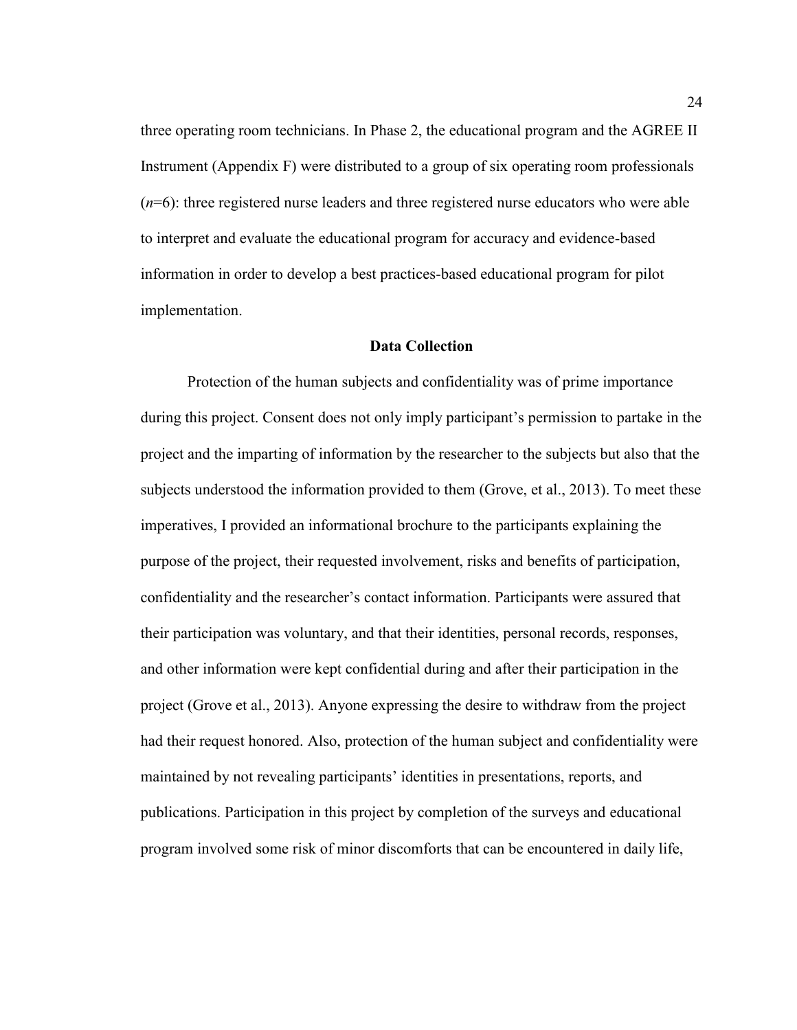three operating room technicians. In Phase 2, the educational program and the AGREE II Instrument (Appendix F) were distributed to a group of six operating room professionals (*n*=6): three registered nurse leaders and three registered nurse educators who were able to interpret and evaluate the educational program for accuracy and evidence-based information in order to develop a best practices-based educational program for pilot implementation.

## Data Collection

Protection of the human subjects and confidentiality was of prime importance during this project. Consent does not only imply participant's permission to partake in the project and the imparting of information by the researcher to the subjects but also that the subjects understood the information provided to them (Grove, et al., 2013). To meet these imperatives, I provided an informational brochure to the participants explaining the purpose of the project, their requested involvement, risks and benefits of participation, confidentiality and the researcher's contact information. Participants were assured that their participation was voluntary, and that their identities, personal records, responses, and other information were kept confidential during and after their participation in the project (Grove et al., 2013). Anyone expressing the desire to withdraw from the project had their request honored. Also, protection of the human subject and confidentiality were maintained by not revealing participants' identities in presentations, reports, and publications. Participation in this project by completion of the surveys and educational program involved some risk of minor discomforts that can be encountered in daily life,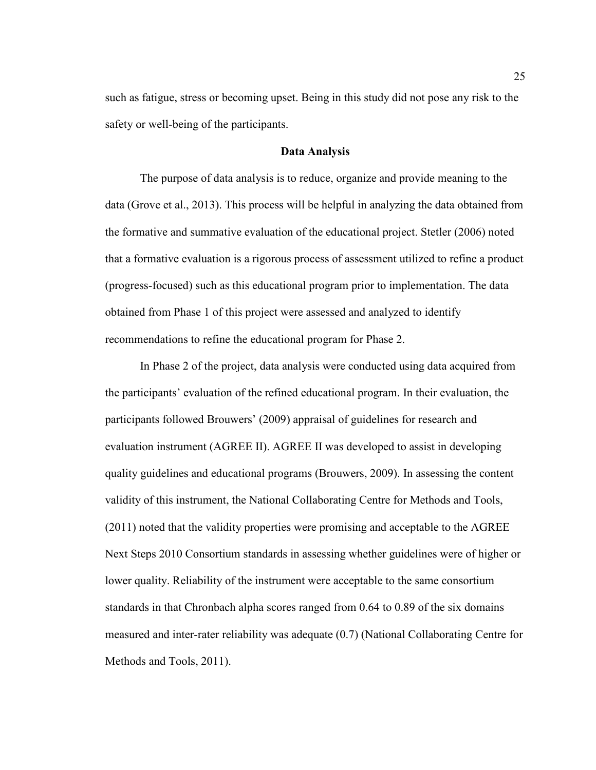such as fatigue, stress or becoming upset. Being in this study did not pose any risk to the safety or well-being of the participants.

## Data Analysis

The purpose of data analysis is to reduce, organize and provide meaning to the data (Grove et al., 2013). This process will be helpful in analyzing the data obtained from the formative and summative evaluation of the educational project. Stetler (2006) noted that a formative evaluation is a rigorous process of assessment utilized to refine a product (progress-focused) such as this educational program prior to implementation. The data obtained from Phase 1 of this project were assessed and analyzed to identify recommendations to refine the educational program for Phase 2.

In Phase 2 of the project, data analysis were conducted using data acquired from the participants' evaluation of the refined educational program. In their evaluation, the participants followed Brouwers' (2009) appraisal of guidelines for research and evaluation instrument (AGREE II). AGREE II was developed to assist in developing quality guidelines and educational programs (Brouwers, 2009). In assessing the content validity of this instrument, the National Collaborating Centre for Methods and Tools, (2011) noted that the validity properties were promising and acceptable to the AGREE Next Steps 2010 Consortium standards in assessing whether guidelines were of higher or lower quality. Reliability of the instrument were acceptable to the same consortium standards in that Chronbach alpha scores ranged from 0.64 to 0.89 of the six domains measured and inter-rater reliability was adequate (0.7) (National Collaborating Centre for Methods and Tools, 2011).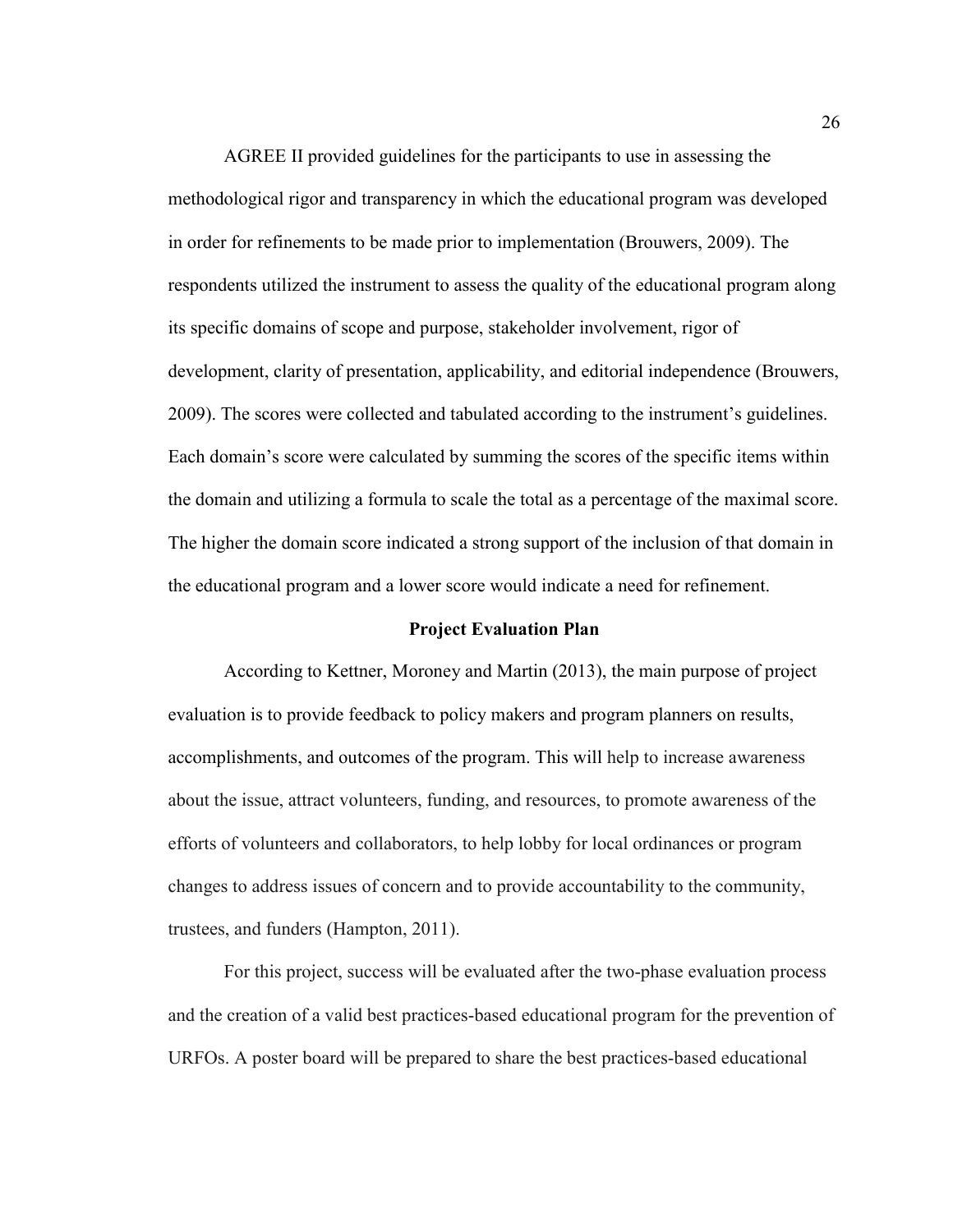AGREE II provided guidelines for the participants to use in assessing the methodological rigor and transparency in which the educational program was developed in order for refinements to be made prior to implementation (Brouwers, 2009). The respondents utilized the instrument to assess the quality of the educational program along its specific domains of scope and purpose, stakeholder involvement, rigor of development, clarity of presentation, applicability, and editorial independence (Brouwers, 2009). The scores were collected and tabulated according to the instrument's guidelines. Each domain's score were calculated by summing the scores of the specific items within the domain and utilizing a formula to scale the total as a percentage of the maximal score. The higher the domain score indicated a strong support of the inclusion of that domain in the educational program and a lower score would indicate a need for refinement.

## Project Evaluation Plan

According to Kettner, Moroney and Martin (2013), the main purpose of project evaluation is to provide feedback to policy makers and program planners on results, accomplishments, and outcomes of the program. This will help to increase awareness about the issue, attract volunteers, funding, and resources, to promote awareness of the efforts of volunteers and collaborators, to help lobby for local ordinances or program changes to address issues of concern and to provide accountability to the community, trustees, and funders (Hampton, 2011).

For this project, success will be evaluated after the two-phase evaluation process and the creation of a valid best practices-based educational program for the prevention of URFOs. A poster board will be prepared to share the best practices-based educational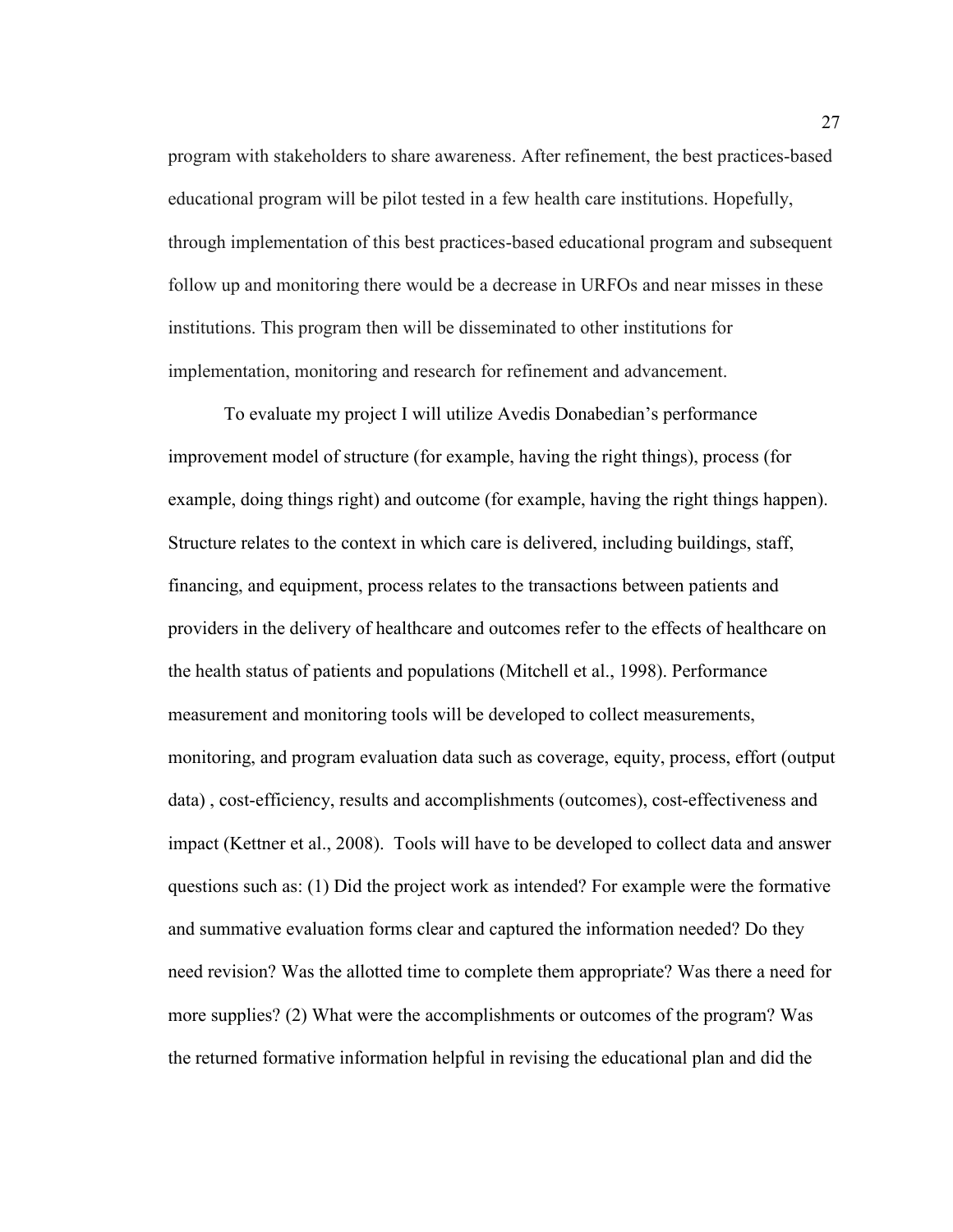program with stakeholders to share awareness. After refinement, the best practices-based educational program will be pilot tested in a few health care institutions. Hopefully, through implementation of this best practices-based educational program and subsequent follow up and monitoring there would be a decrease in URFOs and near misses in these institutions. This program then will be disseminated to other institutions for implementation, monitoring and research for refinement and advancement.

To evaluate my project I will utilize Avedis Donabedian's performance improvement model of structure (for example, having the right things), process (for example, doing things right) and outcome (for example, having the right things happen). Structure relates to the context in which care is delivered, including buildings, staff, financing, and equipment, process relates to the transactions between patients and providers in the delivery of healthcare and outcomes refer to the effects of healthcare on the health status of patients and populations (Mitchell et al., 1998). Performance measurement and monitoring tools will be developed to collect measurements, monitoring, and program evaluation data such as coverage, equity, process, effort (output data) , cost-efficiency, results and accomplishments (outcomes), cost-effectiveness and impact (Kettner et al., 2008). Tools will have to be developed to collect data and answer questions such as: (1) Did the project work as intended? For example were the formative and summative evaluation forms clear and captured the information needed? Do they need revision? Was the allotted time to complete them appropriate? Was there a need for more supplies? (2) What were the accomplishments or outcomes of the program? Was the returned formative information helpful in revising the educational plan and did the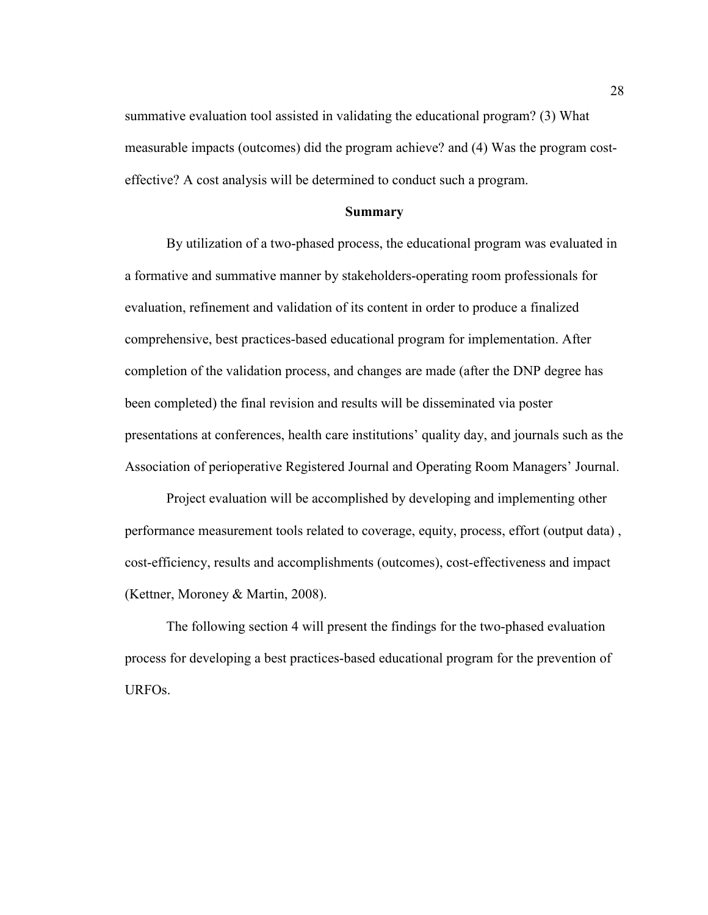summative evaluation tool assisted in validating the educational program? (3) What measurable impacts (outcomes) did the program achieve? and (4) Was the program cost-effective? A cost analysis will be determined to conduct such a program.

## Summary

By utilization of a two-phased process, the educational program was evaluated in a formative and summative manner by stakeholders-operating room professionals for evaluation, refinement and validation of its content in order to produce a finalized comprehensive, best practices-based educational program for implementation. After completion of the validation process, and changes are made (after the DNP degree has been completed) the final revision and results will be disseminated via poster presentations at conferences, health care institutions' quality day, and journals such as the Association of perioperative Registered Journal and Operating Room Managers' Journal.

Project evaluation will be accomplished by developing and implementing other performance measurement tools related to coverage, equity, process, effort (output data) , cost-efficiency, results and accomplishments (outcomes), cost-effectiveness and impact (Kettner, Moroney & Martin, 2008).

The following section 4 will present the findings for the two-phased evaluation process for developing a best practices-based educational program for the prevention of URFOs.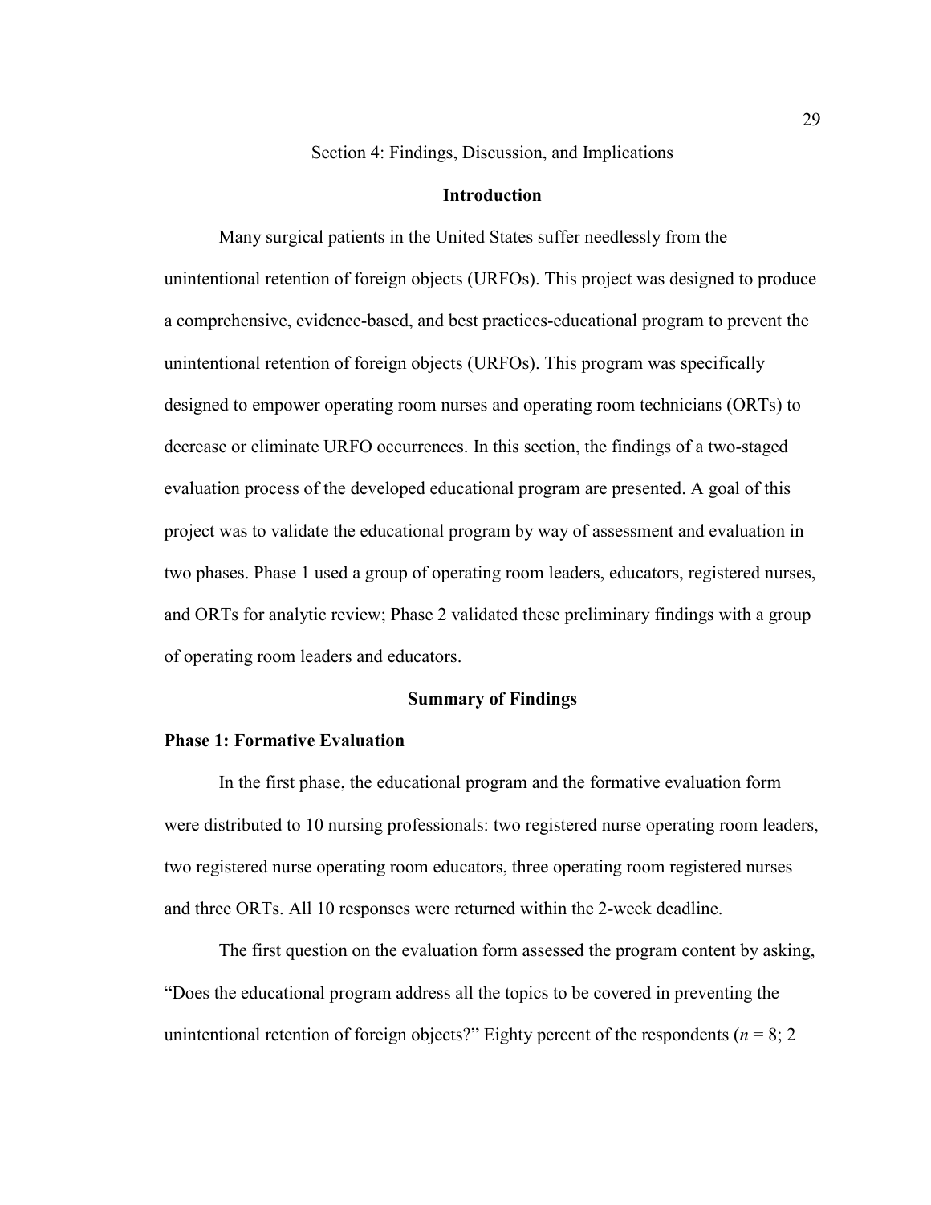# Section 4: Findings, Discussion, and Implications

## Introduction

Many surgical patients in the United States suffer needlessly from the unintentional retention of foreign objects (URFOs). This project was designed to produce a comprehensive, evidence-based, and best practices-educational program to prevent the unintentional retention of foreign objects (URFOs). This program was specifically designed to empower operating room nurses and operating room technicians (ORTs) to decrease or eliminate URFO occurrences. In this section, the findings of a two-staged evaluation process of the developed educational program are presented. A goal of this project was to validate the educational program by way of assessment and evaluation in two phases. Phase 1 used a group of operating room leaders, educators, registered nurses, and ORTs for analytic review; Phase 2 validated these preliminary findings with a group of operating room leaders and educators.

## Summary of Findings

### Phase 1: Formative Evaluation

In the first phase, the educational program and the formative evaluation form were distributed to 10 nursing professionals: two registered nurse operating room leaders, two registered nurse operating room educators, three operating room registered nurses and three ORTs. All 10 responses were returned within the 2-week deadline.

The first question on the evaluation form assessed the program content by asking, "Does the educational program address all the topics to be covered in preventing the unintentional retention of foreign objects?" Eighty percent of the respondents (*n* = 8; 2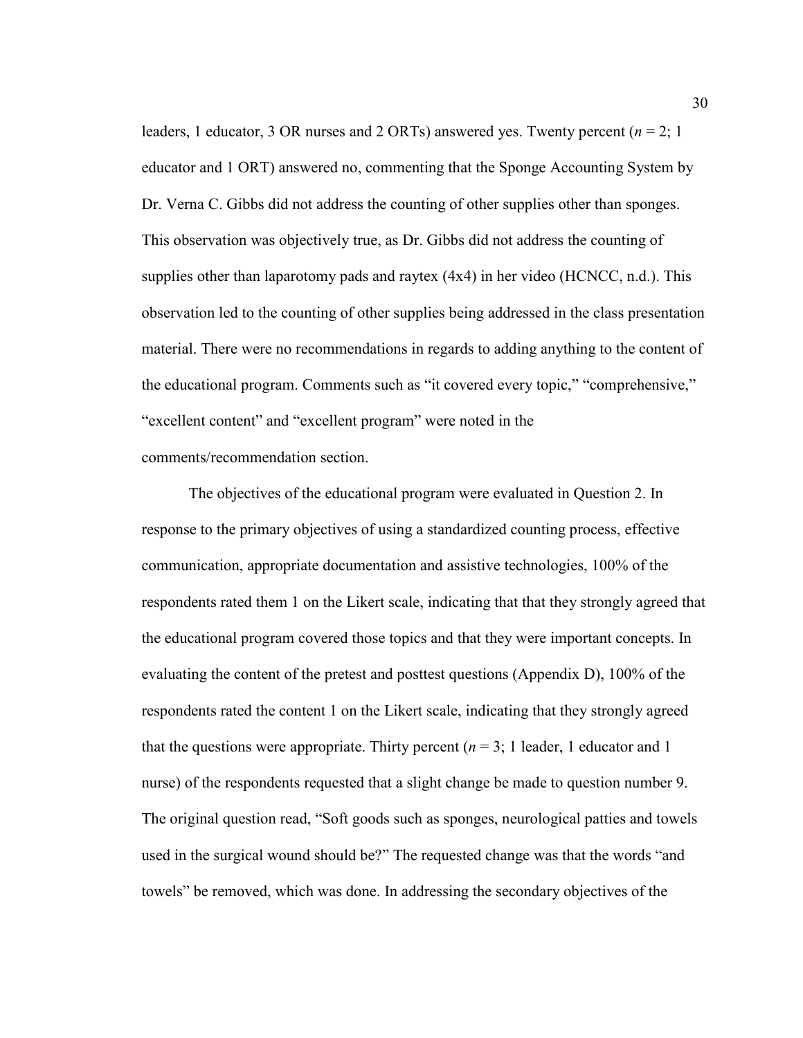leaders, 1 educator, 3 OR nurses and 2 ORTs) answered yes. Twenty percent (*n* = 2; 1 educator and 1 ORT) answered no, commenting that the Sponge Accounting System by Dr. Verna C. Gibbs did not address the counting of other supplies other than sponges. This observation was objectively true, as Dr. Gibbs did not address the counting of supplies other than laparotomy pads and raytex (4x4) in her video (HCNCC, n.d.). This observation led to the counting of other supplies being addressed in the class presentation material. There were no recommendations in regards to adding anything to the content of the educational program. Comments such as "it covered every topic," "comprehensive," "excellent content" and "excellent program" were noted in the comments/recommendation section.

The objectives of the educational program were evaluated in Question 2. In response to the primary objectives of using a standardized counting process, effective communication, appropriate documentation and assistive technologies, 100% of the respondents rated them 1 on the Likert scale, indicating that that they strongly agreed that the educational program covered those topics and that they were important concepts. In evaluating the content of the pretest and posttest questions (Appendix D), 100% of the respondents rated the content 1 on the Likert scale, indicating that they strongly agreed that the questions were appropriate. Thirty percent (*n* = 3; 1 leader, 1 educator and 1 nurse) of the respondents requested that a slight change be made to question number 9. The original question read, "Soft goods such as sponges, neurological patties and towels used in the surgical wound should be?" The requested change was that the words "and towels" be removed, which was done. In addressing the secondary objectives of the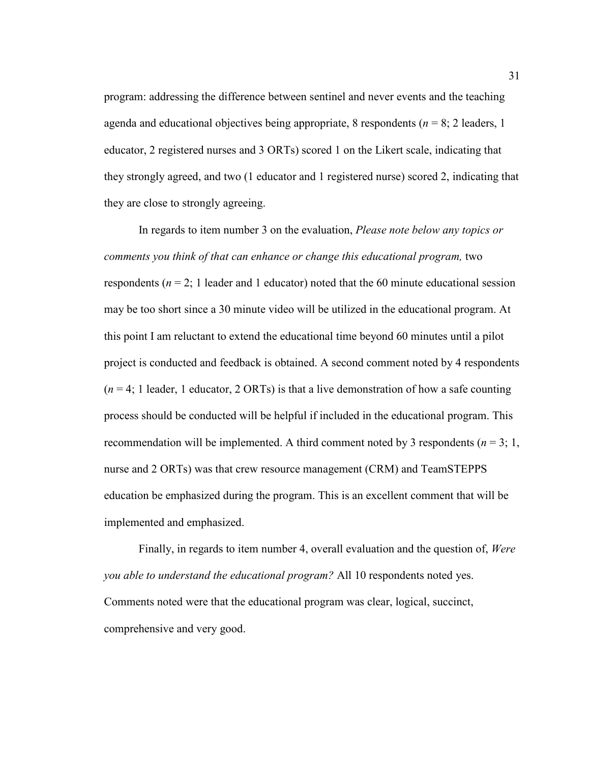program: addressing the difference between sentinel and never events and the teaching agenda and educational objectives being appropriate, 8 respondents ($n = 8$; 2 leaders, 1 educator, 2 registered nurses and 3 ORTs) scored 1 on the Likert scale, indicating that they strongly agreed, and two (1 educator and 1 registered nurse) scored 2, indicating that they are close to strongly agreeing.

In regards to item number 3 on the evaluation, *Please note below any topics or comments you think of that can enhance or change this educational program,* two respondents ($n = 2$; 1 leader and 1 educator) noted that the 60 minute educational session may be too short since a 30 minute video will be utilized in the educational program. At this point I am reluctant to extend the educational time beyond 60 minutes until a pilot project is conducted and feedback is obtained. A second comment noted by 4 respondents ($n = 4$; 1 leader, 1 educator, 2 ORTs) is that a live demonstration of how a safe counting process should be conducted will be helpful if included in the educational program. This recommendation will be implemented. A third comment noted by 3 respondents ($n = 3$; 1, nurse and 2 ORTs) was that crew resource management (CRM) and TeamSTEPPS education be emphasized during the program. This is an excellent comment that will be implemented and emphasized.

Finally, in regards to item number 4, overall evaluation and the question of, *Were you able to understand the educational program?* All 10 respondents noted yes. Comments noted were that the educational program was clear, logical, succinct, comprehensive and very good.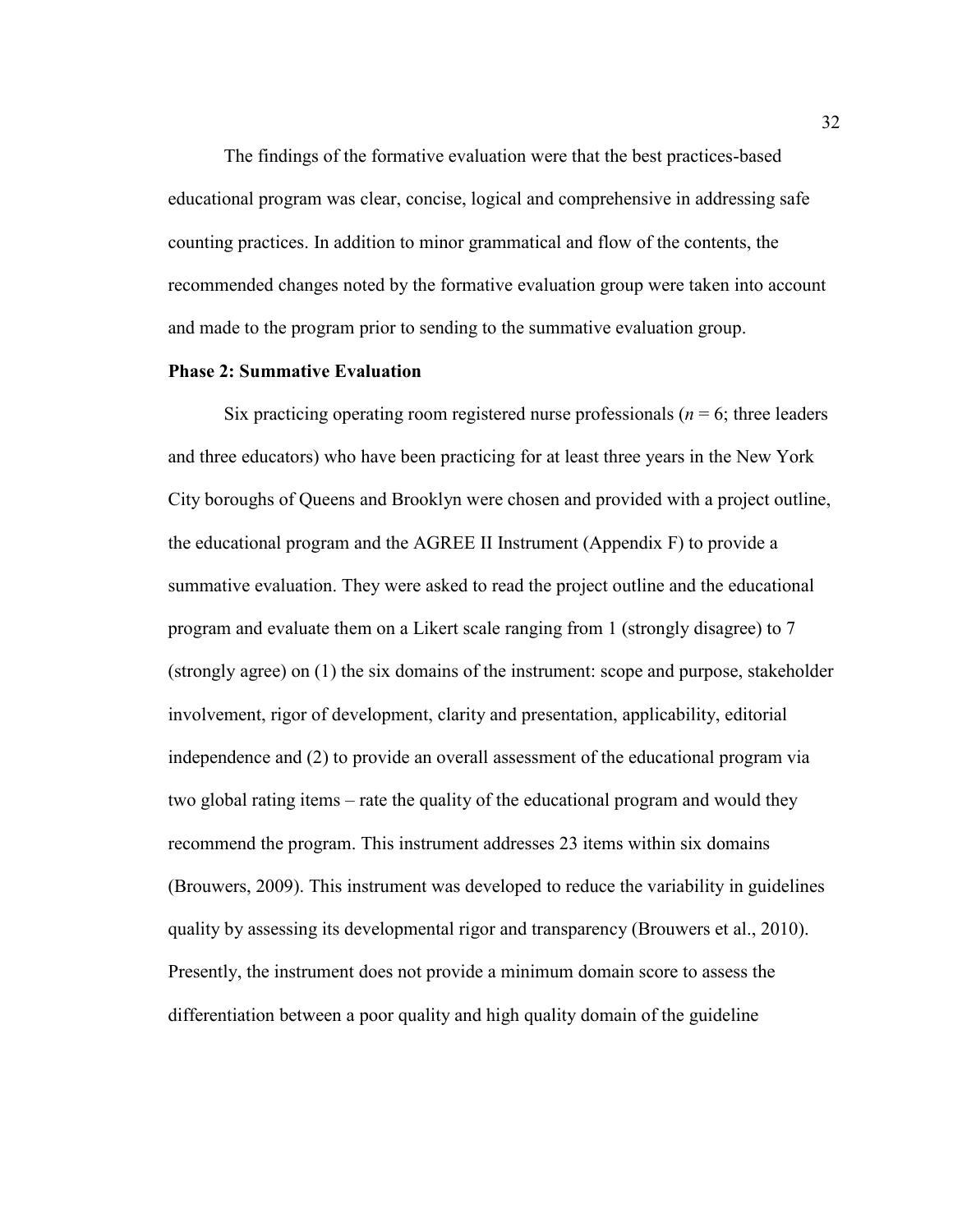The findings of the formative evaluation were that the best practices-based educational program was clear, concise, logical and comprehensive in addressing safe counting practices. In addition to minor grammatical and flow of the contents, the recommended changes noted by the formative evaluation group were taken into account and made to the program prior to sending to the summative evaluation group.

**Phase 2: Summative Evaluation**

Six practicing operating room registered nurse professionals ($n = 6$; three leaders and three educators) who have been practicing for at least three years in the New York City boroughs of Queens and Brooklyn were chosen and provided with a project outline, the educational program and the AGREE II Instrument (Appendix F) to provide a summative evaluation. They were asked to read the project outline and the educational program and evaluate them on a Likert scale ranging from 1 (strongly disagree) to 7 (strongly agree) on (1) the six domains of the instrument: scope and purpose, stakeholder involvement, rigor of development, clarity and presentation, applicability, editorial independence and (2) to provide an overall assessment of the educational program via two global rating items – rate the quality of the educational program and would they recommend the program. This instrument addresses 23 items within six domains (Brouwers, 2009). This instrument was developed to reduce the variability in guidelines quality by assessing its developmental rigor and transparency (Brouwers et al., 2010). Presently, the instrument does not provide a minimum domain score to assess the differentiation between a poor quality and high quality domain of the guideline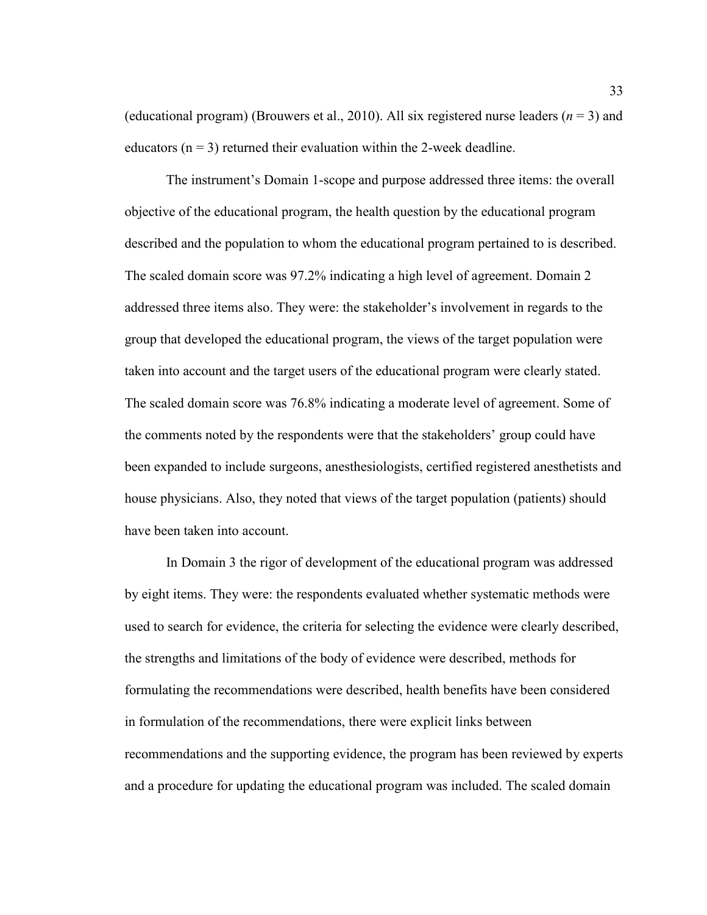(educational program) (Brouwers et al., 2010). All six registered nurse leaders ($n = 3$) and educators ($n = 3$) returned their evaluation within the 2-week deadline.

The instrument's Domain 1-scope and purpose addressed three items: the overall objective of the educational program, the health question by the educational program described and the population to whom the educational program pertained to is described. The scaled domain score was 97.2% indicating a high level of agreement. Domain 2 addressed three items also. They were: the stakeholder's involvement in regards to the group that developed the educational program, the views of the target population were taken into account and the target users of the educational program were clearly stated. The scaled domain score was 76.8% indicating a moderate level of agreement. Some of the comments noted by the respondents were that the stakeholders' group could have been expanded to include surgeons, anesthesiologists, certified registered anesthetists and house physicians. Also, they noted that views of the target population (patients) should have been taken into account.

In Domain 3 the rigor of development of the educational program was addressed by eight items. They were: the respondents evaluated whether systematic methods were used to search for evidence, the criteria for selecting the evidence were clearly described, the strengths and limitations of the body of evidence were described, methods for formulating the recommendations were described, health benefits have been considered in formulation of the recommendations, there were explicit links between recommendations and the supporting evidence, the program has been reviewed by experts and a procedure for updating the educational program was included. The scaled domain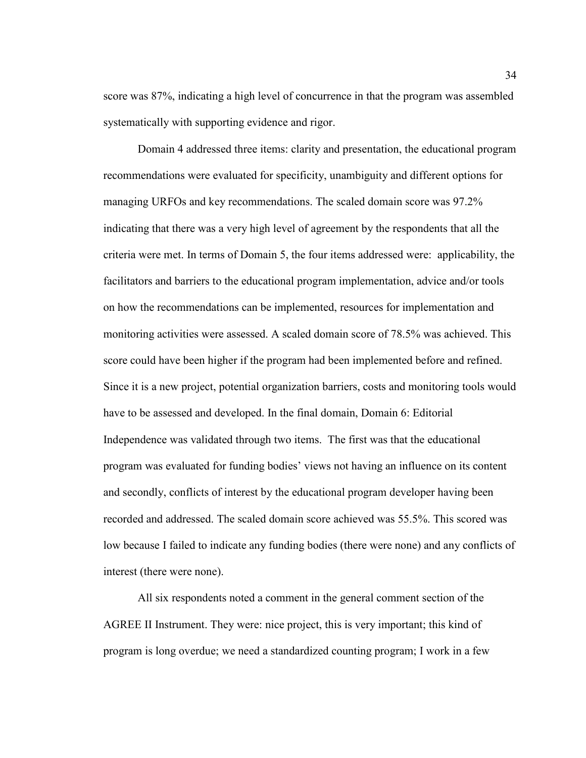score was 87%, indicating a high level of concurrence in that the program was assembled systematically with supporting evidence and rigor.

Domain 4 addressed three items: clarity and presentation, the educational program recommendations were evaluated for specificity, unambiguity and different options for managing URFOs and key recommendations. The scaled domain score was 97.2% indicating that there was a very high level of agreement by the respondents that all the criteria were met. In terms of Domain 5, the four items addressed were: applicability, the facilitators and barriers to the educational program implementation, advice and/or tools on how the recommendations can be implemented, resources for implementation and monitoring activities were assessed. A scaled domain score of 78.5% was achieved. This score could have been higher if the program had been implemented before and refined. Since it is a new project, potential organization barriers, costs and monitoring tools would have to be assessed and developed. In the final domain, Domain 6: Editorial Independence was validated through two items. The first was that the educational program was evaluated for funding bodies' views not having an influence on its content and secondly, conflicts of interest by the educational program developer having been recorded and addressed. The scaled domain score achieved was 55.5%. This scored was low because I failed to indicate any funding bodies (there were none) and any conflicts of interest (there were none).

All six respondents noted a comment in the general comment section of the AGREE II Instrument. They were: nice project, this is very important; this kind of program is long overdue; we need a standardized counting program; I work in a few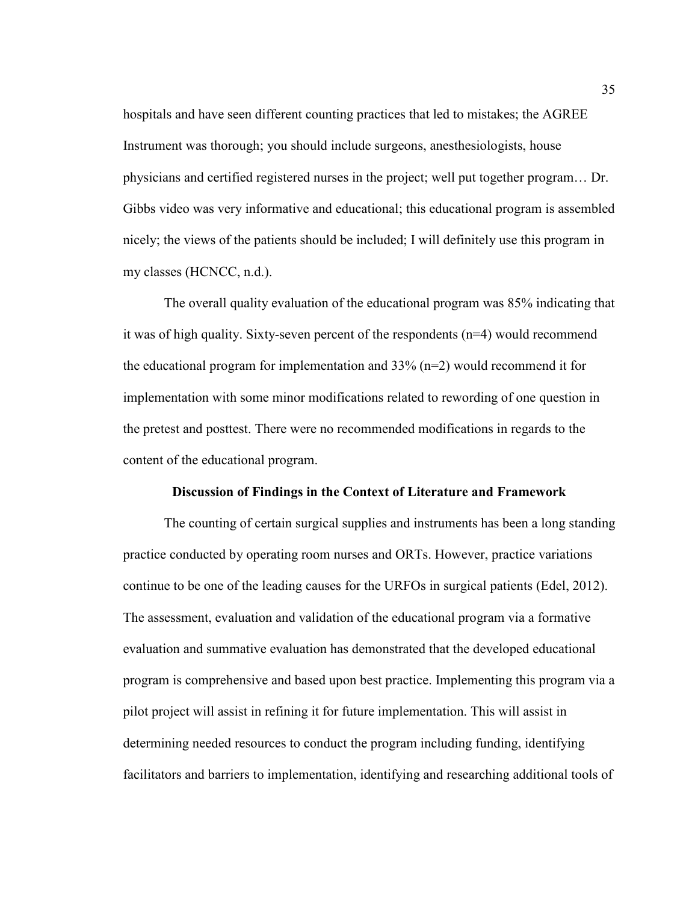hospitals and have seen different counting practices that led to mistakes; the AGREE Instrument was thorough; you should include surgeons, anesthesiologists, house physicians and certified registered nurses in the project; well put together program… Dr. Gibbs video was very informative and educational; this educational program is assembled nicely; the views of the patients should be included; I will definitely use this program in my classes (HCNCC, n.d.).

The overall quality evaluation of the educational program was 85% indicating that it was of high quality. Sixty-seven percent of the respondents (n=4) would recommend the educational program for implementation and 33% (n=2) would recommend it for implementation with some minor modifications related to rewording of one question in the pretest and posttest. There were no recommended modifications in regards to the content of the educational program.

## Discussion of Findings in the Context of Literature and Framework

The counting of certain surgical supplies and instruments has been a long standing practice conducted by operating room nurses and ORTs. However, practice variations continue to be one of the leading causes for the URFOs in surgical patients (Edel, 2012). The assessment, evaluation and validation of the educational program via a formative evaluation and summative evaluation has demonstrated that the developed educational program is comprehensive and based upon best practice. Implementing this program via a pilot project will assist in refining it for future implementation. This will assist in determining needed resources to conduct the program including funding, identifying facilitators and barriers to implementation, identifying and researching additional tools of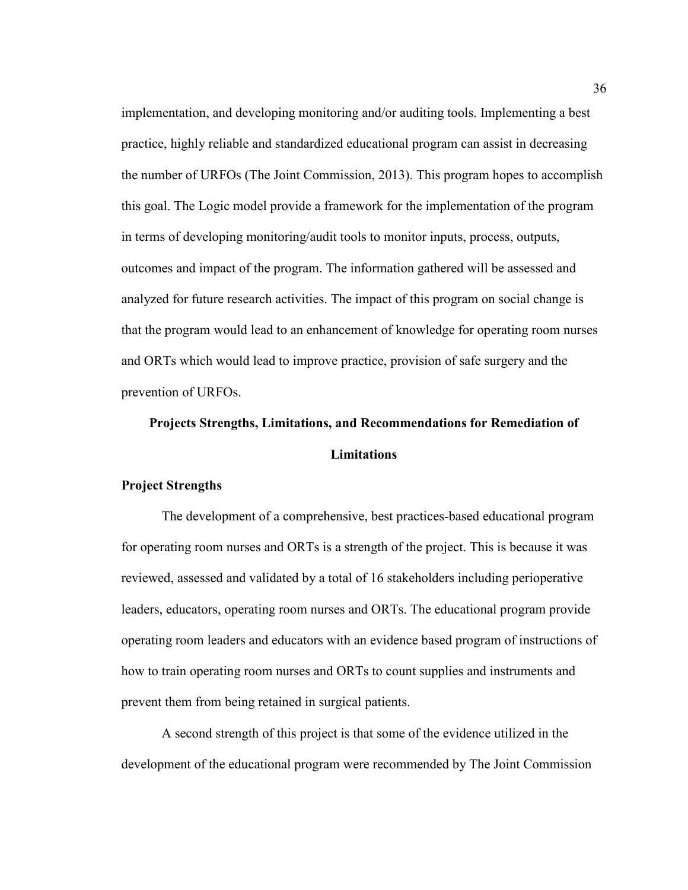implementation, and developing monitoring and/or auditing tools. Implementing a best practice, highly reliable and standardized educational program can assist in decreasing the number of URFOs (The Joint Commission, 2013). This program hopes to accomplish this goal. The Logic model provide a framework for the implementation of the program in terms of developing monitoring/audit tools to monitor inputs, process, outputs, outcomes and impact of the program. The information gathered will be assessed and analyzed for future research activities. The impact of this program on social change is that the program would lead to an enhancement of knowledge for operating room nurses and ORTs which would lead to improve practice, provision of safe surgery and the prevention of URFOs.

## Projects Strengths, Limitations, and Recommendations for Remediation of Limitations

### Project Strengths

The development of a comprehensive, best practices-based educational program for operating room nurses and ORTs is a strength of the project. This is because it was reviewed, assessed and validated by a total of 16 stakeholders including perioperative leaders, educators, operating room nurses and ORTs. The educational program provide operating room leaders and educators with an evidence based program of instructions of how to train operating room nurses and ORTs to count supplies and instruments and prevent them from being retained in surgical patients.

A second strength of this project is that some of the evidence utilized in the development of the educational program were recommended by The Joint Commission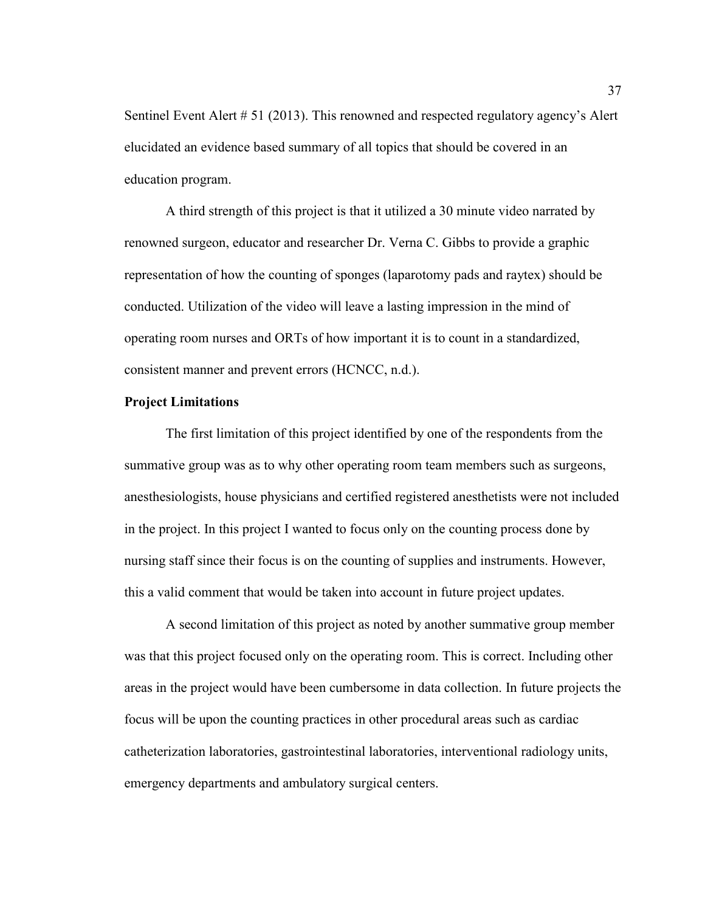Sentinel Event Alert # 51 (2013). This renowned and respected regulatory agency's Alert elucidated an evidence based summary of all topics that should be covered in an education program.

A third strength of this project is that it utilized a 30 minute video narrated by renowned surgeon, educator and researcher Dr. Verna C. Gibbs to provide a graphic representation of how the counting of sponges (laparotomy pads and raytex) should be conducted. Utilization of the video will leave a lasting impression in the mind of operating room nurses and ORTs of how important it is to count in a standardized, consistent manner and prevent errors (HCNCC, n.d.).

**Project Limitations**

The first limitation of this project identified by one of the respondents from the summative group was as to why other operating room team members such as surgeons, anesthesiologists, house physicians and certified registered anesthetists were not included in the project. In this project I wanted to focus only on the counting process done by nursing staff since their focus is on the counting of supplies and instruments. However, this a valid comment that would be taken into account in future project updates.

A second limitation of this project as noted by another summative group member was that this project focused only on the operating room. This is correct. Including other areas in the project would have been cumbersome in data collection. In future projects the focus will be upon the counting practices in other procedural areas such as cardiac catheterization laboratories, gastrointestinal laboratories, interventional radiology units, emergency departments and ambulatory surgical centers.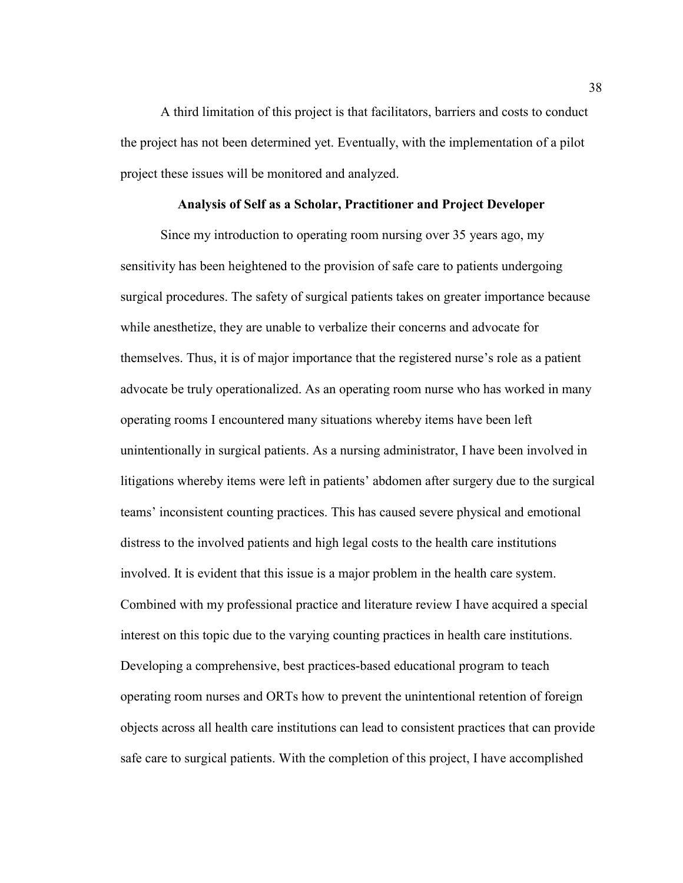A third limitation of this project is that facilitators, barriers and costs to conduct the project has not been determined yet. Eventually, with the implementation of a pilot project these issues will be monitored and analyzed.

## Analysis of Self as a Scholar, Practitioner and Project Developer

Since my introduction to operating room nursing over 35 years ago, my sensitivity has been heightened to the provision of safe care to patients undergoing surgical procedures. The safety of surgical patients takes on greater importance because while anesthetize, they are unable to verbalize their concerns and advocate for themselves. Thus, it is of major importance that the registered nurse's role as a patient advocate be truly operationalized. As an operating room nurse who has worked in many operating rooms I encountered many situations whereby items have been left unintentionally in surgical patients. As a nursing administrator, I have been involved in litigations whereby items were left in patients' abdomen after surgery due to the surgical teams' inconsistent counting practices. This has caused severe physical and emotional distress to the involved patients and high legal costs to the health care institutions involved. It is evident that this issue is a major problem in the health care system. Combined with my professional practice and literature review I have acquired a special interest on this topic due to the varying counting practices in health care institutions. Developing a comprehensive, best practices-based educational program to teach operating room nurses and ORTs how to prevent the unintentional retention of foreign objects across all health care institutions can lead to consistent practices that can provide safe care to surgical patients. With the completion of this project, I have accomplished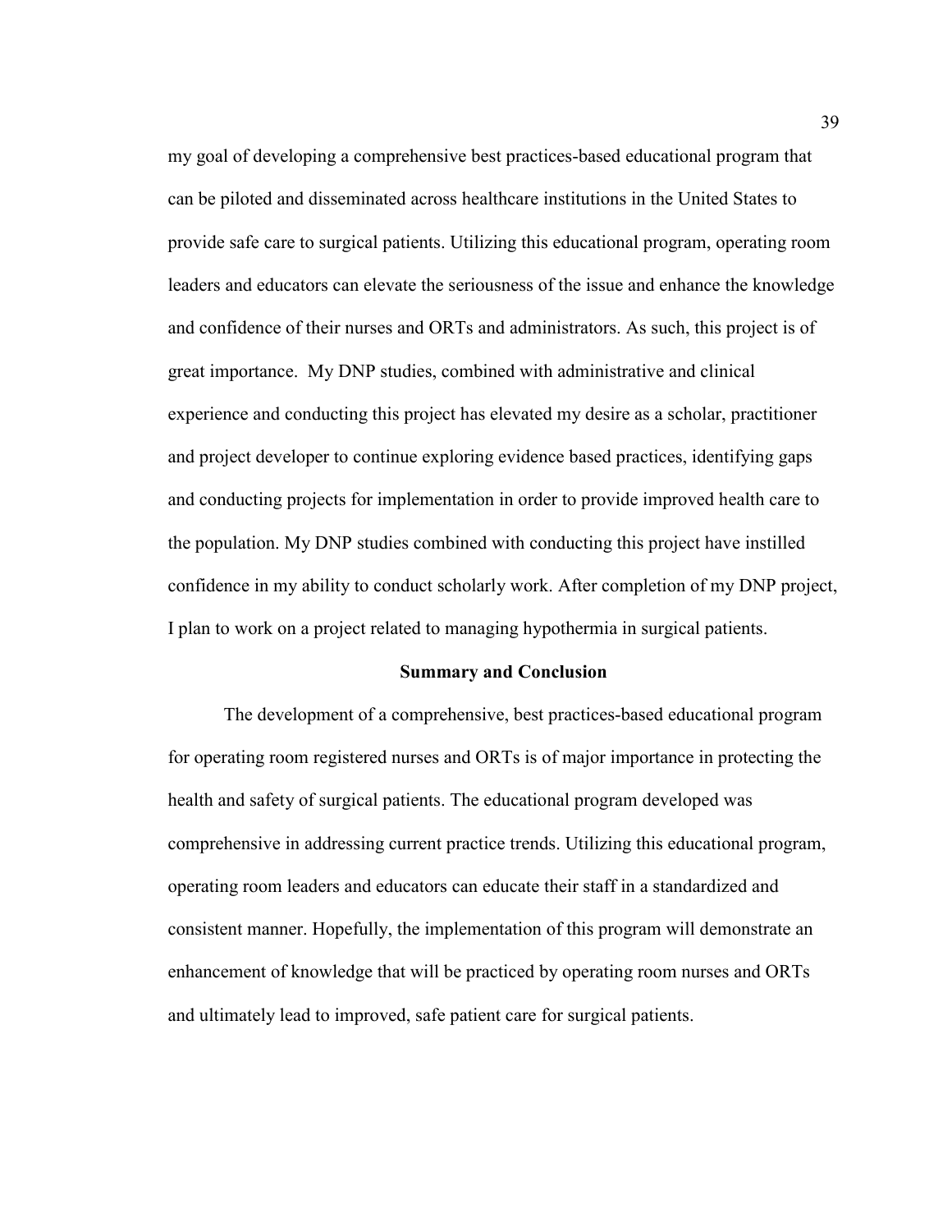my goal of developing a comprehensive best practices-based educational program that can be piloted and disseminated across healthcare institutions in the United States to provide safe care to surgical patients. Utilizing this educational program, operating room leaders and educators can elevate the seriousness of the issue and enhance the knowledge and confidence of their nurses and ORTs and administrators. As such, this project is of great importance. My DNP studies, combined with administrative and clinical experience and conducting this project has elevated my desire as a scholar, practitioner and project developer to continue exploring evidence based practices, identifying gaps and conducting projects for implementation in order to provide improved health care to the population. My DNP studies combined with conducting this project have instilled confidence in my ability to conduct scholarly work. After completion of my DNP project, I plan to work on a project related to managing hypothermia in surgical patients.

## Summary and Conclusion

The development of a comprehensive, best practices-based educational program for operating room registered nurses and ORTs is of major importance in protecting the health and safety of surgical patients. The educational program developed was comprehensive in addressing current practice trends. Utilizing this educational program, operating room leaders and educators can educate their staff in a standardized and consistent manner. Hopefully, the implementation of this program will demonstrate an enhancement of knowledge that will be practiced by operating room nurses and ORTs and ultimately lead to improved, safe patient care for surgical patients.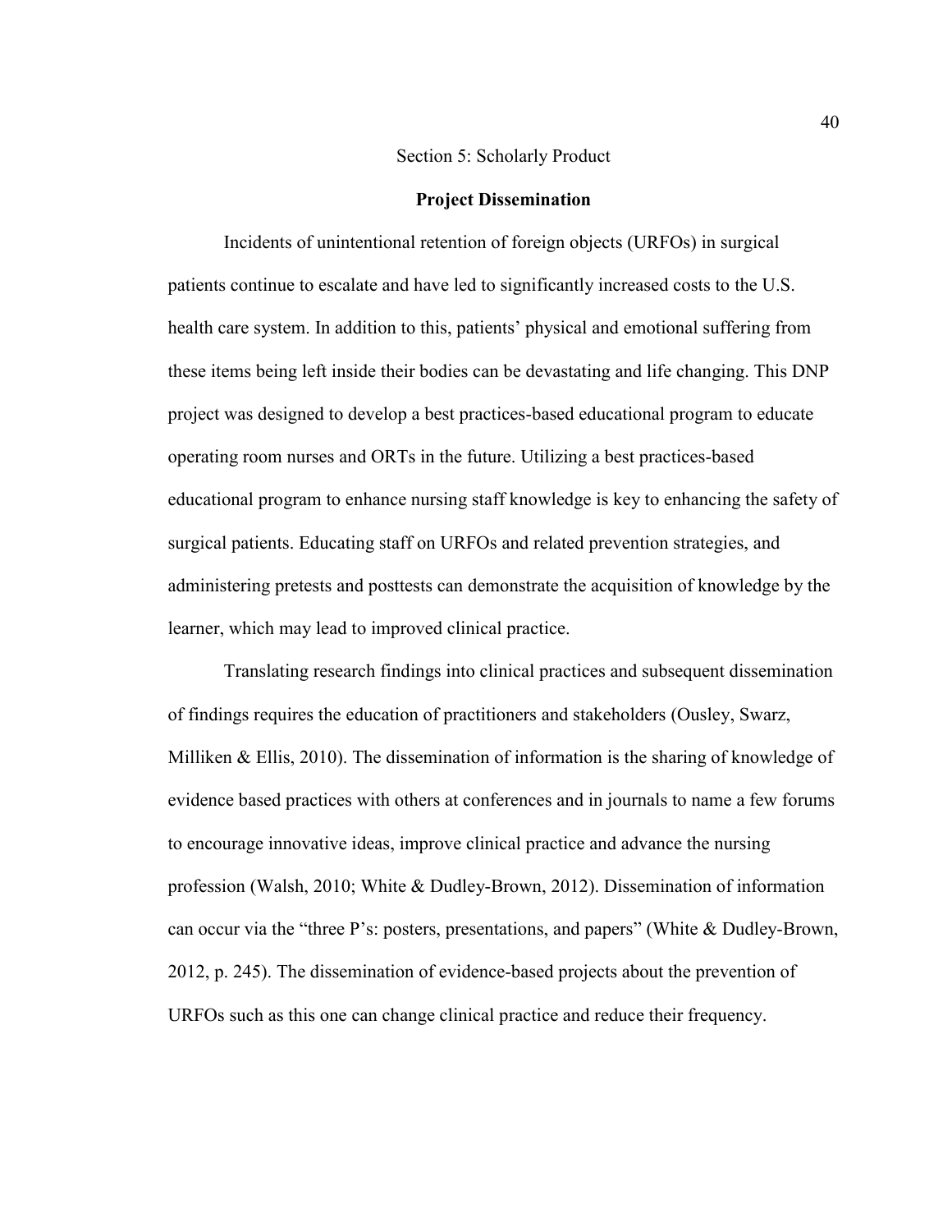# Section 5: Scholarly Product

## Project Dissemination

Incidents of unintentional retention of foreign objects (URFOs) in surgical patients continue to escalate and have led to significantly increased costs to the U.S. health care system. In addition to this, patients' physical and emotional suffering from these items being left inside their bodies can be devastating and life changing. This DNP project was designed to develop a best practices-based educational program to educate operating room nurses and ORTs in the future. Utilizing a best practices-based educational program to enhance nursing staff knowledge is key to enhancing the safety of surgical patients. Educating staff on URFOs and related prevention strategies, and administering pretests and posttests can demonstrate the acquisition of knowledge by the learner, which may lead to improved clinical practice.

Translating research findings into clinical practices and subsequent dissemination of findings requires the education of practitioners and stakeholders (Ousley, Swarz, Milliken & Ellis, 2010). The dissemination of information is the sharing of knowledge of evidence based practices with others at conferences and in journals to name a few forums to encourage innovative ideas, improve clinical practice and advance the nursing profession (Walsh, 2010; White & Dudley-Brown, 2012). Dissemination of information can occur via the "three P's: posters, presentations, and papers" (White & Dudley-Brown, 2012, p. 245). The dissemination of evidence-based projects about the prevention of URFOs such as this one can change clinical practice and reduce their frequency.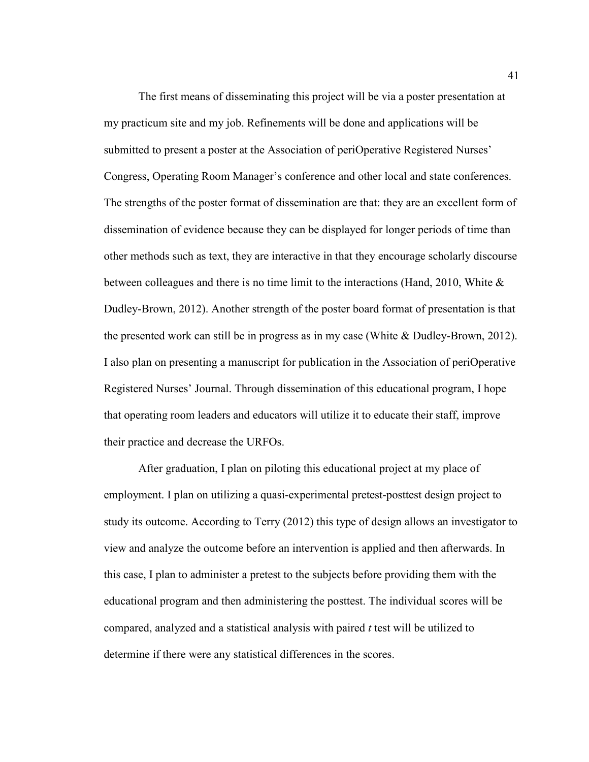The first means of disseminating this project will be via a poster presentation at my practicum site and my job. Refinements will be done and applications will be submitted to present a poster at the Association of periOperative Registered Nurses' Congress, Operating Room Manager's conference and other local and state conferences. The strengths of the poster format of dissemination are that: they are an excellent form of dissemination of evidence because they can be displayed for longer periods of time than other methods such as text, they are interactive in that they encourage scholarly discourse between colleagues and there is no time limit to the interactions (Hand, 2010, White & Dudley-Brown, 2012). Another strength of the poster board format of presentation is that the presented work can still be in progress as in my case (White & Dudley-Brown, 2012). I also plan on presenting a manuscript for publication in the Association of periOperative Registered Nurses' Journal. Through dissemination of this educational program, I hope that operating room leaders and educators will utilize it to educate their staff, improve their practice and decrease the URFOs.

After graduation, I plan on piloting this educational project at my place of employment. I plan on utilizing a quasi-experimental pretest-posttest design project to study its outcome. According to Terry (2012) this type of design allows an investigator to view and analyze the outcome before an intervention is applied and then afterwards. In this case, I plan to administer a pretest to the subjects before providing them with the educational program and then administering the posttest. The individual scores will be compared, analyzed and a statistical analysis with paired *t* test will be utilized to determine if there were any statistical differences in the scores.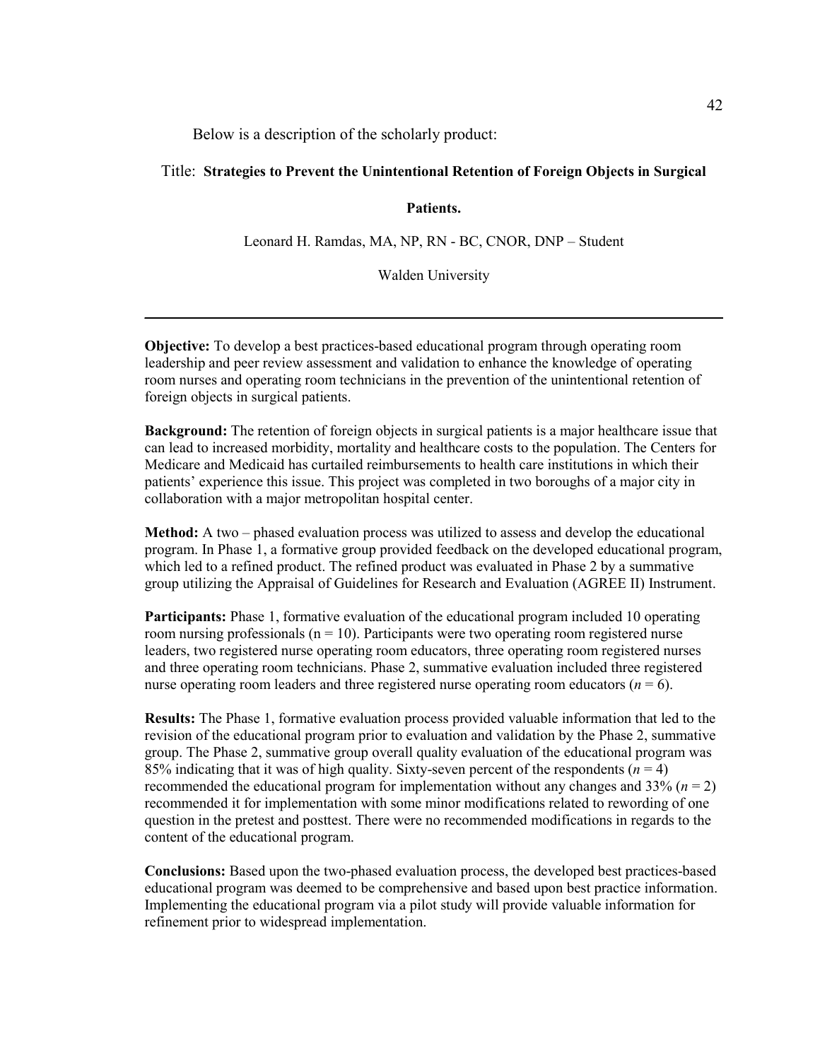Below is a description of the scholarly product:

Title: **Strategies to Prevent the Unintentional Retention of Foreign Objects in Surgical Patients.**

Leonard H. Ramdas, MA, NP, RN - BC, CNOR, DNP – Student

Walden University

---

**Objective:** To develop a best practices-based educational program through operating room leadership and peer review assessment and validation to enhance the knowledge of operating room nurses and operating room technicians in the prevention of the unintentional retention of foreign objects in surgical patients.

**Background:** The retention of foreign objects in surgical patients is a major healthcare issue that can lead to increased morbidity, mortality and healthcare costs to the population. The Centers for Medicare and Medicaid has curtailed reimbursements to health care institutions in which their patients' experience this issue. This project was completed in two boroughs of a major city in collaboration with a major metropolitan hospital center.

**Method:** A two – phased evaluation process was utilized to assess and develop the educational program. In Phase 1, a formative group provided feedback on the developed educational program, which led to a refined product. The refined product was evaluated in Phase 2 by a summative group utilizing the Appraisal of Guidelines for Research and Evaluation (AGREE II) Instrument.

**Participants:** Phase 1, formative evaluation of the educational program included 10 operating room nursing professionals (n = 10). Participants were two operating room registered nurse leaders, two registered nurse operating room educators, three operating room registered nurses and three operating room technicians. Phase 2, summative evaluation included three registered nurse operating room leaders and three registered nurse operating room educators (*n* = 6).

**Results:** The Phase 1, formative evaluation process provided valuable information that led to the revision of the educational program prior to evaluation and validation by the Phase 2, summative group. The Phase 2, summative group overall quality evaluation of the educational program was 85% indicating that it was of high quality. Sixty-seven percent of the respondents (*n* = 4) recommended the educational program for implementation without any changes and 33% (*n* = 2) recommended it for implementation with some minor modifications related to rewording of one question in the pretest and posttest. There were no recommended modifications in regards to the content of the educational program.

**Conclusions:** Based upon the two-phased evaluation process, the developed best practices-based educational program was deemed to be comprehensive and based upon best practice information. Implementing the educational program via a pilot study will provide valuable information for refinement prior to widespread implementation.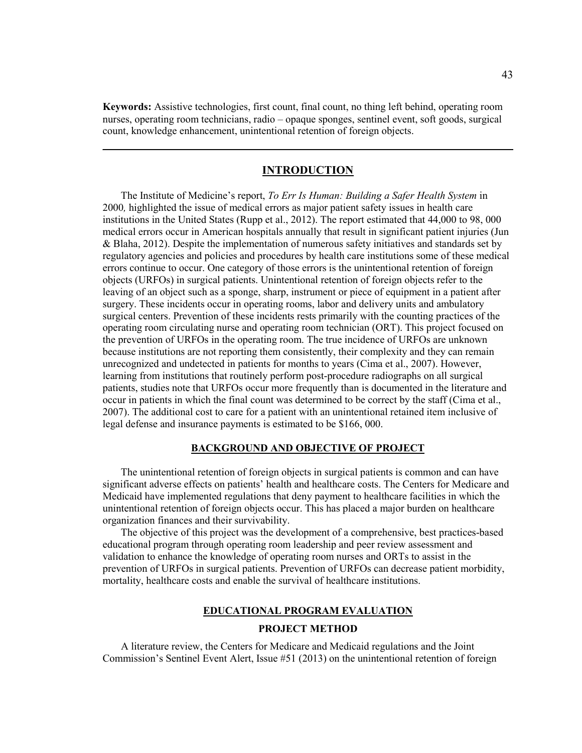**Keywords:** Assistive technologies, first count, final count, no thing left behind, operating room nurses, operating room technicians, radio – opaque sponges, sentinel event, soft goods, surgical count, knowledge enhancement, unintentional retention of foreign objects.

---

## INTRODUCTION

The Institute of Medicine's report, *To Err Is Human: Building a Safer Health System* in 2000*,* highlighted the issue of medical errors as major patient safety issues in health care institutions in the United States (Rupp et al., 2012). The report estimated that 44,000 to 98, 000 medical errors occur in American hospitals annually that result in significant patient injuries (Jun & Blaha, 2012). Despite the implementation of numerous safety initiatives and standards set by regulatory agencies and policies and procedures by health care institutions some of these medical errors continue to occur. One category of those errors is the unintentional retention of foreign objects (URFOs) in surgical patients. Unintentional retention of foreign objects refer to the leaving of an object such as a sponge, sharp, instrument or piece of equipment in a patient after surgery. These incidents occur in operating rooms, labor and delivery units and ambulatory surgical centers. Prevention of these incidents rests primarily with the counting practices of the operating room circulating nurse and operating room technician (ORT). This project focused on the prevention of URFOs in the operating room. The true incidence of URFOs are unknown because institutions are not reporting them consistently, their complexity and they can remain unrecognized and undetected in patients for months to years (Cima et al., 2007). However, learning from institutions that routinely perform post-procedure radiographs on all surgical patients, studies note that URFOs occur more frequently than is documented in the literature and occur in patients in which the final count was determined to be correct by the staff (Cima et al., 2007). The additional cost to care for a patient with an unintentional retained item inclusive of legal defense and insurance payments is estimated to be $166, 000.

### BACKGROUND AND OBJECTIVE OF PROJECT

The unintentional retention of foreign objects in surgical patients is common and can have significant adverse effects on patients' health and healthcare costs. The Centers for Medicare and Medicaid have implemented regulations that deny payment to healthcare facilities in which the unintentional retention of foreign objects occur. This has placed a major burden on healthcare organization finances and their survivability.

The objective of this project was the development of a comprehensive, best practices-based educational program through operating room leadership and peer review assessment and validation to enhance the knowledge of operating room nurses and ORTs to assist in the prevention of URFOs in surgical patients. Prevention of URFOs can decrease patient morbidity, mortality, healthcare costs and enable the survival of healthcare institutions.

### EDUCATIONAL PROGRAM EVALUATION

#### PROJECT METHOD

A literature review, the Centers for Medicare and Medicaid regulations and the Joint Commission's Sentinel Event Alert, Issue #51 (2013) on the unintentional retention of foreign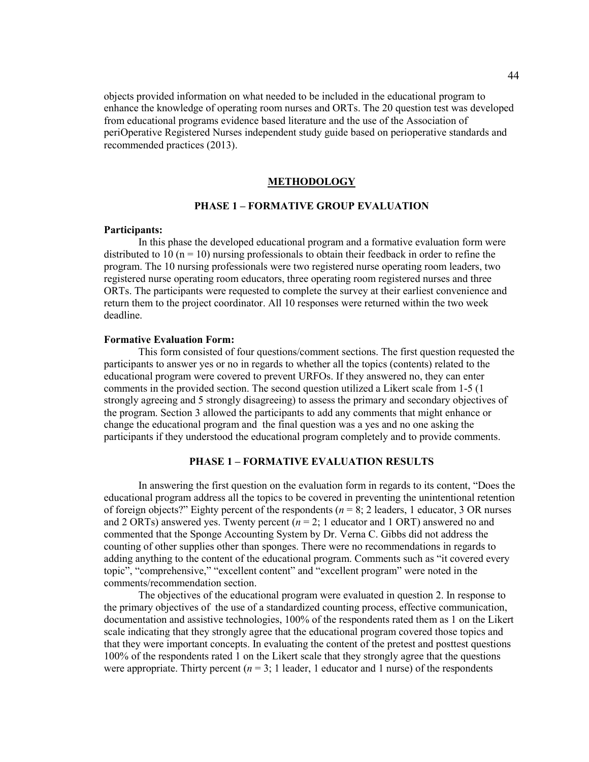objects provided information on what needed to be included in the educational program to enhance the knowledge of operating room nurses and ORTs. The 20 question test was developed from educational programs evidence based literature and the use of the Association of periOperative Registered Nurses independent study guide based on perioperative standards and recommended practices (2013).

## METHODOLOGY

### PHASE 1 – FORMATIVE GROUP EVALUATION

**Participants:**

In this phase the developed educational program and a formative evaluation form were distributed to 10 (n = 10) nursing professionals to obtain their feedback in order to refine the program. The 10 nursing professionals were two registered nurse operating room leaders, two registered nurse operating room educators, three operating room registered nurses and three ORTs. The participants were requested to complete the survey at their earliest convenience and return them to the project coordinator. All 10 responses were returned within the two week deadline.

**Formative Evaluation Form:**

This form consisted of four questions/comment sections. The first question requested the participants to answer yes or no in regards to whether all the topics (contents) related to the educational program were covered to prevent URFOs. If they answered no, they can enter comments in the provided section. The second question utilized a Likert scale from 1-5 (1 strongly agreeing and 5 strongly disagreeing) to assess the primary and secondary objectives of the program. Section 3 allowed the participants to add any comments that might enhance or change the educational program and the final question was a yes and no one asking the participants if they understood the educational program completely and to provide comments.

### PHASE 1 – FORMATIVE EVALUATION RESULTS

In answering the first question on the evaluation form in regards to its content, "Does the educational program address all the topics to be covered in preventing the unintentional retention of foreign objects?" Eighty percent of the respondents (*n* = 8; 2 leaders, 1 educator, 3 OR nurses and 2 ORTs) answered yes. Twenty percent (*n* = 2; 1 educator and 1 ORT) answered no and commented that the Sponge Accounting System by Dr. Verna C. Gibbs did not address the counting of other supplies other than sponges. There were no recommendations in regards to adding anything to the content of the educational program. Comments such as "it covered every topic", "comprehensive," "excellent content" and "excellent program" were noted in the comments/recommendation section.

The objectives of the educational program were evaluated in question 2. In response to the primary objectives of the use of a standardized counting process, effective communication, documentation and assistive technologies, 100% of the respondents rated them as 1 on the Likert scale indicating that they strongly agree that the educational program covered those topics and that they were important concepts. In evaluating the content of the pretest and posttest questions 100% of the respondents rated 1 on the Likert scale that they strongly agree that the questions were appropriate. Thirty percent (*n* = 3; 1 leader, 1 educator and 1 nurse) of the respondents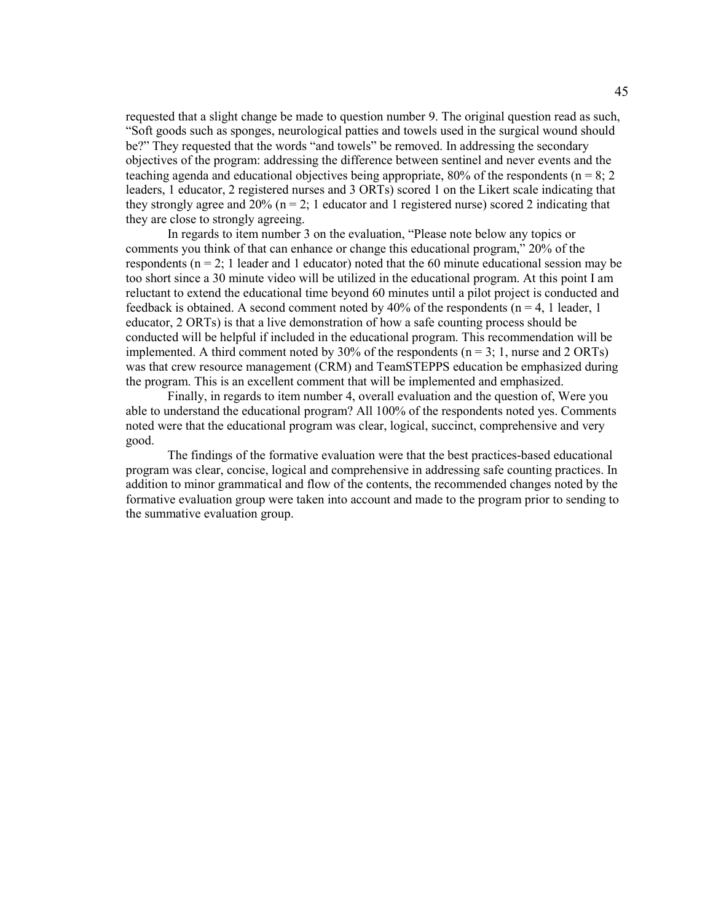requested that a slight change be made to question number 9. The original question read as such, "Soft goods such as sponges, neurological patties and towels used in the surgical wound should be?" They requested that the words "and towels" be removed. In addressing the secondary objectives of the program: addressing the difference between sentinel and never events and the teaching agenda and educational objectives being appropriate, 80% of the respondents (n = 8; 2 leaders, 1 educator, 2 registered nurses and 3 ORTs) scored 1 on the Likert scale indicating that they strongly agree and 20% (n = 2; 1 educator and 1 registered nurse) scored 2 indicating that they are close to strongly agreeing.

In regards to item number 3 on the evaluation, "Please note below any topics or comments you think of that can enhance or change this educational program," 20% of the respondents (n = 2; 1 leader and 1 educator) noted that the 60 minute educational session may be too short since a 30 minute video will be utilized in the educational program. At this point I am reluctant to extend the educational time beyond 60 minutes until a pilot project is conducted and feedback is obtained. A second comment noted by 40% of the respondents (n = 4, 1 leader, 1 educator, 2 ORTs) is that a live demonstration of how a safe counting process should be conducted will be helpful if included in the educational program. This recommendation will be implemented. A third comment noted by 30% of the respondents (n = 3; 1, nurse and 2 ORTs) was that crew resource management (CRM) and TeamSTEPPS education be emphasized during the program. This is an excellent comment that will be implemented and emphasized.

Finally, in regards to item number 4, overall evaluation and the question of, Were you able to understand the educational program? All 100% of the respondents noted yes. Comments noted were that the educational program was clear, logical, succinct, comprehensive and very good.

The findings of the formative evaluation were that the best practices-based educational program was clear, concise, logical and comprehensive in addressing safe counting practices. In addition to minor grammatical and flow of the contents, the recommended changes noted by the formative evaluation group were taken into account and made to the program prior to sending to the summative evaluation group.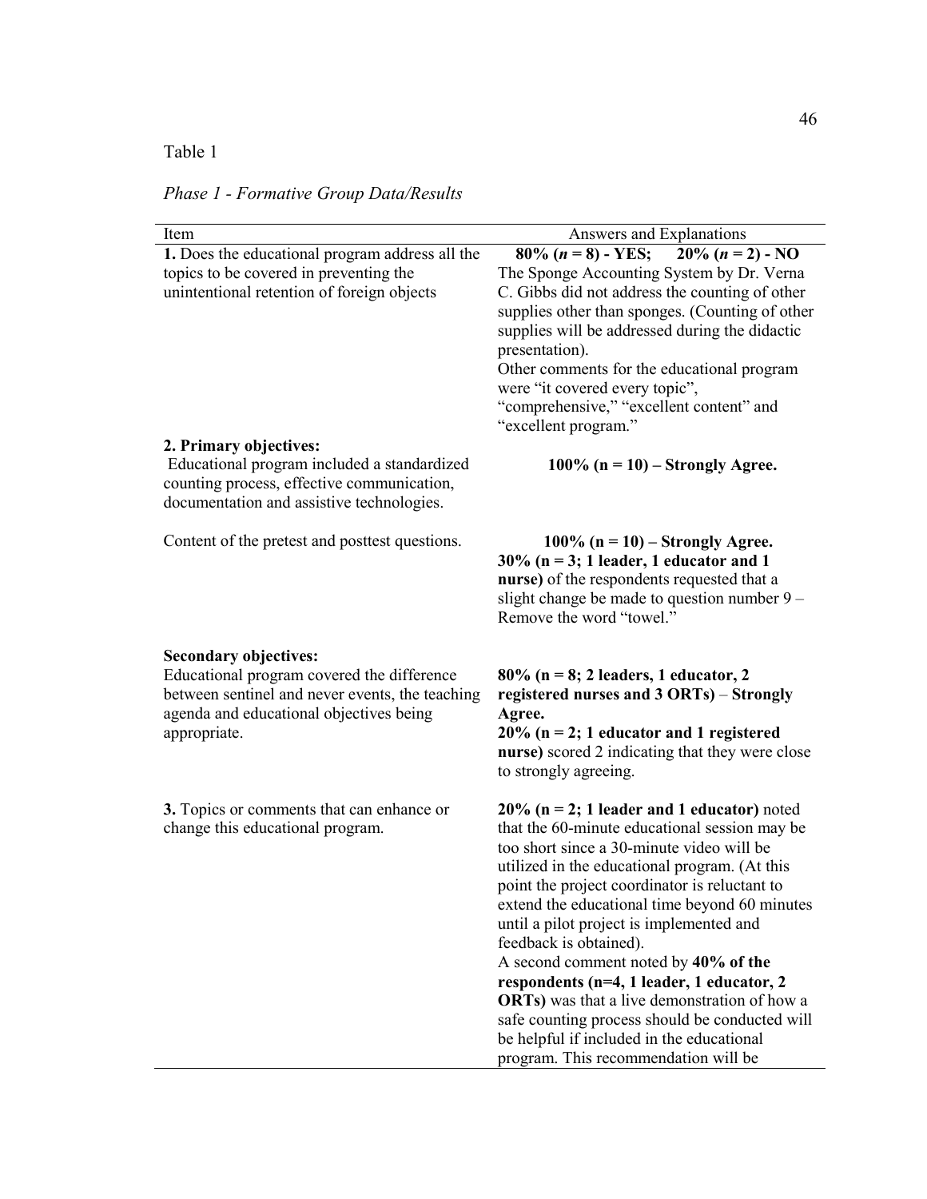Table 1

*Phase 1 - Formative Group Data/Results*

| Item | Answers and Explanations |
|---|---|
| **1.** Does the educational program address all the topics to be covered in preventing the unintentional retention of foreign objects | **80% (*n* = 8) - YES; 20% (*n* = 2) - NO** The Sponge Accounting System by Dr. Verna C. Gibbs did not address the counting of other supplies other than sponges. (Counting of other supplies will be addressed during the didactic presentation). Other comments for the educational program were "it covered every topic", "comprehensive," "excellent content" and "excellent program." |
| **2. Primary objectives:** Educational program included a standardized counting process, effective communication, documentation and assistive technologies. | **100% (n = 10) – Strongly Agree.** |
| Content of the pretest and posttest questions. | **100% (n = 10) – Strongly Agree.** **30% (n = 3; 1 leader, 1 educator and 1 nurse)** of the respondents requested that a slight change be made to question number 9 – Remove the word "towel." |
| **Secondary objectives:** Educational program covered the difference between sentinel and never events, the teaching agenda and educational objectives being appropriate. | **80% (n = 8; 2 leaders, 1 educator, 2 registered nurses and 3 ORTs)** – **Strongly Agree.** **20% (n = 2; 1 educator and 1 registered nurse)** scored 2 indicating that they were close to strongly agreeing. |
| **3.** Topics or comments that can enhance or change this educational program. | **20% (n = 2; 1 leader and 1 educator)** noted that the 60-minute educational session may be too short since a 30-minute video will be utilized in the educational program. (At this point the project coordinator is reluctant to extend the educational time beyond 60 minutes until a pilot project is implemented and feedback is obtained). A second comment noted by **40% of the respondents (n=4, 1 leader, 1 educator, 2 ORTs)** was that a live demonstration of how a safe counting process should be conducted will be helpful if included in the educational program. This recommendation will be |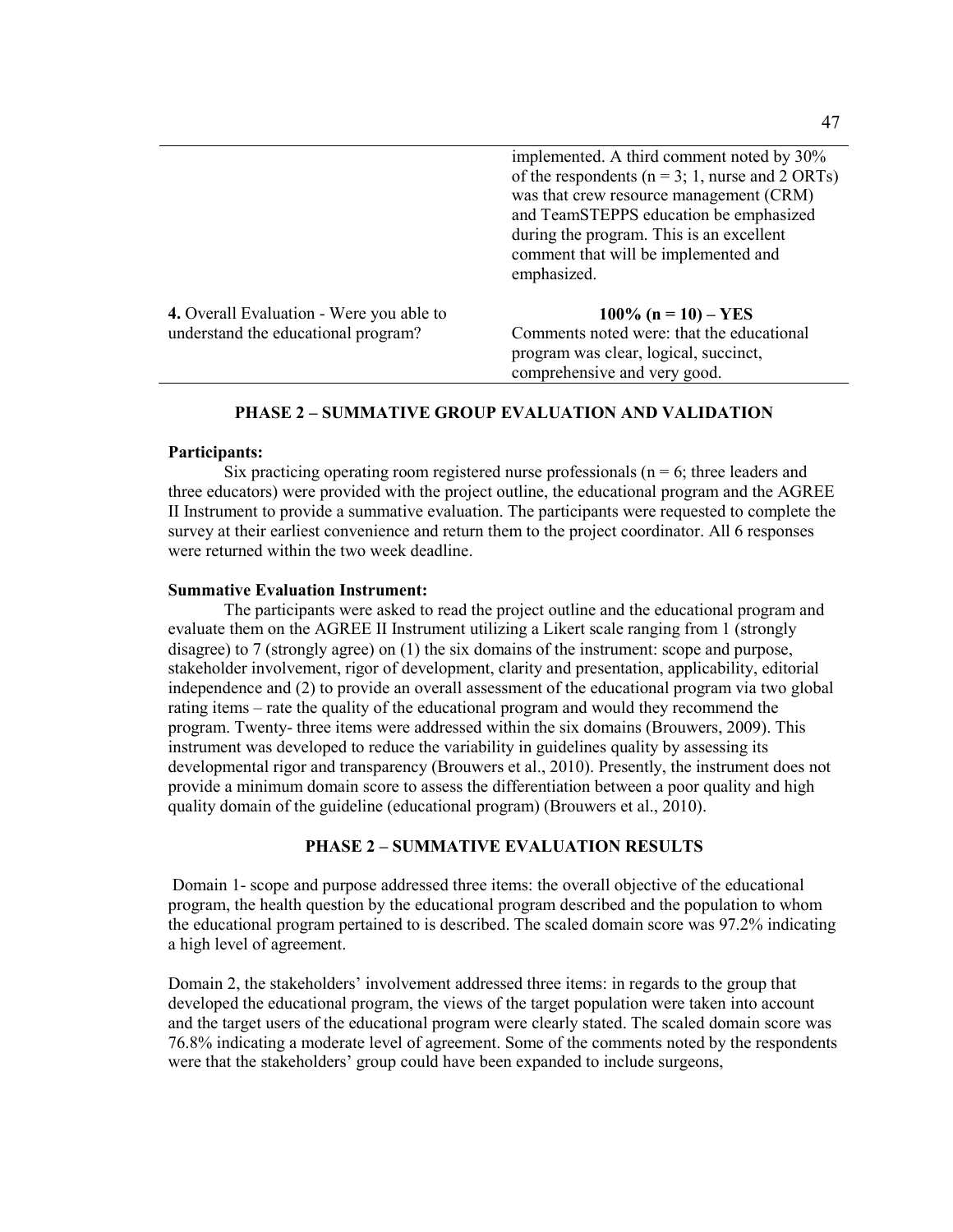| | |
|---|---|
| | implemented. A third comment noted by 30% of the respondents (n = 3; 1, nurse and 2 ORTs) was that crew resource management (CRM) and TeamSTEPPS education be emphasized during the program. This is an excellent comment that will be implemented and emphasized. |
| **4.** Overall Evaluation - Were you able to understand the educational program? | **100% (n = 10) – YES** Comments noted were: that the educational program was clear, logical, succinct, comprehensive and very good. |

## PHASE 2 – SUMMATIVE GROUP EVALUATION AND VALIDATION

**Participants:**

Six practicing operating room registered nurse professionals (n = 6; three leaders and three educators) were provided with the project outline, the educational program and the AGREE II Instrument to provide a summative evaluation. The participants were requested to complete the survey at their earliest convenience and return them to the project coordinator. All 6 responses were returned within the two week deadline.

**Summative Evaluation Instrument:**

The participants were asked to read the project outline and the educational program and evaluate them on the AGREE II Instrument utilizing a Likert scale ranging from 1 (strongly disagree) to 7 (strongly agree) on (1) the six domains of the instrument: scope and purpose, stakeholder involvement, rigor of development, clarity and presentation, applicability, editorial independence and (2) to provide an overall assessment of the educational program via two global rating items – rate the quality of the educational program and would they recommend the program. Twenty- three items were addressed within the six domains (Brouwers, 2009). This instrument was developed to reduce the variability in guidelines quality by assessing its developmental rigor and transparency (Brouwers et al., 2010). Presently, the instrument does not provide a minimum domain score to assess the differentiation between a poor quality and high quality domain of the guideline (educational program) (Brouwers et al., 2010).

## PHASE 2 – SUMMATIVE EVALUATION RESULTS

Domain 1- scope and purpose addressed three items: the overall objective of the educational program, the health question by the educational program described and the population to whom the educational program pertained to is described. The scaled domain score was 97.2% indicating a high level of agreement.

Domain 2, the stakeholders' involvement addressed three items: in regards to the group that developed the educational program, the views of the target population were taken into account and the target users of the educational program were clearly stated. The scaled domain score was 76.8% indicating a moderate level of agreement. Some of the comments noted by the respondents were that the stakeholders' group could have been expanded to include surgeons,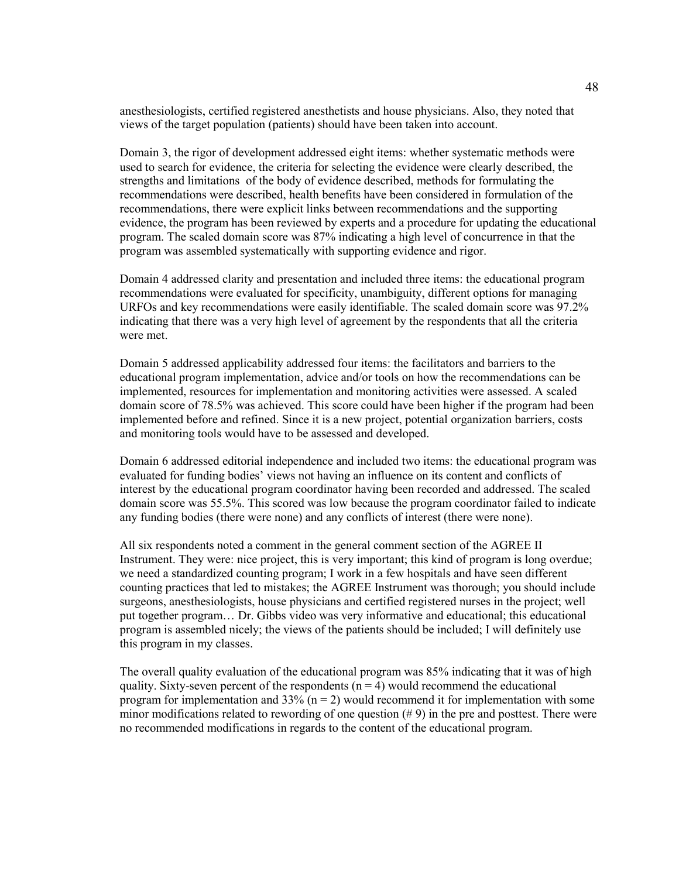anesthesiologists, certified registered anesthetists and house physicians. Also, they noted that views of the target population (patients) should have been taken into account.

Domain 3, the rigor of development addressed eight items: whether systematic methods were used to search for evidence, the criteria for selecting the evidence were clearly described, the strengths and limitations of the body of evidence described, methods for formulating the recommendations were described, health benefits have been considered in formulation of the recommendations, there were explicit links between recommendations and the supporting evidence, the program has been reviewed by experts and a procedure for updating the educational program. The scaled domain score was 87% indicating a high level of concurrence in that the program was assembled systematically with supporting evidence and rigor.

Domain 4 addressed clarity and presentation and included three items: the educational program recommendations were evaluated for specificity, unambiguity, different options for managing URFOs and key recommendations were easily identifiable. The scaled domain score was 97.2% indicating that there was a very high level of agreement by the respondents that all the criteria were met.

Domain 5 addressed applicability addressed four items: the facilitators and barriers to the educational program implementation, advice and/or tools on how the recommendations can be implemented, resources for implementation and monitoring activities were assessed. A scaled domain score of 78.5% was achieved. This score could have been higher if the program had been implemented before and refined. Since it is a new project, potential organization barriers, costs and monitoring tools would have to be assessed and developed.

Domain 6 addressed editorial independence and included two items: the educational program was evaluated for funding bodies' views not having an influence on its content and conflicts of interest by the educational program coordinator having been recorded and addressed. The scaled domain score was 55.5%. This scored was low because the program coordinator failed to indicate any funding bodies (there were none) and any conflicts of interest (there were none).

All six respondents noted a comment in the general comment section of the AGREE II Instrument. They were: nice project, this is very important; this kind of program is long overdue; we need a standardized counting program; I work in a few hospitals and have seen different counting practices that led to mistakes; the AGREE Instrument was thorough; you should include surgeons, anesthesiologists, house physicians and certified registered nurses in the project; well put together program… Dr. Gibbs video was very informative and educational; this educational program is assembled nicely; the views of the patients should be included; I will definitely use this program in my classes.

The overall quality evaluation of the educational program was 85% indicating that it was of high quality. Sixty-seven percent of the respondents ($n = 4$) would recommend the educational program for implementation and 33% ($n = 2$) would recommend it for implementation with some minor modifications related to rewording of one question (# 9) in the pre and posttest. There were no recommended modifications in regards to the content of the educational program.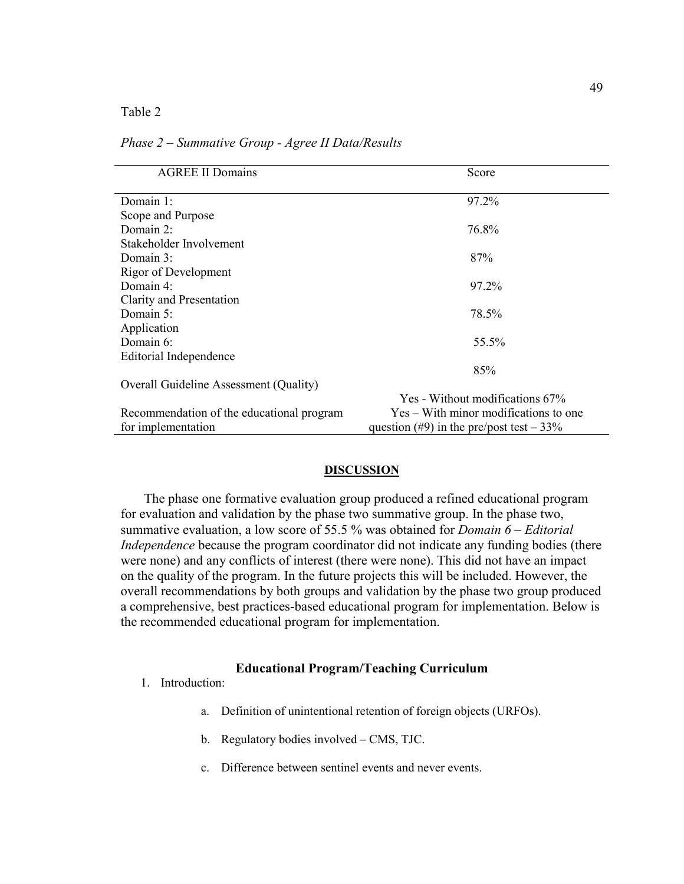Table 2

*Phase 2 – Summative Group - Agree II Data/Results*

| AGREE II Domains | Score |
|---|---|
| Domain 1: Scope and Purpose | 97.2% |
| Domain 2: Stakeholder Involvement | 76.8% |
| Domain 3: Rigor of Development | 87% |
| Domain 4: Clarity and Presentation | 97.2% |
| Domain 5: Application | 78.5% |
| Domain 6: Editorial Independence | 55.5% |
| Overall Guideline Assessment (Quality) | 85% |
| Recommendation of the educational program for implementation | Yes - Without modifications 67%<br>Yes – With minor modifications to one question (#9) in the pre/post test – 33% |

**DISCUSSION**

The phase one formative evaluation group produced a refined educational program for evaluation and validation by the phase two summative group. In the phase two, summative evaluation, a low score of 55.5 % was obtained for *Domain 6 – Editorial Independence* because the program coordinator did not indicate any funding bodies (there were none) and any conflicts of interest (there were none). This did not have an impact on the quality of the program. In the future projects this will be included. However, the overall recommendations by both groups and validation by the phase two group produced a comprehensive, best practices-based educational program for implementation. Below is the recommended educational program for implementation.

**Educational Program/Teaching Curriculum**

1. Introduction:
    a. Definition of unintentional retention of foreign objects (URFOs).
    b. Regulatory bodies involved – CMS, TJC.
    c. Difference between sentinel events and never events.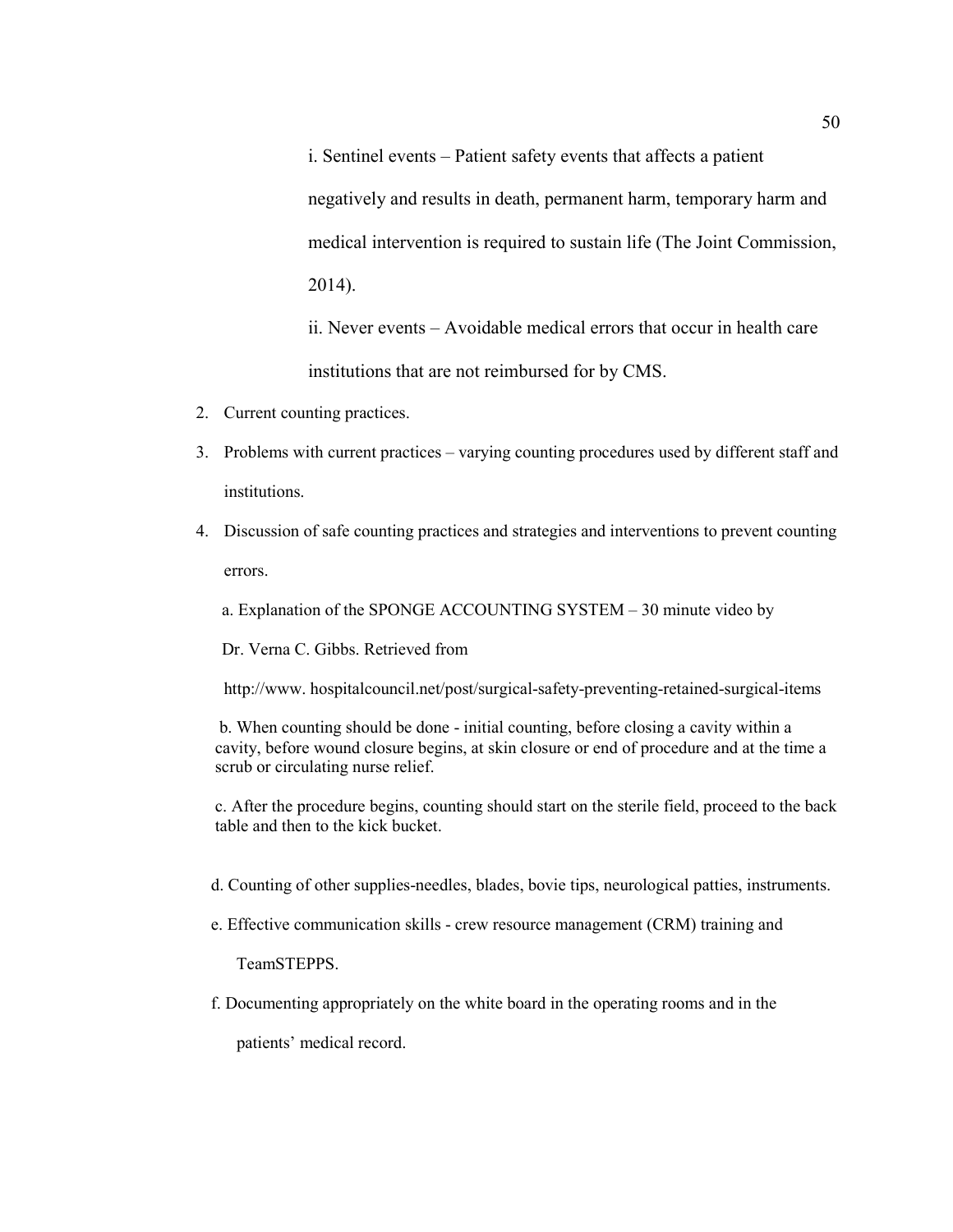i. Sentinel events – Patient safety events that affects a patient negatively and results in death, permanent harm, temporary harm and medical intervention is required to sustain life (The Joint Commission, 2014).

ii. Never events – Avoidable medical errors that occur in health care institutions that are not reimbursed for by CMS.

2. Current counting practices.
3. Problems with current practices – varying counting procedures used by different staff and institutions.
4. Discussion of safe counting practices and strategies and interventions to prevent counting errors.

   a. Explanation of the SPONGE ACCOUNTING SYSTEM – 30 minute video by Dr. Verna C. Gibbs. Retrieved from http://www. hospitalcouncil.net/post/surgical-safety-preventing-retained-surgical-items

   b. When counting should be done - initial counting, before closing a cavity within a cavity, before wound closure begins, at skin closure or end of procedure and at the time a scrub or circulating nurse relief.

   c. After the procedure begins, counting should start on the sterile field, proceed to the back table and then to the kick bucket.

   d. Counting of other supplies-needles, blades, bovie tips, neurological patties, instruments.

   e. Effective communication skills - crew resource management (CRM) training and TeamSTEPPS.

   f. Documenting appropriately on the white board in the operating rooms and in the patients' medical record.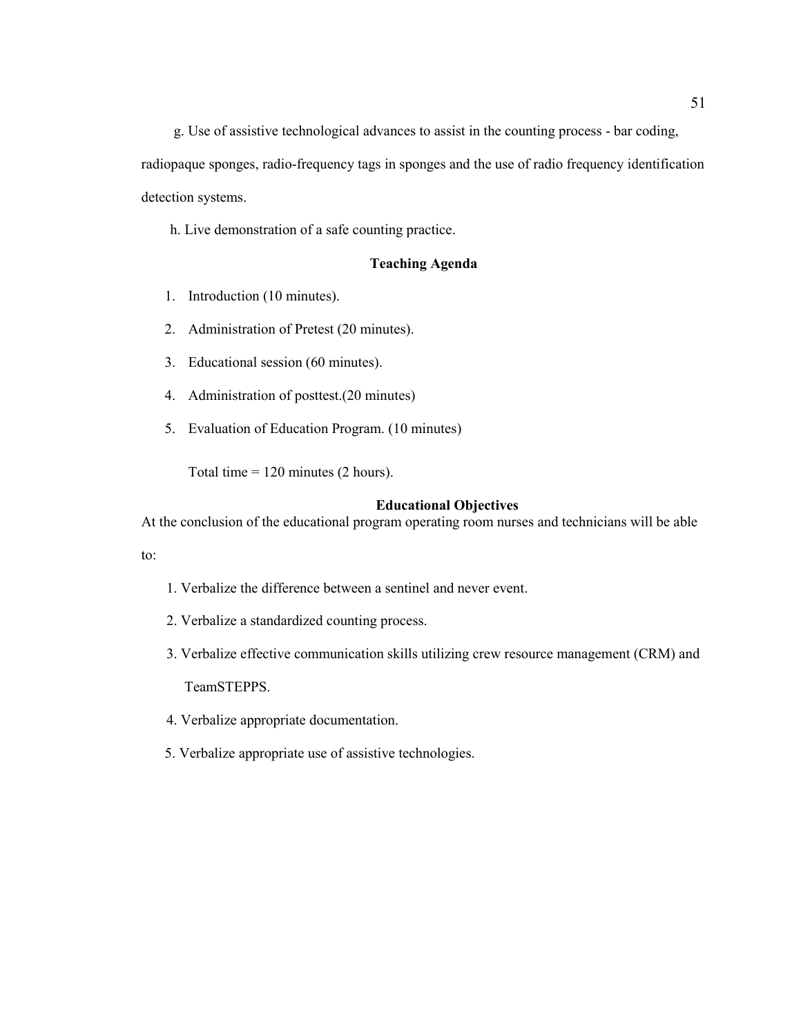g. Use of assistive technological advances to assist in the counting process - bar coding, radiopaque sponges, radio-frequency tags in sponges and the use of radio frequency identification detection systems.

h. Live demonstration of a safe counting practice.

**Teaching Agenda**

1. Introduction (10 minutes).
2. Administration of Pretest (20 minutes).
3. Educational session (60 minutes).
4. Administration of posttest.(20 minutes)
5. Evaluation of Education Program. (10 minutes)

Total time = 120 minutes (2 hours).

**Educational Objectives**

At the conclusion of the educational program operating room nurses and technicians will be able to:

1. Verbalize the difference between a sentinel and never event.
2. Verbalize a standardized counting process.
3. Verbalize effective communication skills utilizing crew resource management (CRM) and TeamSTEPPS.
4. Verbalize appropriate documentation.
5. Verbalize appropriate use of assistive technologies.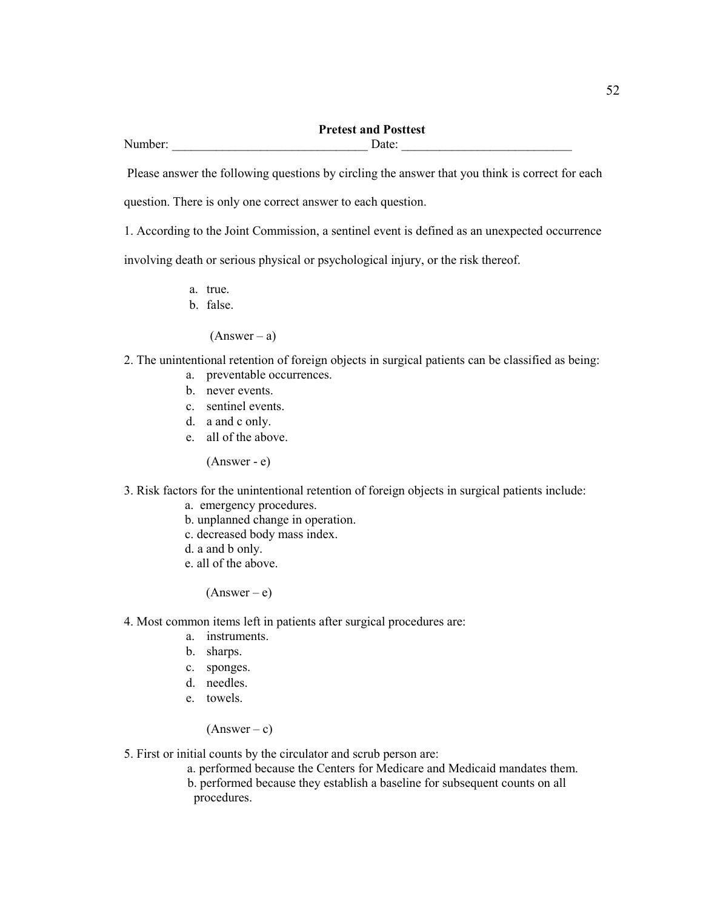**Pretest and Posttest**

Number: ______________________________ Date: __________________________

Please answer the following questions by circling the answer that you think is correct for each question. There is only one correct answer to each question.

1. According to the Joint Commission, a sentinel event is defined as an unexpected occurrence involving death or serious physical or psychological injury, or the risk thereof.

   a. true.
   b. false.

   (Answer – a)

2. The unintentional retention of foreign objects in surgical patients can be classified as being:

   a. preventable occurrences.
   b. never events.
   c. sentinel events.
   d. a and c only.
   e. all of the above.

   (Answer - e)

3. Risk factors for the unintentional retention of foreign objects in surgical patients include:

   a. emergency procedures.
   b. unplanned change in operation.
   c. decreased body mass index.
   d. a and b only.
   e. all of the above.

   (Answer – e)

4. Most common items left in patients after surgical procedures are:

   a. instruments.
   b. sharps.
   c. sponges.
   d. needles.
   e. towels.

   (Answer – c)

5. First or initial counts by the circulator and scrub person are:

   a. performed because the Centers for Medicare and Medicaid mandates them.
   b. performed because they establish a baseline for subsequent counts on all procedures.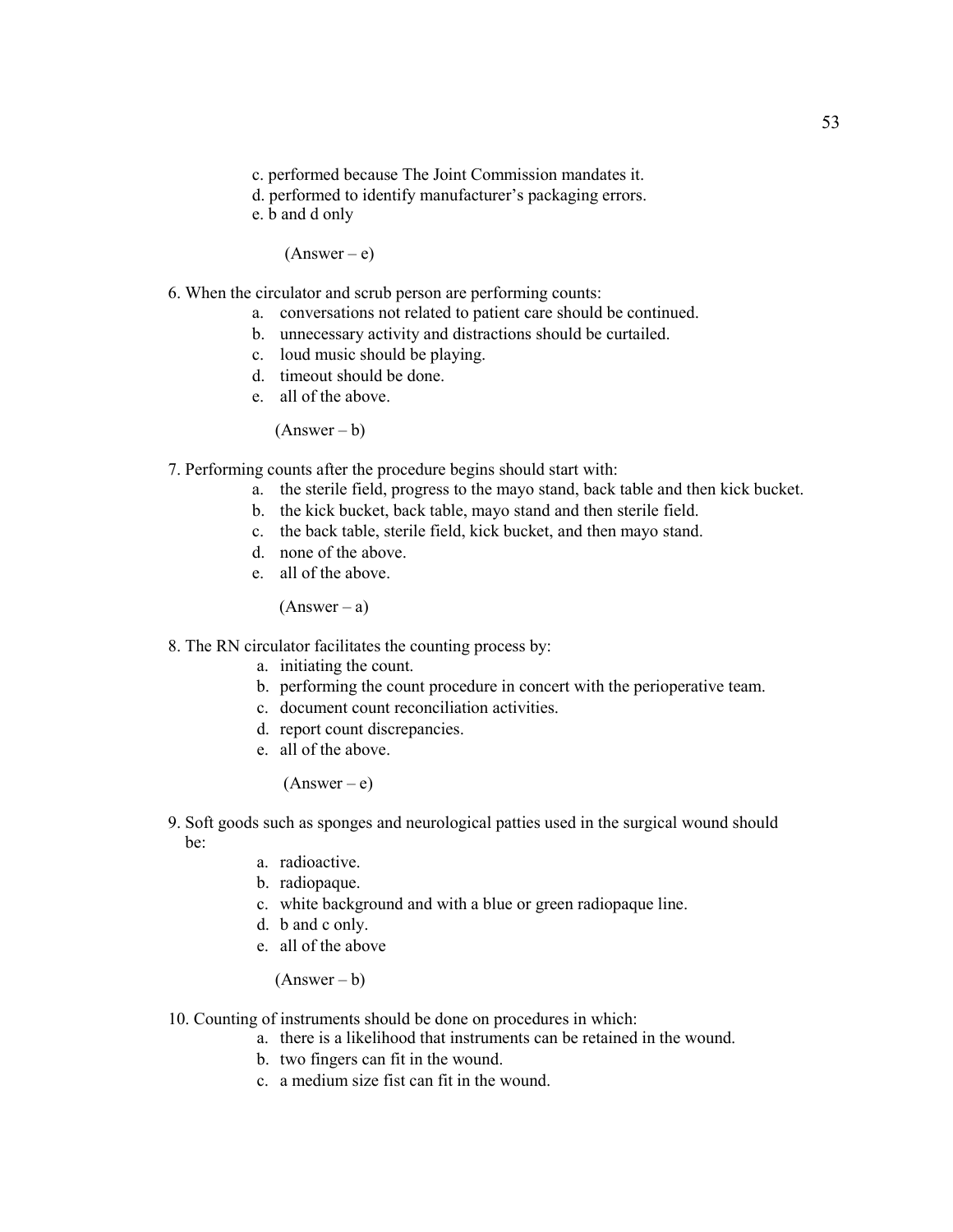c. performed because The Joint Commission mandates it.
d. performed to identify manufacturer's packaging errors.
e. b and d only

(Answer – e)

6. When the circulator and scrub person are performing counts:
   a. conversations not related to patient care should be continued.
   b. unnecessary activity and distractions should be curtailed.
   c. loud music should be playing.
   d. timeout should be done.
   e. all of the above.

   (Answer – b)

7. Performing counts after the procedure begins should start with:
   a. the sterile field, progress to the mayo stand, back table and then kick bucket.
   b. the kick bucket, back table, mayo stand and then sterile field.
   c. the back table, sterile field, kick bucket, and then mayo stand.
   d. none of the above.
   e. all of the above.

   (Answer – a)

8. The RN circulator facilitates the counting process by:
   a. initiating the count.
   b. performing the count procedure in concert with the perioperative team.
   c. document count reconciliation activities.
   d. report count discrepancies.
   e. all of the above.

   (Answer – e)

9. Soft goods such as sponges and neurological patties used in the surgical wound should be:
   a. radioactive.
   b. radiopaque.
   c. white background and with a blue or green radiopaque line.
   d. b and c only.
   e. all of the above

   (Answer – b)

10. Counting of instruments should be done on procedures in which:
    a. there is a likelihood that instruments can be retained in the wound.
    b. two fingers can fit in the wound.
    c. a medium size fist can fit in the wound.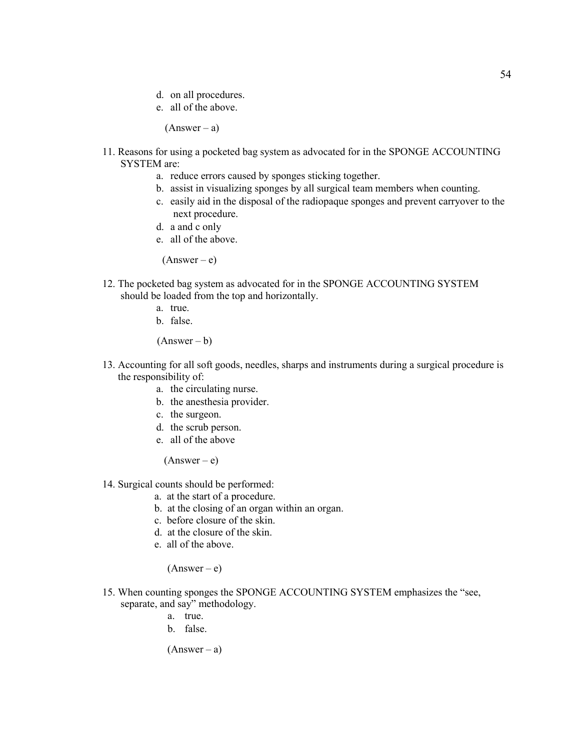d. on all procedures.
e. all of the above.

(Answer – a)

11. Reasons for using a pocketed bag system as advocated for in the SPONGE ACCOUNTING SYSTEM are:
    a. reduce errors caused by sponges sticking together.
    b. assist in visualizing sponges by all surgical team members when counting.
    c. easily aid in the disposal of the radiopaque sponges and prevent carryover to the next procedure.
    d. a and c only
    e. all of the above.

    (Answer – e)

12. The pocketed bag system as advocated for in the SPONGE ACCOUNTING SYSTEM should be loaded from the top and horizontally.
    a. true.
    b. false.

    (Answer – b)

13. Accounting for all soft goods, needles, sharps and instruments during a surgical procedure is the responsibility of:
    a. the circulating nurse.
    b. the anesthesia provider.
    c. the surgeon.
    d. the scrub person.
    e. all of the above

    (Answer – e)

14. Surgical counts should be performed:
    a. at the start of a procedure.
    b. at the closing of an organ within an organ.
    c. before closure of the skin.
    d. at the closure of the skin.
    e. all of the above.

    (Answer – e)

15. When counting sponges the SPONGE ACCOUNTING SYSTEM emphasizes the "see, separate, and say" methodology.
    a. true.
    b. false.

    (Answer – a)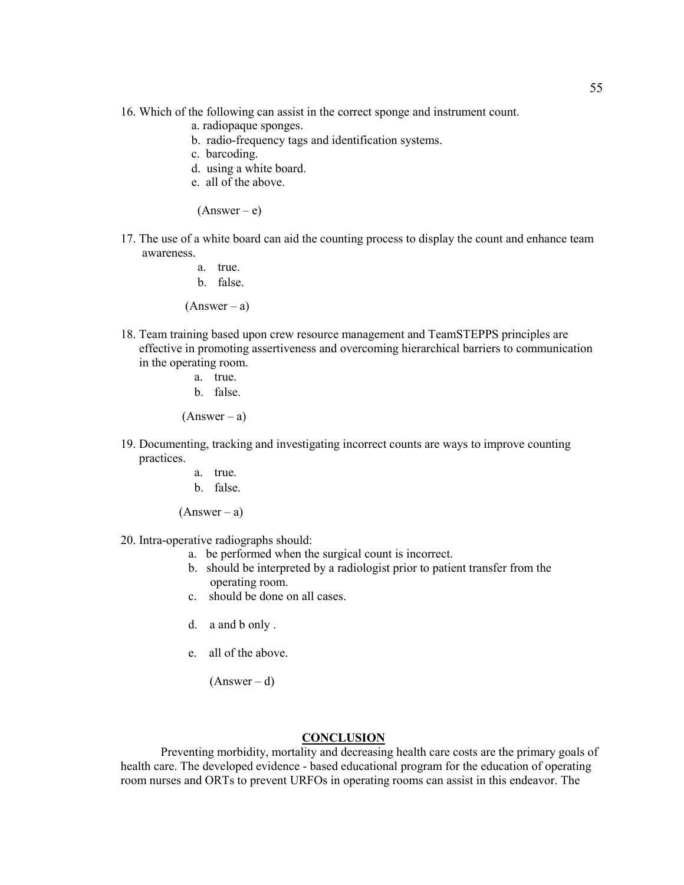16. Which of the following can assist in the correct sponge and instrument count.
    - a. radiopaque sponges.
    - b. radio-frequency tags and identification systems.
    - c. barcoding.
    - d. using a white board.
    - e. all of the above.

    (Answer – e)

17. The use of a white board can aid the counting process to display the count and enhance team awareness.
    - a. true.
    - b. false.

    (Answer – a)

18. Team training based upon crew resource management and TeamSTEPPS principles are effective in promoting assertiveness and overcoming hierarchical barriers to communication in the operating room.
    - a. true.
    - b. false.

    (Answer – a)

19. Documenting, tracking and investigating incorrect counts are ways to improve counting practices.
    - a. true.
    - b. false.

    (Answer – a)

20. Intra-operative radiographs should:
    - a. be performed when the surgical count is incorrect.
    - b. should be interpreted by a radiologist prior to patient transfer from the operating room.
    - c. should be done on all cases.
    - d. a and b only .
    - e. all of the above.

    (Answer – d)

## CONCLUSION

Preventing morbidity, mortality and decreasing health care costs are the primary goals of health care. The developed evidence - based educational program for the education of operating room nurses and ORTs to prevent URFOs in operating rooms can assist in this endeavor. The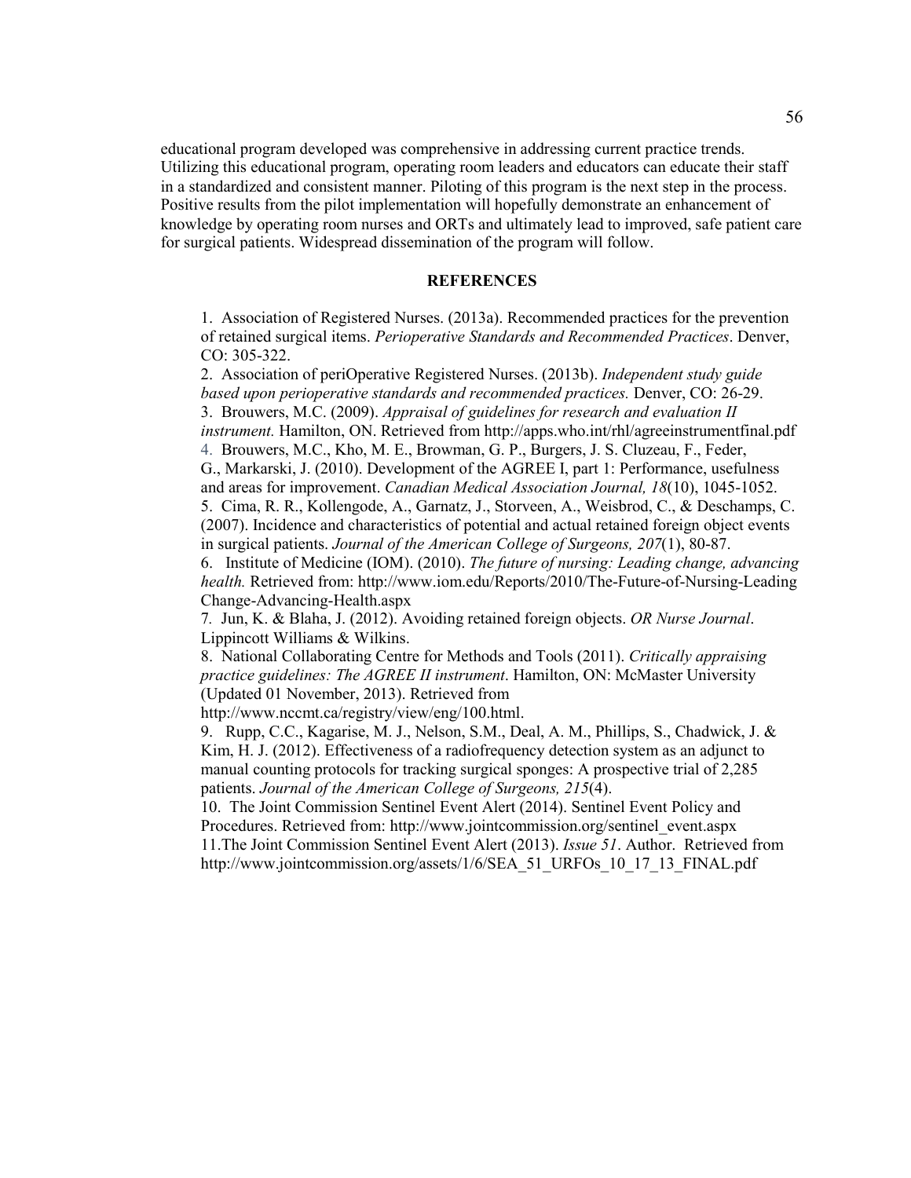educational program developed was comprehensive in addressing current practice trends. Utilizing this educational program, operating room leaders and educators can educate their staff in a standardized and consistent manner. Piloting of this program is the next step in the process. Positive results from the pilot implementation will hopefully demonstrate an enhancement of knowledge by operating room nurses and ORTs and ultimately lead to improved, safe patient care for surgical patients. Widespread dissemination of the program will follow.

## REFERENCES

1. Association of Registered Nurses. (2013a). Recommended practices for the prevention of retained surgical items. *Perioperative Standards and Recommended Practices*. Denver, CO: 305-322.
2. Association of periOperative Registered Nurses. (2013b). *Independent study guide based upon perioperative standards and recommended practices.* Denver, CO: 26-29.
3. Brouwers, M.C. (2009). *Appraisal of guidelines for research and evaluation II instrument.* Hamilton, ON. Retrieved from http://apps.who.int/rhl/agreeinstrumentfinal.pdf
4. Brouwers, M.C., Kho, M. E., Browman, G. P., Burgers, J. S. Cluzeau, F., Feder, G., Markarski, J. (2010). Development of the AGREE I, part 1: Performance, usefulness and areas for improvement. *Canadian Medical Association Journal, 18*(10), 1045-1052.
5. Cima, R. R., Kollengode, A., Garnatz, J., Storveen, A., Weisbrod, C., & Deschamps, C. (2007). Incidence and characteristics of potential and actual retained foreign object events in surgical patients. *Journal of the American College of Surgeons, 207*(1), 80-87.
6. Institute of Medicine (IOM). (2010). *The future of nursing: Leading change, advancing health.* Retrieved from: http://www.iom.edu/Reports/2010/The-Future-of-Nursing-Leading Change-Advancing-Health.aspx
7. Jun, K. & Blaha, J. (2012). Avoiding retained foreign objects. *OR Nurse Journal*. Lippincott Williams & Wilkins.
8. National Collaborating Centre for Methods and Tools (2011). *Critically appraising practice guidelines: The AGREE II instrument*. Hamilton, ON: McMaster University (Updated 01 November, 2013). Retrieved from http://www.nccmt.ca/registry/view/eng/100.html.
9. Rupp, C.C., Kagarise, M. J., Nelson, S.M., Deal, A. M., Phillips, S., Chadwick, J. & Kim, H. J. (2012). Effectiveness of a radiofrequency detection system as an adjunct to manual counting protocols for tracking surgical sponges: A prospective trial of 2,285 patients. *Journal of the American College of Surgeons, 215*(4).
10. The Joint Commission Sentinel Event Alert (2014). Sentinel Event Policy and Procedures. Retrieved from: http://www.jointcommission.org/sentinel_event.aspx
11. The Joint Commission Sentinel Event Alert (2013). *Issue 51*. Author. Retrieved from http://www.jointcommission.org/assets/1/6/SEA_51_URFOs_10_17_13_FINAL.pdf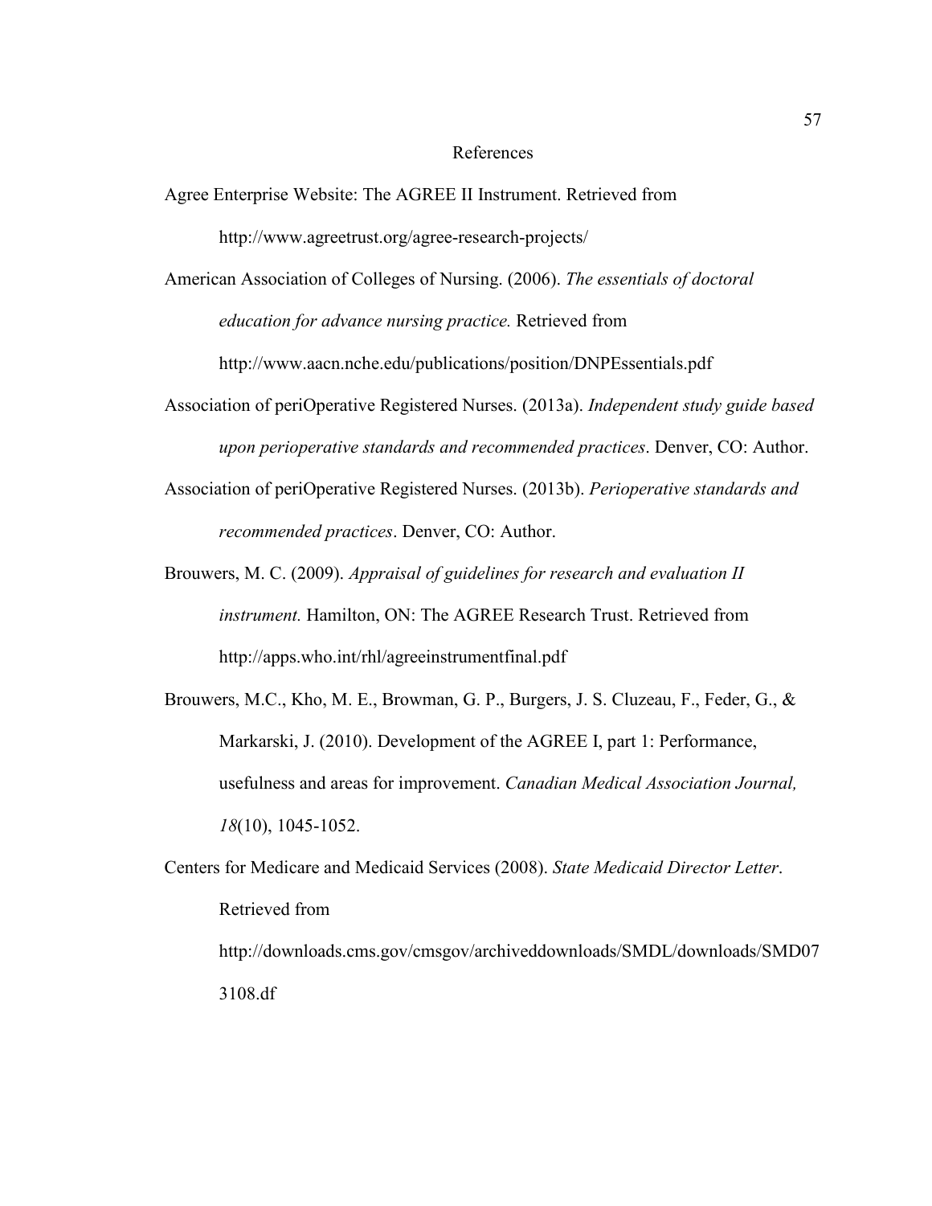# References

Agree Enterprise Website: The AGREE II Instrument. Retrieved from http://www.agreetrust.org/agree-research-projects/

American Association of Colleges of Nursing. (2006). *The essentials of doctoral education for advance nursing practice.* Retrieved from http://www.aacn.nche.edu/publications/position/DNPEssentials.pdf

Association of periOperative Registered Nurses. (2013a). *Independent study guide based upon perioperative standards and recommended practices*. Denver, CO: Author.

Association of periOperative Registered Nurses. (2013b). *Perioperative standards and recommended practices*. Denver, CO: Author.

Brouwers, M. C. (2009). *Appraisal of guidelines for research and evaluation II instrument.* Hamilton, ON: The AGREE Research Trust. Retrieved from http://apps.who.int/rhl/agreeinstrumentfinal.pdf

Brouwers, M.C., Kho, M. E., Browman, G. P., Burgers, J. S. Cluzeau, F., Feder, G., & Markarski, J. (2010). Development of the AGREE I, part 1: Performance, usefulness and areas for improvement. *Canadian Medical Association Journal, 18*(10), 1045-1052.

Centers for Medicare and Medicaid Services (2008). *State Medicaid Director Letter*. Retrieved from http://downloads.cms.gov/cmsgov/archiveddownloads/SMDL/downloads/SMD073108.df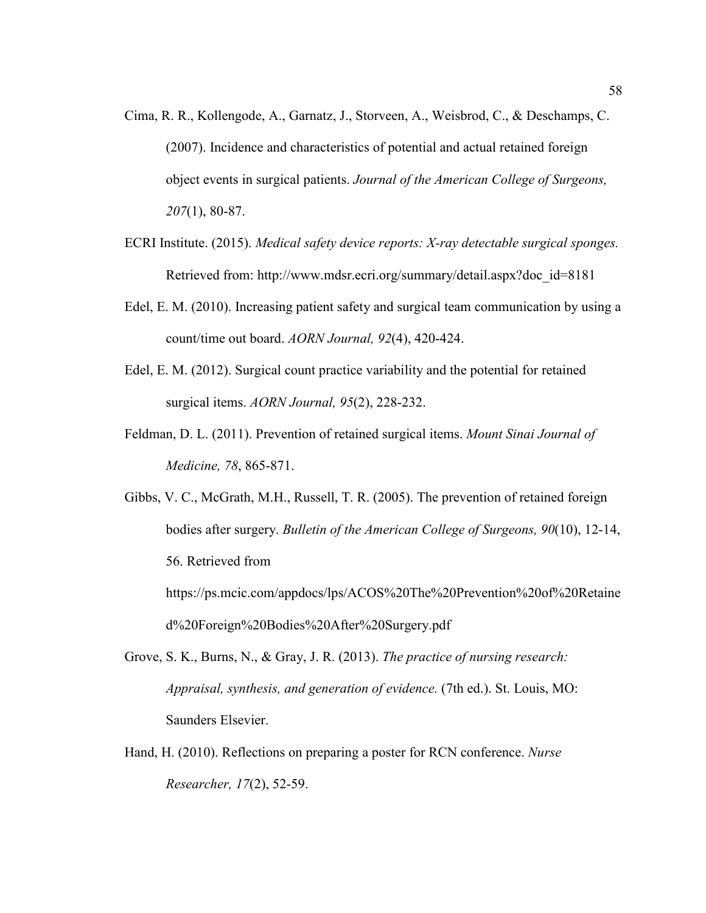Cima, R. R., Kollengode, A., Garnatz, J., Storveen, A., Weisbrod, C., & Deschamps, C. (2007). Incidence and characteristics of potential and actual retained foreign object events in surgical patients. *Journal of the American College of Surgeons, 207*(1), 80-87.

ECRI Institute. (2015). *Medical safety device reports: X-ray detectable surgical sponges.* Retrieved from: http://www.mdsr.ecri.org/summary/detail.aspx?doc_id=8181

Edel, E. M. (2010). Increasing patient safety and surgical team communication by using a count/time out board. *AORN Journal, 92*(4), 420-424.

Edel, E. M. (2012). Surgical count practice variability and the potential for retained surgical items. *AORN Journal, 95*(2), 228-232.

Feldman, D. L. (2011). Prevention of retained surgical items. *Mount Sinai Journal of Medicine, 78*, 865-871.

Gibbs, V. C., McGrath, M.H., Russell, T. R. (2005). The prevention of retained foreign bodies after surgery. *Bulletin of the American College of Surgeons, 90*(10), 12-14, 56. Retrieved from https://ps.mcic.com/appdocs/lps/ACOS%20The%20Prevention%20of%20Retained%20Foreign%20Bodies%20After%20Surgery.pdf

Grove, S. K., Burns, N., & Gray, J. R. (2013). *The practice of nursing research: Appraisal, synthesis, and generation of evidence.* (7th ed.). St. Louis, MO: Saunders Elsevier.

Hand, H. (2010). Reflections on preparing a poster for RCN conference. *Nurse Researcher, 17*(2), 52-59.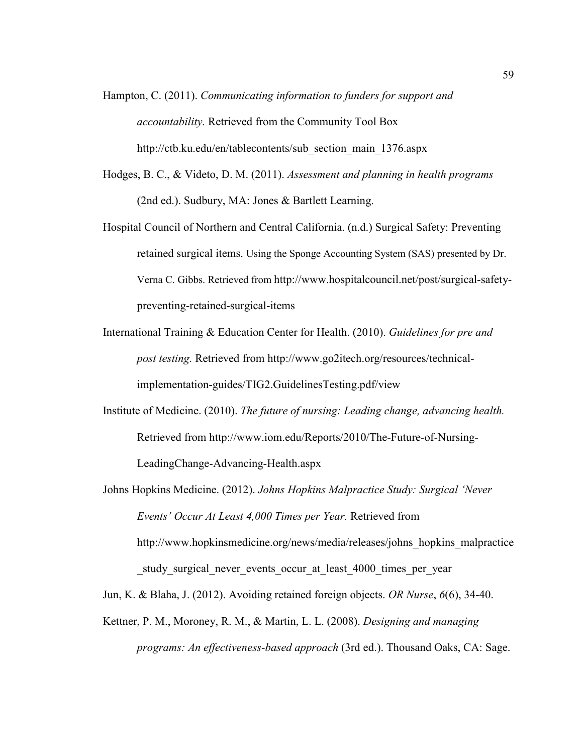Hampton, C. (2011). *Communicating information to funders for support and accountability.* Retrieved from the Community Tool Box http://ctb.ku.edu/en/tablecontents/sub_section_main_1376.aspx

Hodges, B. C., & Videto, D. M. (2011). *Assessment and planning in health programs* (2nd ed.). Sudbury, MA: Jones & Bartlett Learning.

Hospital Council of Northern and Central California. (n.d.) Surgical Safety: Preventing retained surgical items. Using the Sponge Accounting System (SAS) presented by Dr. Verna C. Gibbs. Retrieved from http://www.hospitalcouncil.net/post/surgical-safety-preventing-retained-surgical-items

International Training & Education Center for Health. (2010). *Guidelines for pre and post testing.* Retrieved from http://www.go2itech.org/resources/technical-implementation-guides/TIG2.GuidelinesTesting.pdf/view

Institute of Medicine. (2010). *The future of nursing: Leading change, advancing health.* Retrieved from http://www.iom.edu/Reports/2010/The-Future-of-Nursing-LeadingChange-Advancing-Health.aspx

Johns Hopkins Medicine. (2012). *Johns Hopkins Malpractice Study: Surgical 'Never Events' Occur At Least 4,000 Times per Year.* Retrieved from http://www.hopkinsmedicine.org/news/media/releases/johns_hopkins_malpractice_study_surgical_never_events_occur_at_least_4000_times_per_year

Jun, K. & Blaha, J. (2012). Avoiding retained foreign objects. *OR Nurse*, *6*(6), 34-40.

Kettner, P. M., Moroney, R. M., & Martin, L. L. (2008). *Designing and managing programs: An effectiveness-based approach* (3rd ed.). Thousand Oaks, CA: Sage.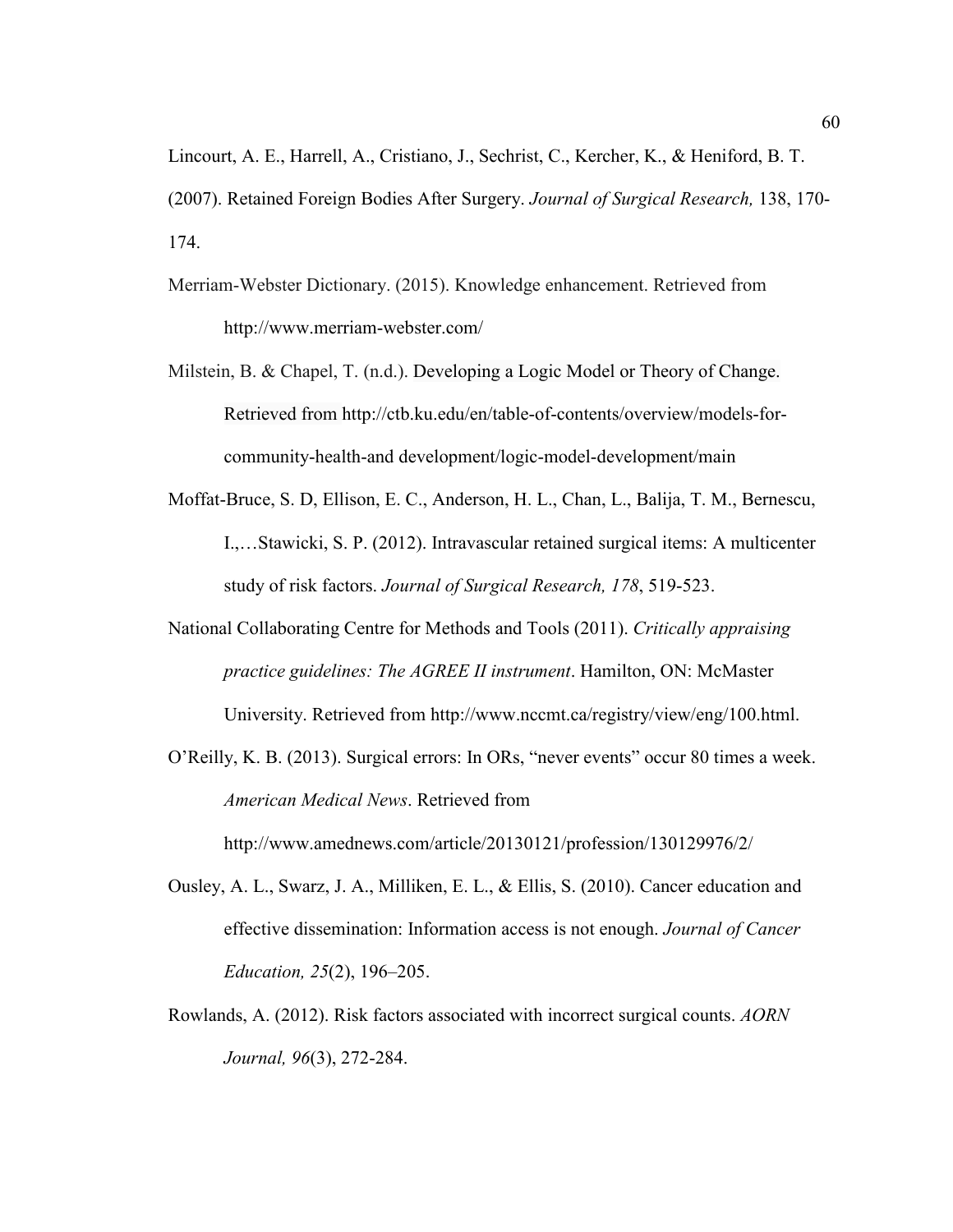Lincourt, A. E., Harrell, A., Cristiano, J., Sechrist, C., Kercher, K., & Heniford, B. T. (2007). Retained Foreign Bodies After Surgery. *Journal of Surgical Research,* 138, 170-174.

Merriam-Webster Dictionary. (2015). Knowledge enhancement. Retrieved from http://www.merriam-webster.com/

Milstein, B. & Chapel, T. (n.d.). Developing a Logic Model or Theory of Change. Retrieved from http://ctb.ku.edu/en/table-of-contents/overview/models-for-community-health-and development/logic-model-development/main

Moffat-Bruce, S. D, Ellison, E. C., Anderson, H. L., Chan, L., Balija, T. M., Bernescu, I.,…Stawicki, S. P. (2012). Intravascular retained surgical items: A multicenter study of risk factors. *Journal of Surgical Research, 178*, 519-523.

National Collaborating Centre for Methods and Tools (2011). *Critically appraising practice guidelines: The AGREE II instrument*. Hamilton, ON: McMaster University. Retrieved from http://www.nccmt.ca/registry/view/eng/100.html.

O'Reilly, K. B. (2013). Surgical errors: In ORs, "never events" occur 80 times a week. *American Medical News*. Retrieved from http://www.amednews.com/article/20130121/profession/130129976/2/

Ousley, A. L., Swarz, J. A., Milliken, E. L., & Ellis, S. (2010). Cancer education and effective dissemination: Information access is not enough. *Journal of Cancer Education, 25*(2), 196–205.

Rowlands, A. (2012). Risk factors associated with incorrect surgical counts. *AORN Journal, 96*(3), 272-284.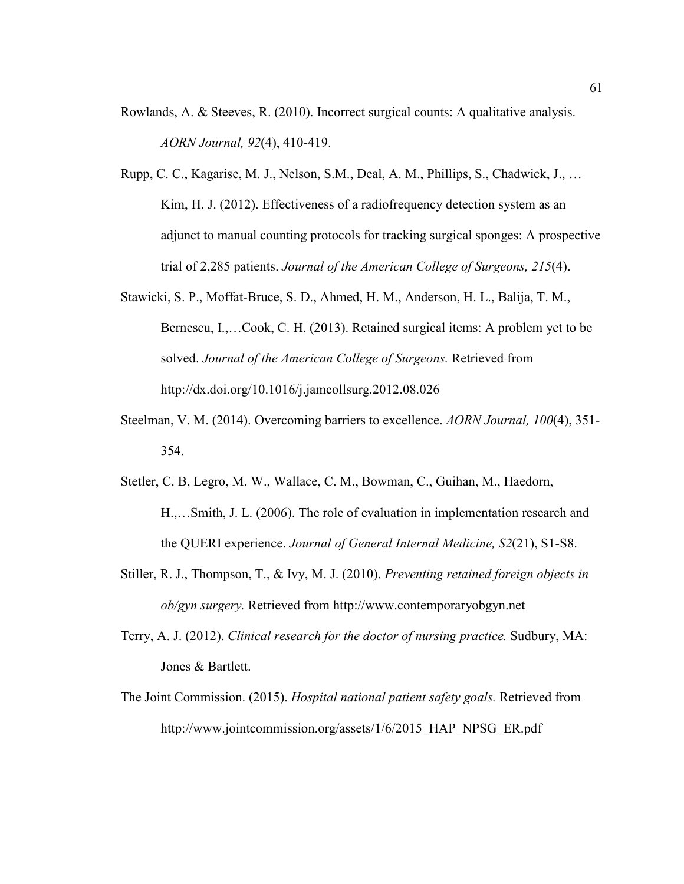Rowlands, A. & Steeves, R. (2010). Incorrect surgical counts: A qualitative analysis. *AORN Journal, 92*(4), 410-419.

Rupp, C. C., Kagarise, M. J., Nelson, S.M., Deal, A. M., Phillips, S., Chadwick, J., … Kim, H. J. (2012). Effectiveness of a radiofrequency detection system as an adjunct to manual counting protocols for tracking surgical sponges: A prospective trial of 2,285 patients. *Journal of the American College of Surgeons, 215*(4).

Stawicki, S. P., Moffat-Bruce, S. D., Ahmed, H. M., Anderson, H. L., Balija, T. M., Bernescu, I.,…Cook, C. H. (2013). Retained surgical items: A problem yet to be solved. *Journal of the American College of Surgeons.* Retrieved from http://dx.doi.org/10.1016/j.jamcollsurg.2012.08.026

Steelman, V. M. (2014). Overcoming barriers to excellence. *AORN Journal, 100*(4), 351-354.

Stetler, C. B, Legro, M. W., Wallace, C. M., Bowman, C., Guihan, M., Haedorn, H.,…Smith, J. L. (2006). The role of evaluation in implementation research and the QUERI experience. *Journal of General Internal Medicine, S2*(21), S1-S8.

Stiller, R. J., Thompson, T., & Ivy, M. J. (2010). *Preventing retained foreign objects in ob/gyn surgery.* Retrieved from http://www.contemporaryobgyn.net

Terry, A. J. (2012). *Clinical research for the doctor of nursing practice.* Sudbury, MA: Jones & Bartlett.

The Joint Commission. (2015). *Hospital national patient safety goals.* Retrieved from http://www.jointcommission.org/assets/1/6/2015_HAP_NPSG_ER.pdf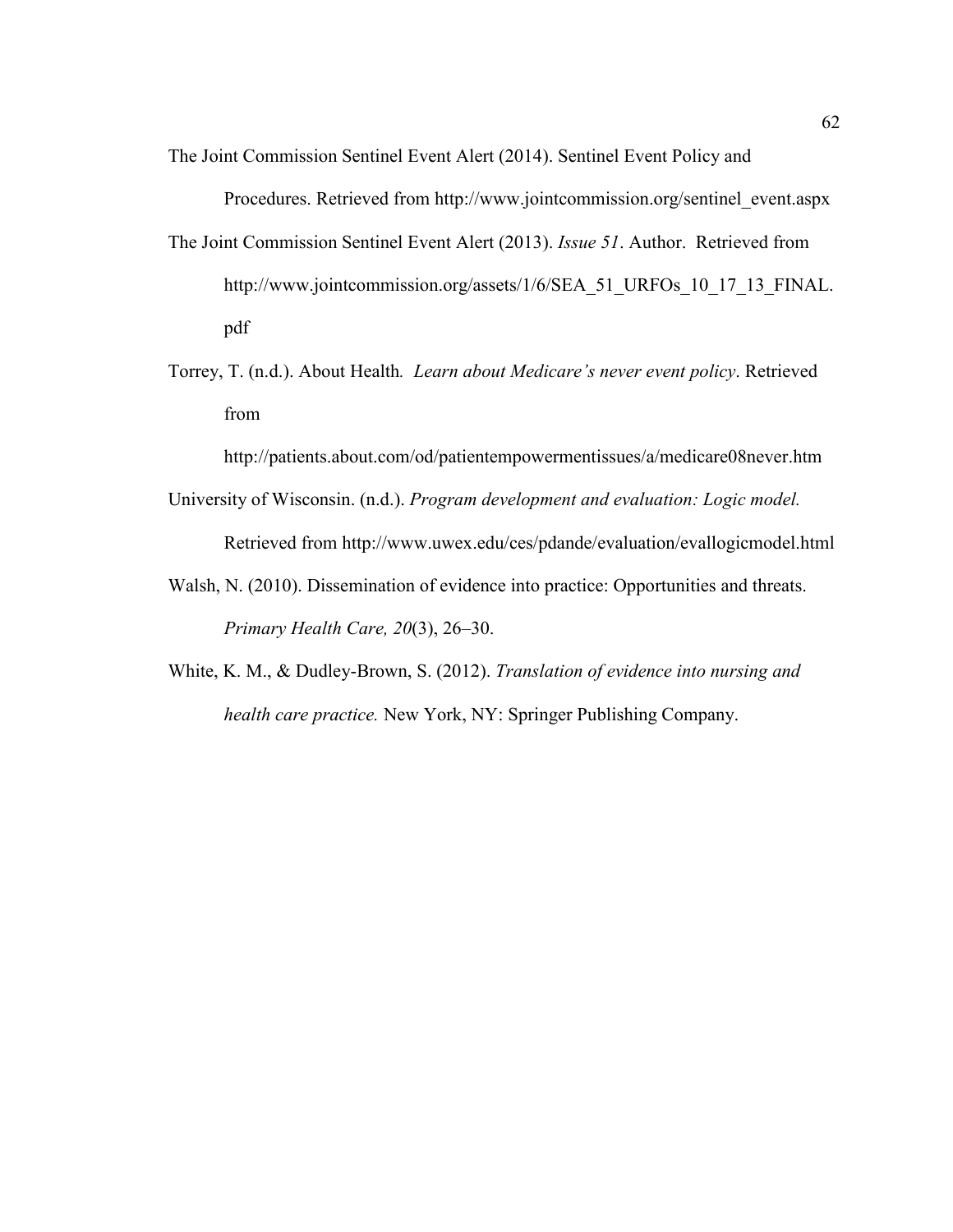The Joint Commission Sentinel Event Alert (2014). Sentinel Event Policy and Procedures. Retrieved from http://www.jointcommission.org/sentinel_event.aspx

The Joint Commission Sentinel Event Alert (2013). *Issue 51*. Author. Retrieved from http://www.jointcommission.org/assets/1/6/SEA_51_URFOs_10_17_13_FINAL.pdf

Torrey, T. (n.d.). About Health. *Learn about Medicare's never event policy*. Retrieved from http://patients.about.com/od/patientempowermentissues/a/medicare08never.htm

University of Wisconsin. (n.d.). *Program development and evaluation: Logic model.* Retrieved from http://www.uwex.edu/ces/pdande/evaluation/evallogicmodel.html

Walsh, N. (2010). Dissemination of evidence into practice: Opportunities and threats. *Primary Health Care, 20*(3), 26–30.

White, K. M., & Dudley-Brown, S. (2012). *Translation of evidence into nursing and health care practice.* New York, NY: Springer Publishing Company.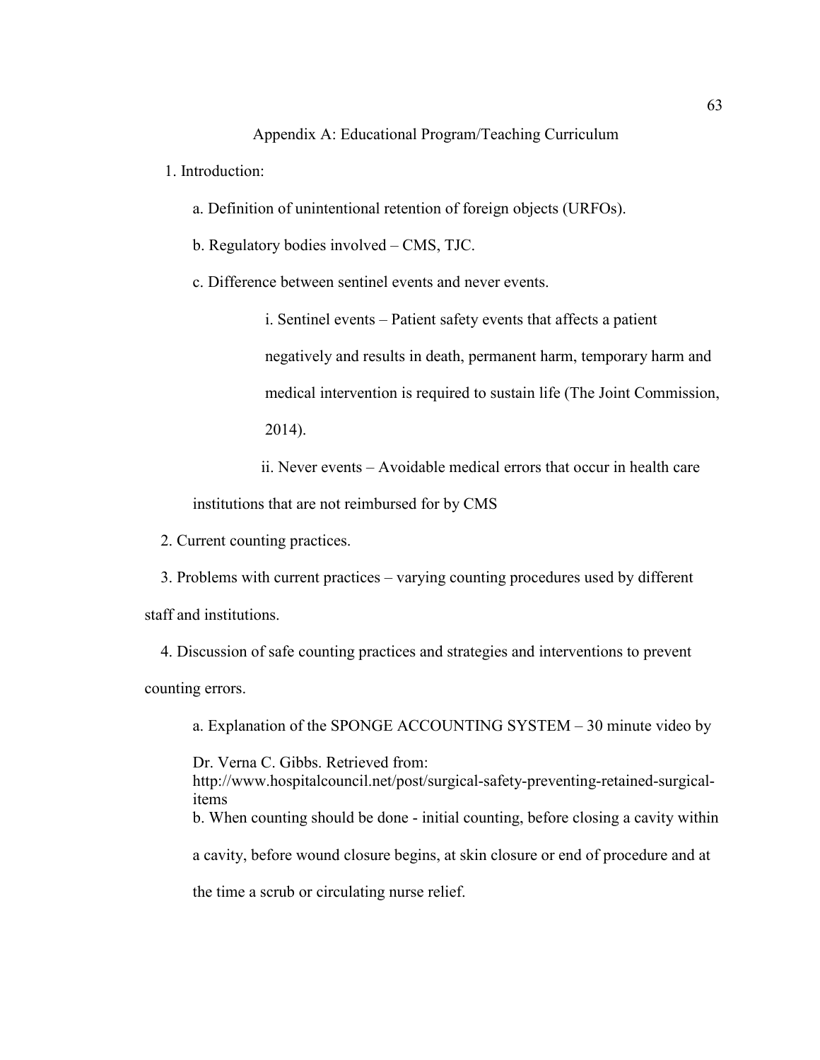## Appendix A: Educational Program/Teaching Curriculum

1. Introduction:

    a. Definition of unintentional retention of foreign objects (URFOs).

    b. Regulatory bodies involved – CMS, TJC.

    c. Difference between sentinel events and never events.

    i. Sentinel events – Patient safety events that affects a patient negatively and results in death, permanent harm, temporary harm and medical intervention is required to sustain life (The Joint Commission, 2014).

    ii. Never events – Avoidable medical errors that occur in health care institutions that are not reimbursed for by CMS

2. Current counting practices.

3. Problems with current practices – varying counting procedures used by different staff and institutions.

4. Discussion of safe counting practices and strategies and interventions to prevent counting errors.

    a. Explanation of the SPONGE ACCOUNTING SYSTEM – 30 minute video by Dr. Verna C. Gibbs. Retrieved from: http://www.hospitalcouncil.net/post/surgical-safety-preventing-retained-surgical-items

    b. When counting should be done - initial counting, before closing a cavity within a cavity, before wound closure begins, at skin closure or end of procedure and at the time a scrub or circulating nurse relief.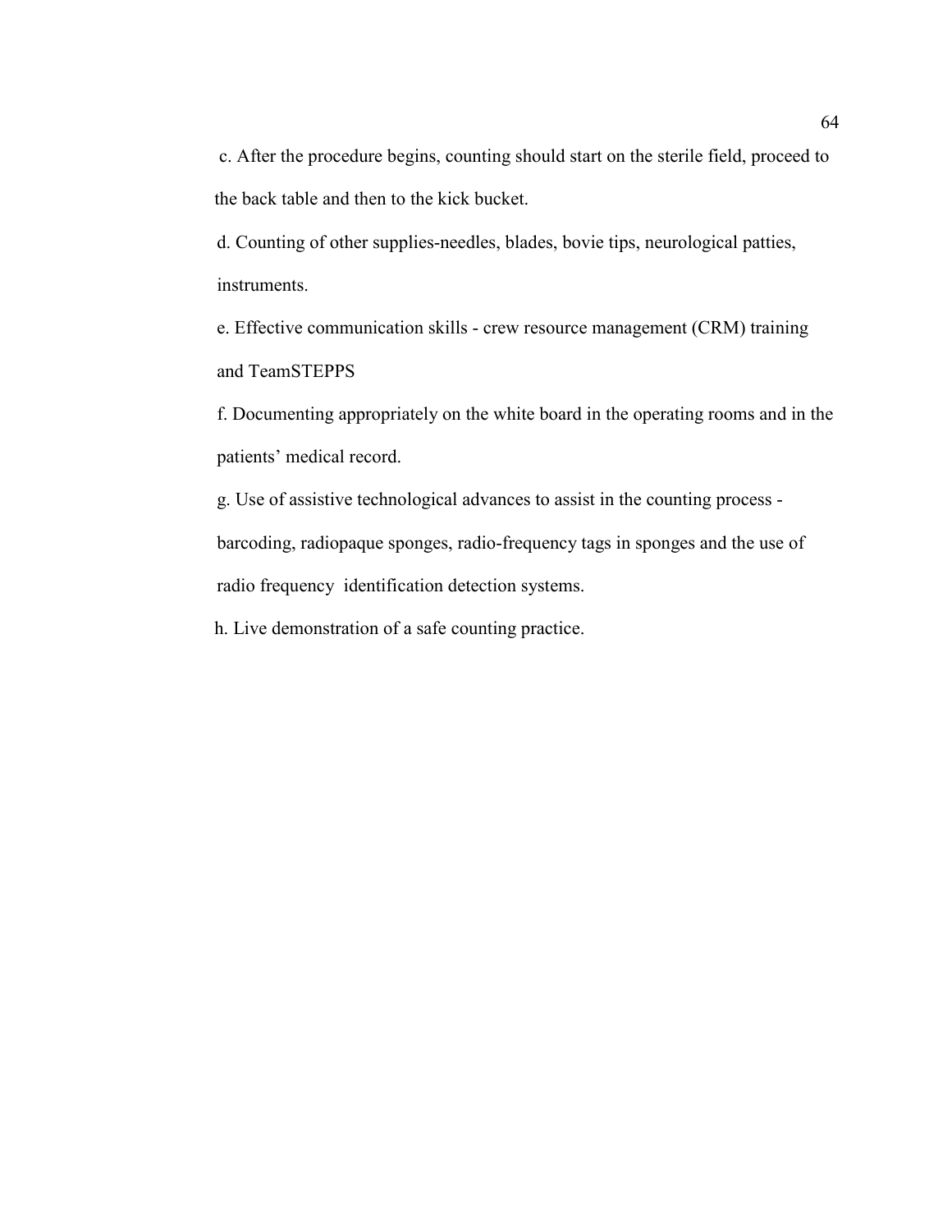c. After the procedure begins, counting should start on the sterile field, proceed to the back table and then to the kick bucket.

d. Counting of other supplies-needles, blades, bovie tips, neurological patties, instruments.

e. Effective communication skills - crew resource management (CRM) training and TeamSTEPPS

f. Documenting appropriately on the white board in the operating rooms and in the patients' medical record.

g. Use of assistive technological advances to assist in the counting process - barcoding, radiopaque sponges, radio-frequency tags in sponges and the use of radio frequency identification detection systems.

h. Live demonstration of a safe counting practice.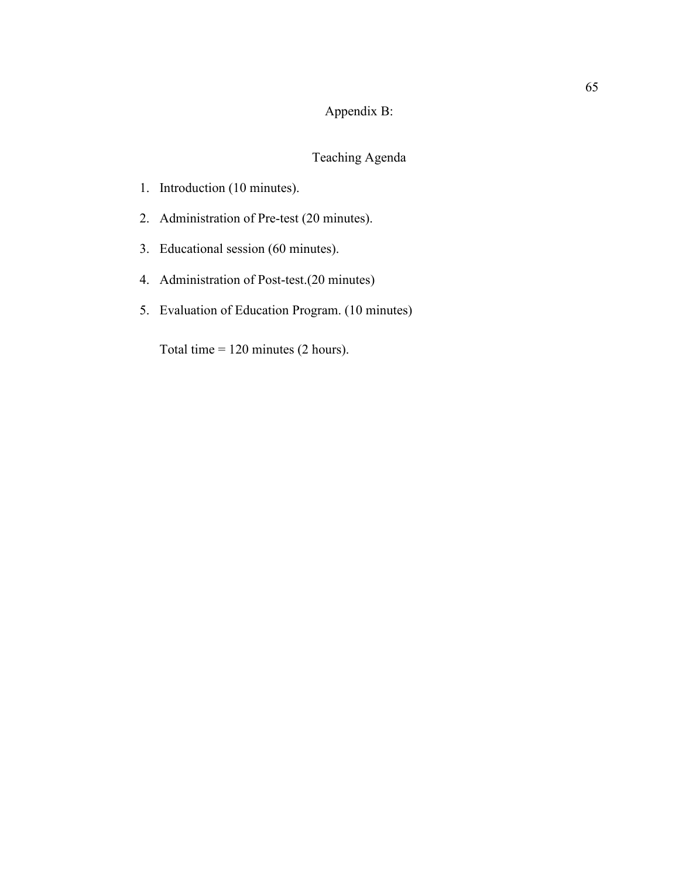# Appendix B:

## Teaching Agenda

1. Introduction (10 minutes).
2. Administration of Pre-test (20 minutes).
3. Educational session (60 minutes).
4. Administration of Post-test.(20 minutes)
5. Evaluation of Education Program. (10 minutes)

Total time = 120 minutes (2 hours).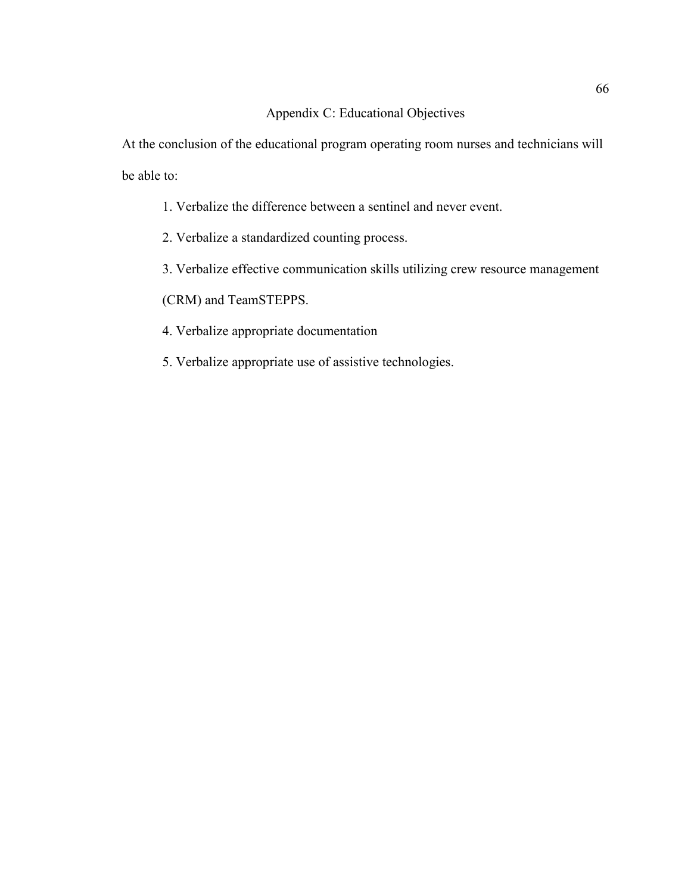# Appendix C: Educational Objectives

At the conclusion of the educational program operating room nurses and technicians will be able to:

1. Verbalize the difference between a sentinel and never event.
2. Verbalize a standardized counting process.
3. Verbalize effective communication skills utilizing crew resource management (CRM) and TeamSTEPPS.
4. Verbalize appropriate documentation
5. Verbalize appropriate use of assistive technologies.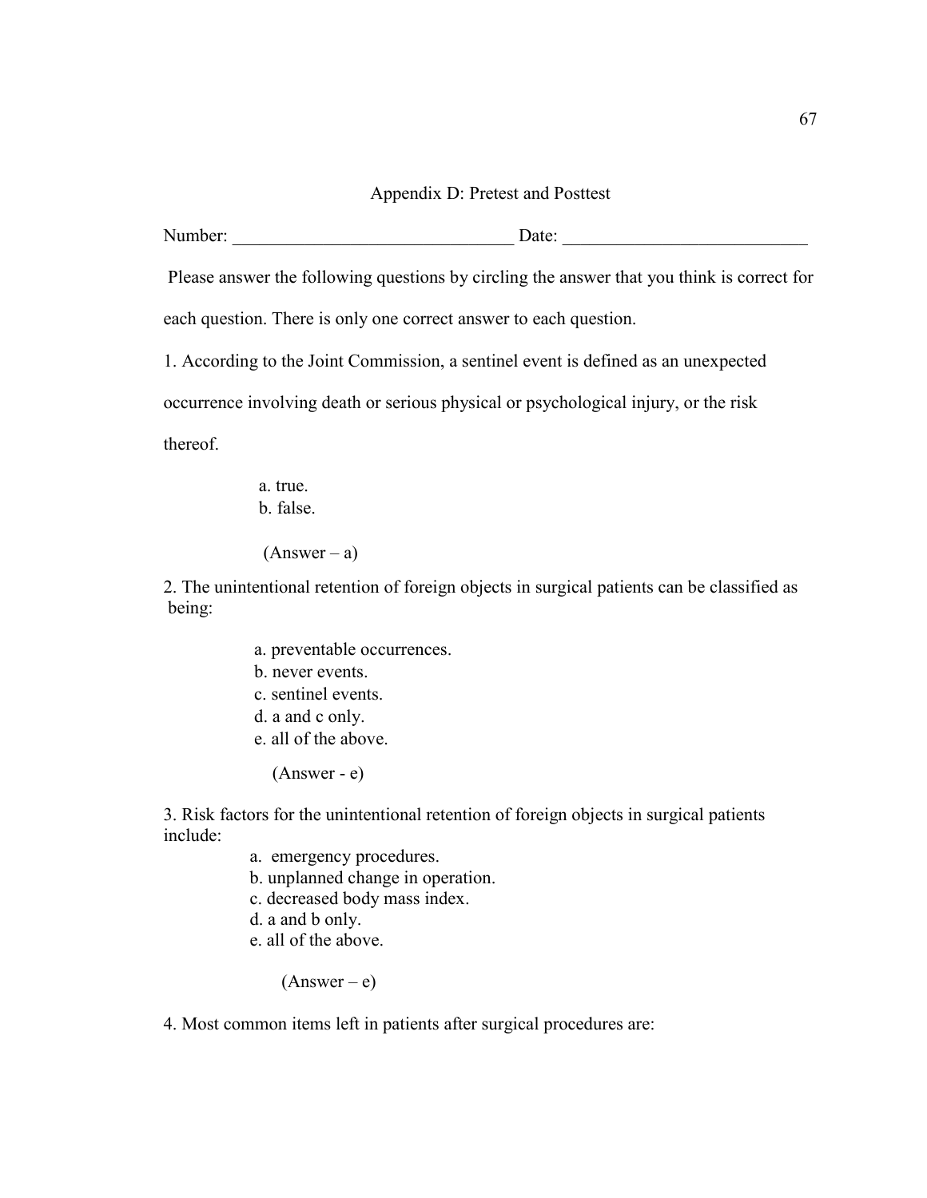## Appendix D: Pretest and Posttest

Number: ______________________________ Date: ___________________________

Please answer the following questions by circling the answer that you think is correct for each question. There is only one correct answer to each question.

1. According to the Joint Commission, a sentinel event is defined as an unexpected occurrence involving death or serious physical or psychological injury, or the risk thereof.

   a. true.
   b. false.

   (Answer – a)

2. The unintentional retention of foreign objects in surgical patients can be classified as being:

   a. preventable occurrences.
   b. never events.
   c. sentinel events.
   d. a and c only.
   e. all of the above.

   (Answer - e)

3. Risk factors for the unintentional retention of foreign objects in surgical patients include:

   a. emergency procedures.
   b. unplanned change in operation.
   c. decreased body mass index.
   d. a and b only.
   e. all of the above.

   (Answer – e)

4. Most common items left in patients after surgical procedures are: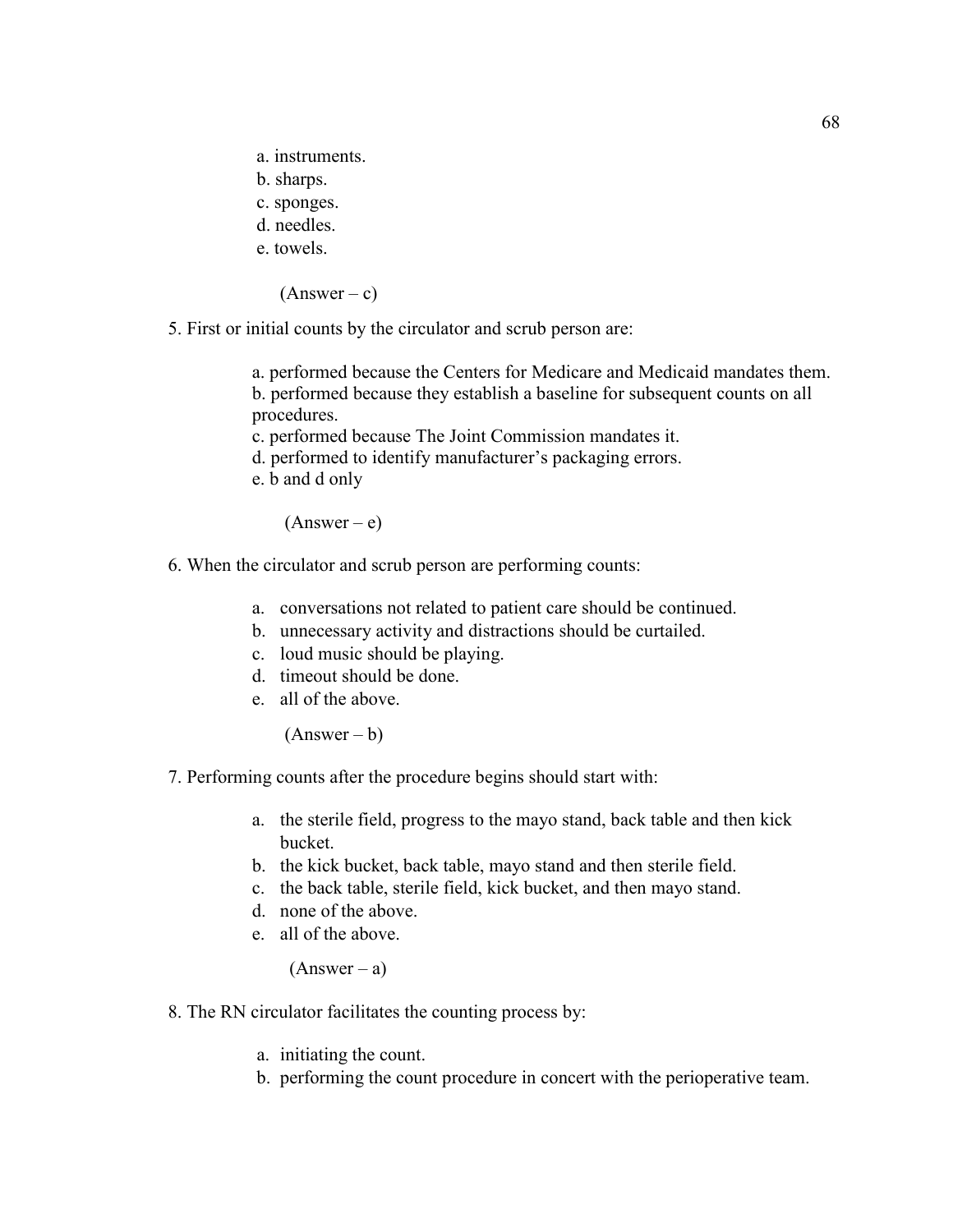a. instruments.
b. sharps.
c. sponges.
d. needles.
e. towels.

(Answer – c)

5. First or initial counts by the circulator and scrub person are:

a. performed because the Centers for Medicare and Medicaid mandates them.
b. performed because they establish a baseline for subsequent counts on all procedures.
c. performed because The Joint Commission mandates it.
d. performed to identify manufacturer's packaging errors.
e. b and d only

(Answer – e)

6. When the circulator and scrub person are performing counts:

a. conversations not related to patient care should be continued.
b. unnecessary activity and distractions should be curtailed.
c. loud music should be playing.
d. timeout should be done.
e. all of the above.

(Answer – b)

7. Performing counts after the procedure begins should start with:

a. the sterile field, progress to the mayo stand, back table and then kick bucket.
b. the kick bucket, back table, mayo stand and then sterile field.
c. the back table, sterile field, kick bucket, and then mayo stand.
d. none of the above.
e. all of the above.

(Answer – a)

8. The RN circulator facilitates the counting process by:

a. initiating the count.
b. performing the count procedure in concert with the perioperative team.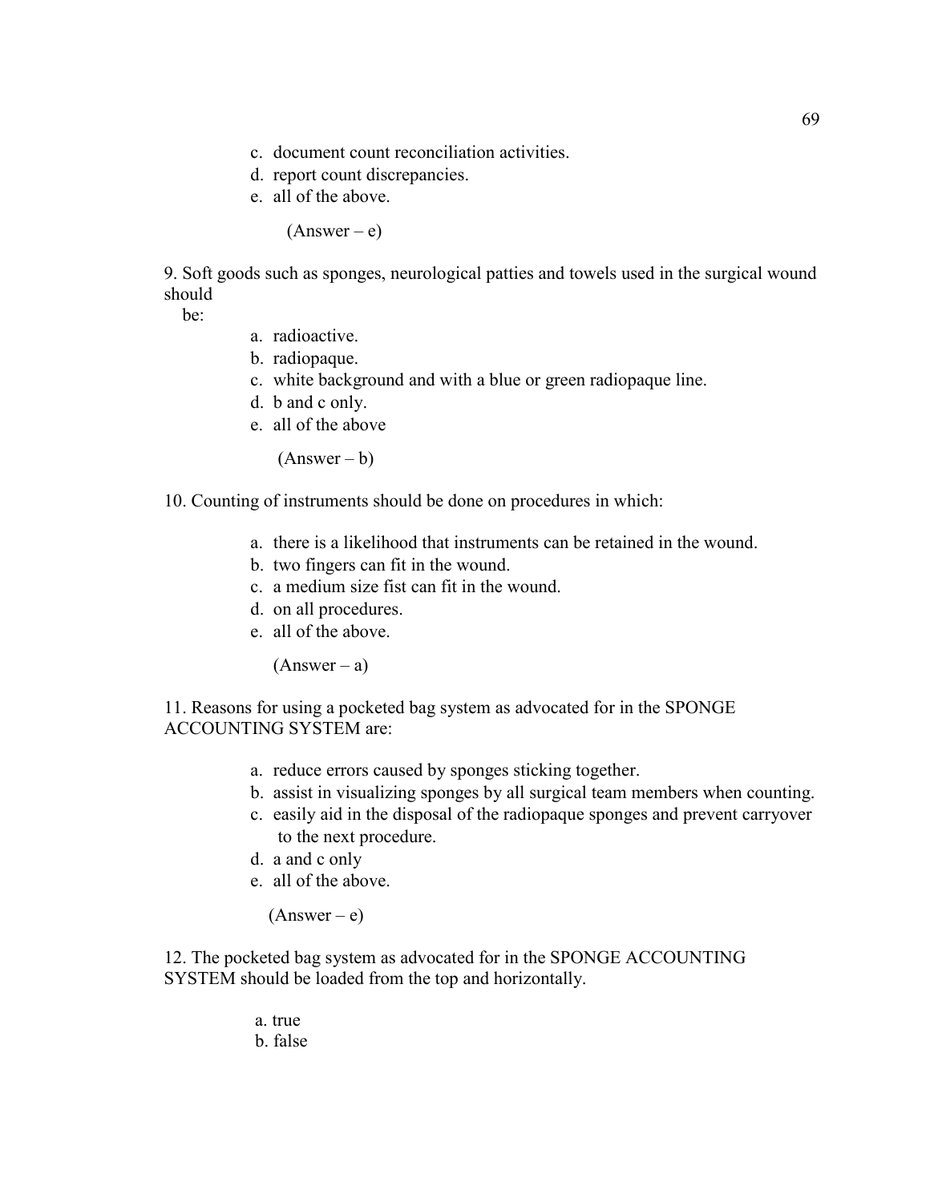c. document count reconciliation activities.
d. report count discrepancies.
e. all of the above.

(Answer – e)

9. Soft goods such as sponges, neurological patties and towels used in the surgical wound should be:

a. radioactive.
b. radiopaque.
c. white background and with a blue or green radiopaque line.
d. b and c only.
e. all of the above

(Answer – b)

10. Counting of instruments should be done on procedures in which:

a. there is a likelihood that instruments can be retained in the wound.
b. two fingers can fit in the wound.
c. a medium size fist can fit in the wound.
d. on all procedures.
e. all of the above.

(Answer – a)

11. Reasons for using a pocketed bag system as advocated for in the SPONGE ACCOUNTING SYSTEM are:

a. reduce errors caused by sponges sticking together.
b. assist in visualizing sponges by all surgical team members when counting.
c. easily aid in the disposal of the radiopaque sponges and prevent carryover to the next procedure.
d. a and c only
e. all of the above.

(Answer – e)

12. The pocketed bag system as advocated for in the SPONGE ACCOUNTING SYSTEM should be loaded from the top and horizontally.

a. true
b. false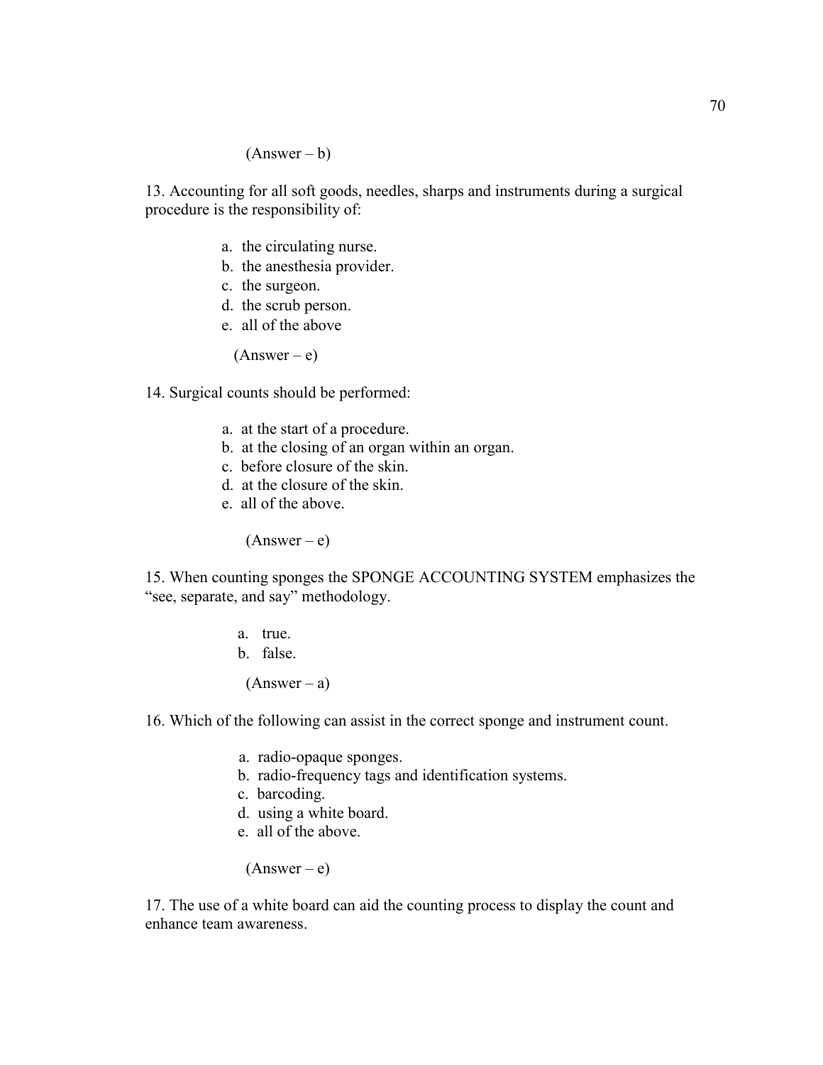(Answer – b)

13. Accounting for all soft goods, needles, sharps and instruments during a surgical procedure is the responsibility of:

a. the circulating nurse.
b. the anesthesia provider.
c. the surgeon.
d. the scrub person.
e. all of the above

(Answer – e)

14. Surgical counts should be performed:

a. at the start of a procedure.
b. at the closing of an organ within an organ.
c. before closure of the skin.
d. at the closure of the skin.
e. all of the above.

(Answer – e)

15. When counting sponges the SPONGE ACCOUNTING SYSTEM emphasizes the "see, separate, and say" methodology.

a. true.
b. false.

(Answer – a)

16. Which of the following can assist in the correct sponge and instrument count.

a. radio-opaque sponges.
b. radio-frequency tags and identification systems.
c. barcoding.
d. using a white board.
e. all of the above.

(Answer – e)

17. The use of a white board can aid the counting process to display the count and enhance team awareness.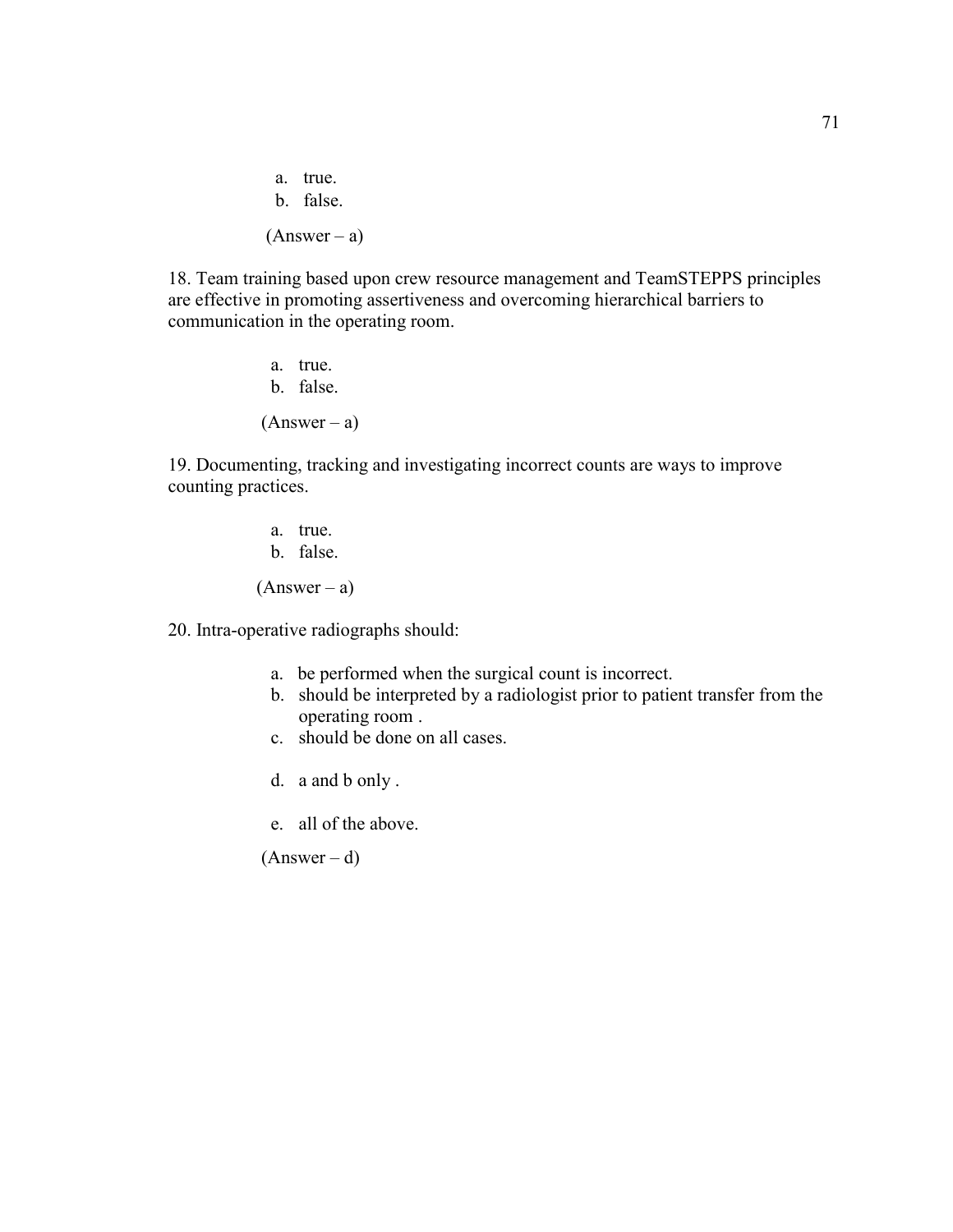a. true.
b. false.

(Answer – a)

18. Team training based upon crew resource management and TeamSTEPPS principles are effective in promoting assertiveness and overcoming hierarchical barriers to communication in the operating room.

a. true.
b. false.

(Answer – a)

19. Documenting, tracking and investigating incorrect counts are ways to improve counting practices.

a. true.
b. false.

(Answer – a)

20. Intra-operative radiographs should:

a. be performed when the surgical count is incorrect.
b. should be interpreted by a radiologist prior to patient transfer from the operating room .
c. should be done on all cases.
d. a and b only .
e. all of the above.

(Answer – d)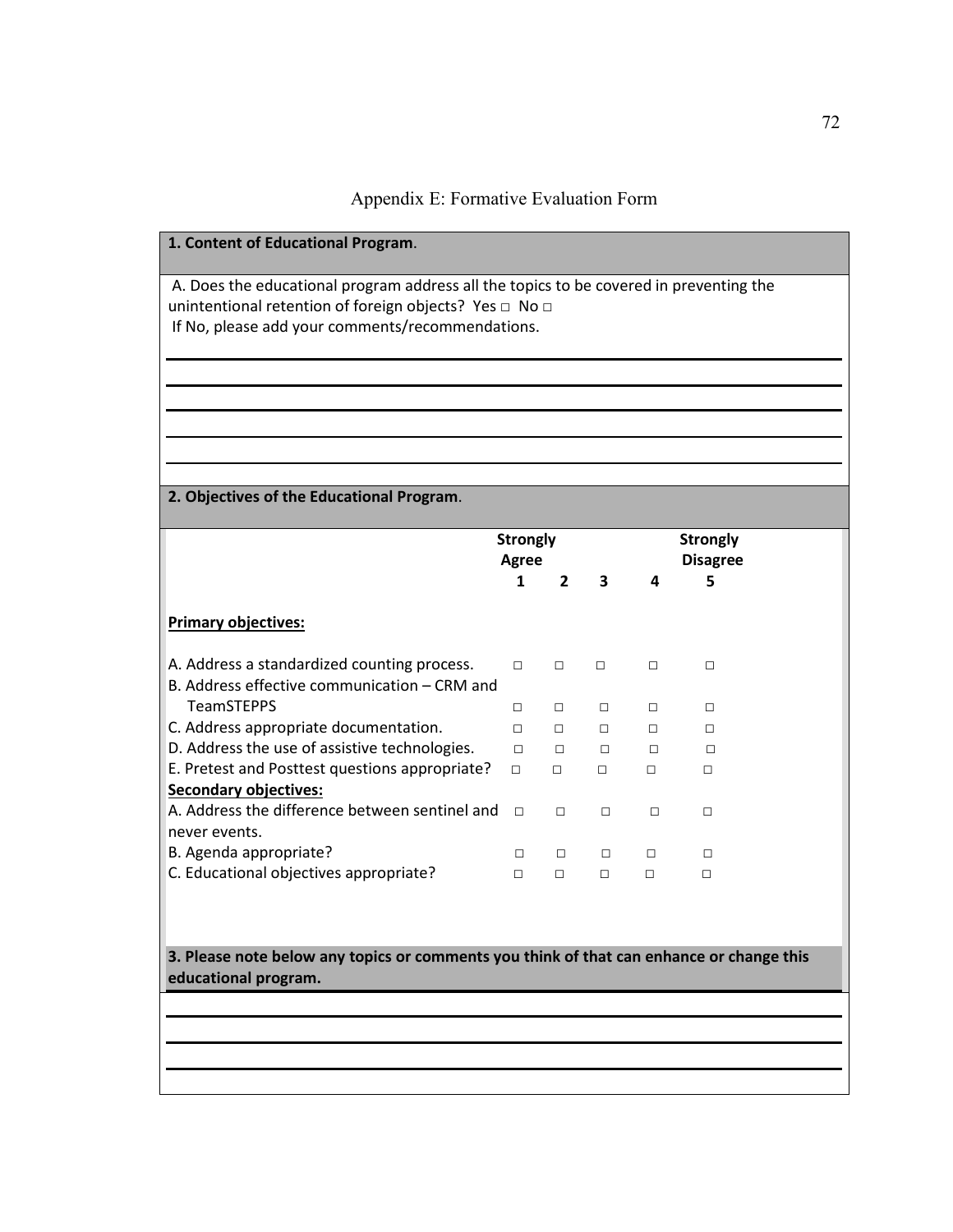# Appendix E: Formative Evaluation Form

**1. Content of Educational Program**.

A. Does the educational program address all the topics to be covered in preventing the unintentional retention of foreign objects? Yes □ No □
If No, please add your comments/recommendations.

\_\_\_\_\_\_\_\_\_\_\_\_\_\_\_\_\_\_\_\_\_\_\_\_\_\_\_\_\_\_\_\_\_\_\_\_\_\_\_\_\_\_\_\_\_\_\_\_\_\_\_\_\_\_\_\_\_\_\_\_\_\_\_\_\_\_\_\_\_\_

\_\_\_\_\_\_\_\_\_\_\_\_\_\_\_\_\_\_\_\_\_\_\_\_\_\_\_\_\_\_\_\_\_\_\_\_\_\_\_\_\_\_\_\_\_\_\_\_\_\_\_\_\_\_\_\_\_\_\_\_\_\_\_\_\_\_\_\_\_\_

\_\_\_\_\_\_\_\_\_\_\_\_\_\_\_\_\_\_\_\_\_\_\_\_\_\_\_\_\_\_\_\_\_\_\_\_\_\_\_\_\_\_\_\_\_\_\_\_\_\_\_\_\_\_\_\_\_\_\_\_\_\_\_\_\_\_\_\_\_\_

\_\_\_\_\_\_\_\_\_\_\_\_\_\_\_\_\_\_\_\_\_\_\_\_\_\_\_\_\_\_\_\_\_\_\_\_\_\_\_\_\_\_\_\_\_\_\_\_\_\_\_\_\_\_\_\_\_\_\_\_\_\_\_\_\_\_\_\_\_\_

\_\_\_\_\_\_\_\_\_\_\_\_\_\_\_\_\_\_\_\_\_\_\_\_\_\_\_\_\_\_\_\_\_\_\_\_\_\_\_\_\_\_\_\_\_\_\_\_\_\_\_\_\_\_\_\_\_\_\_\_\_\_\_\_\_\_\_\_\_\_

**2. Objectives of the Educational Program**.

| | **Strongly Agree 1** | **2** | **3** | **4** | **Strongly Disagree 5** |
|---|---|---|---|---|---|
| **Primary objectives:** | | | | | |
| A. Address a standardized counting process. | □ | □ | □ | □ | □ |
| B. Address effective communication – CRM and TeamSTEPPS | □ | □ | □ | □ | □ |
| C. Address appropriate documentation. | □ | □ | □ | □ | □ |
| D. Address the use of assistive technologies. | □ | □ | □ | □ | □ |
| E. Pretest and Posttest questions appropriate? | □ | □ | □ | □ | □ |
| **Secondary objectives:** | | | | | |
| A. Address the difference between sentinel and never events. | □ | □ | □ | □ | □ |
| B. Agenda appropriate? | □ | □ | □ | □ | □ |
| C. Educational objectives appropriate? | □ | □ | □ | □ | □ |

**3. Please note below any topics or comments you think of that can enhance or change this educational program.**

\_\_\_\_\_\_\_\_\_\_\_\_\_\_\_\_\_\_\_\_\_\_\_\_\_\_\_\_\_\_\_\_\_\_\_\_\_\_\_\_\_\_\_\_\_\_\_\_\_\_\_\_\_\_\_\_\_\_\_\_\_\_\_\_\_\_\_\_\_\_

\_\_\_\_\_\_\_\_\_\_\_\_\_\_\_\_\_\_\_\_\_\_\_\_\_\_\_\_\_\_\_\_\_\_\_\_\_\_\_\_\_\_\_\_\_\_\_\_\_\_\_\_\_\_\_\_\_\_\_\_\_\_\_\_\_\_\_\_\_\_

\_\_\_\_\_\_\_\_\_\_\_\_\_\_\_\_\_\_\_\_\_\_\_\_\_\_\_\_\_\_\_\_\_\_\_\_\_\_\_\_\_\_\_\_\_\_\_\_\_\_\_\_\_\_\_\_\_\_\_\_\_\_\_\_\_\_\_\_\_\_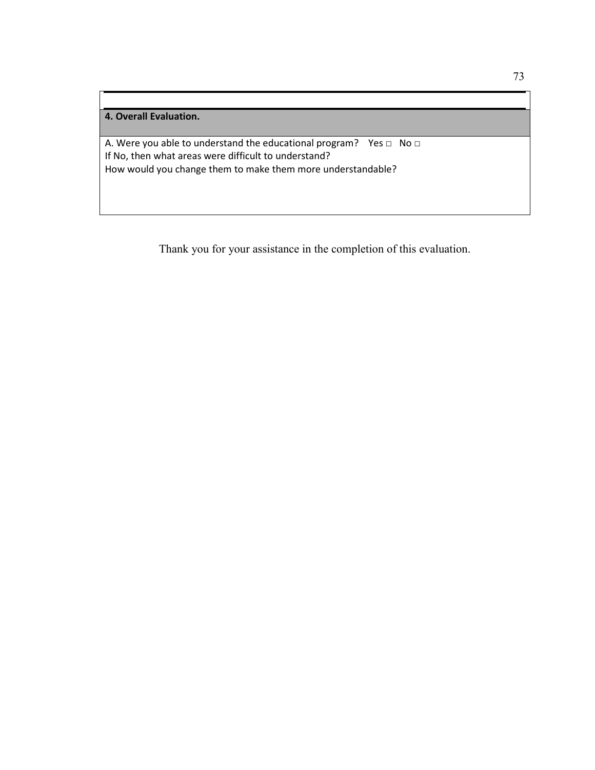| **4. Overall Evaluation.** |
|---|
| A. Were you able to understand the educational program? Yes □ No □<br>If No, then what areas were difficult to understand?<br>How would you change them to make them more understandable? |

Thank you for your assistance in the completion of this evaluation.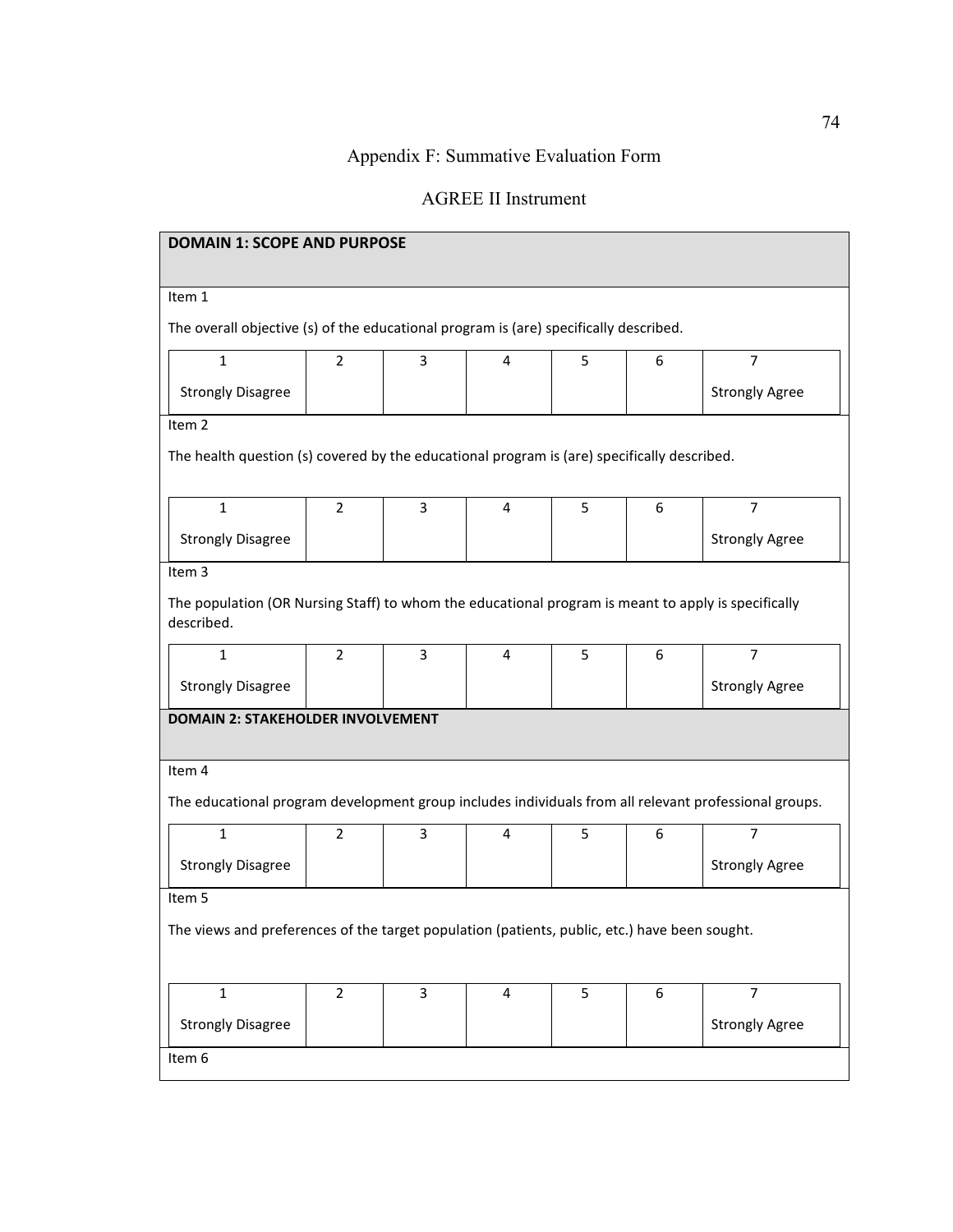# Appendix F: Summative Evaluation Form

## AGREE II Instrument

### DOMAIN 1: SCOPE AND PURPOSE

Item 1

The overall objective (s) of the educational program is (are) specifically described.

| 1 | 2 | 3 | 4 | 5 | 6 | 7 |
|---|---|---|---|---|---|---|
| Strongly Disagree | | | | | | Strongly Agree |

Item 2

The health question (s) covered by the educational program is (are) specifically described.

| 1 | 2 | 3 | 4 | 5 | 6 | 7 |
|---|---|---|---|---|---|---|
| Strongly Disagree | | | | | | Strongly Agree |

Item 3

The population (OR Nursing Staff) to whom the educational program is meant to apply is specifically described.

| 1 | 2 | 3 | 4 | 5 | 6 | 7 |
|---|---|---|---|---|---|---|
| Strongly Disagree | | | | | | Strongly Agree |

### DOMAIN 2: STAKEHOLDER INVOLVEMENT

Item 4

The educational program development group includes individuals from all relevant professional groups.

| 1 | 2 | 3 | 4 | 5 | 6 | 7 |
|---|---|---|---|---|---|---|
| Strongly Disagree | | | | | | Strongly Agree |

Item 5

The views and preferences of the target population (patients, public, etc.) have been sought.

| 1 | 2 | 3 | 4 | 5 | 6 | 7 |
|---|---|---|---|---|---|---|
| Strongly Disagree | | | | | | Strongly Agree |

Item 6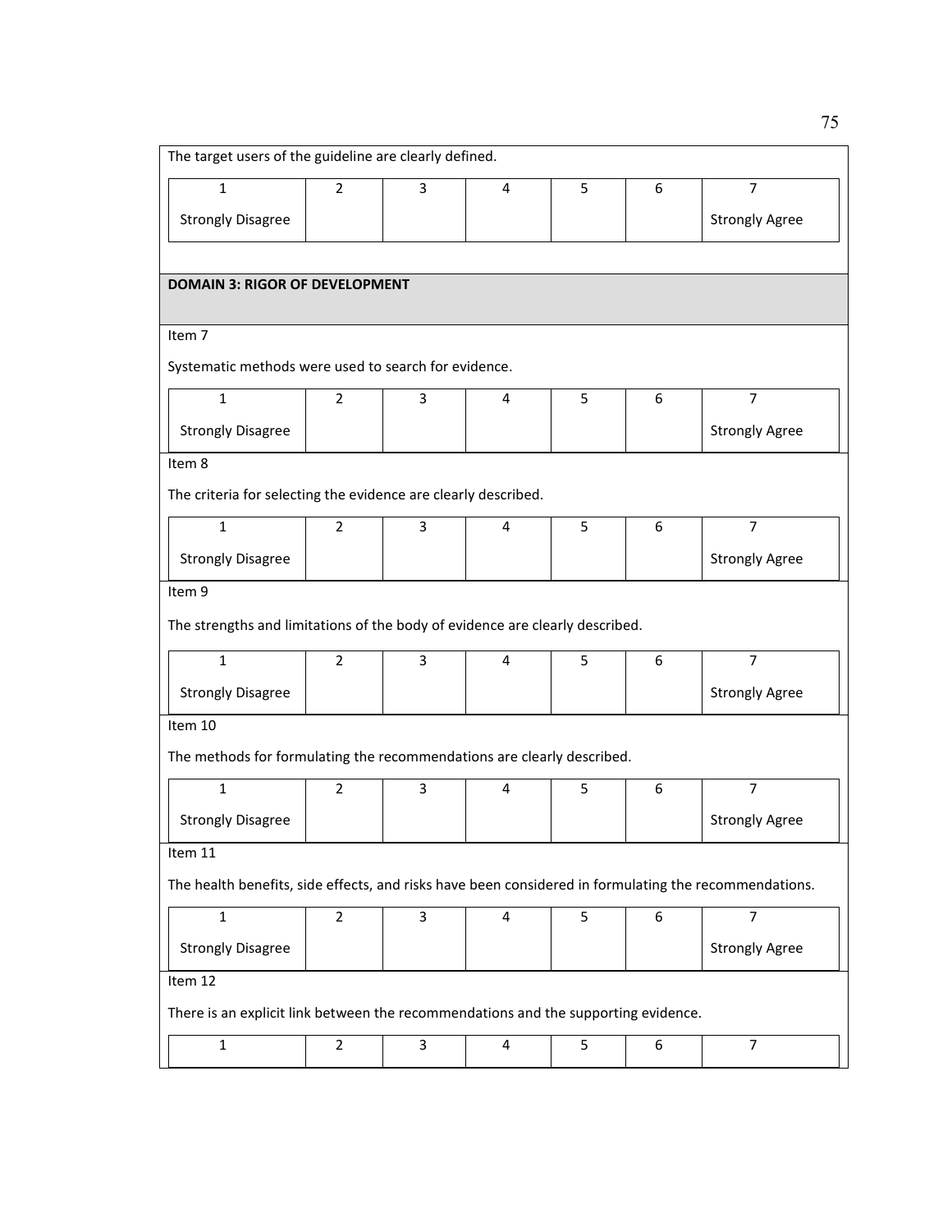The target users of the guideline are clearly defined.

| 1 | 2 | 3 | 4 | 5 | 6 | 7 |
|---|---|---|---|---|---|---|
| Strongly Disagree | | | | | | Strongly Agree |

**DOMAIN 3: RIGOR OF DEVELOPMENT**

Item 7

Systematic methods were used to search for evidence.

| 1 | 2 | 3 | 4 | 5 | 6 | 7 |
|---|---|---|---|---|---|---|
| Strongly Disagree | | | | | | Strongly Agree |

Item 8

The criteria for selecting the evidence are clearly described.

| 1 | 2 | 3 | 4 | 5 | 6 | 7 |
|---|---|---|---|---|---|---|
| Strongly Disagree | | | | | | Strongly Agree |

Item 9

The strengths and limitations of the body of evidence are clearly described.

| 1 | 2 | 3 | 4 | 5 | 6 | 7 |
|---|---|---|---|---|---|---|
| Strongly Disagree | | | | | | Strongly Agree |

Item 10

The methods for formulating the recommendations are clearly described.

| 1 | 2 | 3 | 4 | 5 | 6 | 7 |
|---|---|---|---|---|---|---|
| Strongly Disagree | | | | | | Strongly Agree |

Item 11

The health benefits, side effects, and risks have been considered in formulating the recommendations.

| 1 | 2 | 3 | 4 | 5 | 6 | 7 |
|---|---|---|---|---|---|---|
| Strongly Disagree | | | | | | Strongly Agree |

Item 12

There is an explicit link between the recommendations and the supporting evidence.

| 1 | 2 | 3 | 4 | 5 | 6 | 7 |
|---|---|---|---|---|---|---|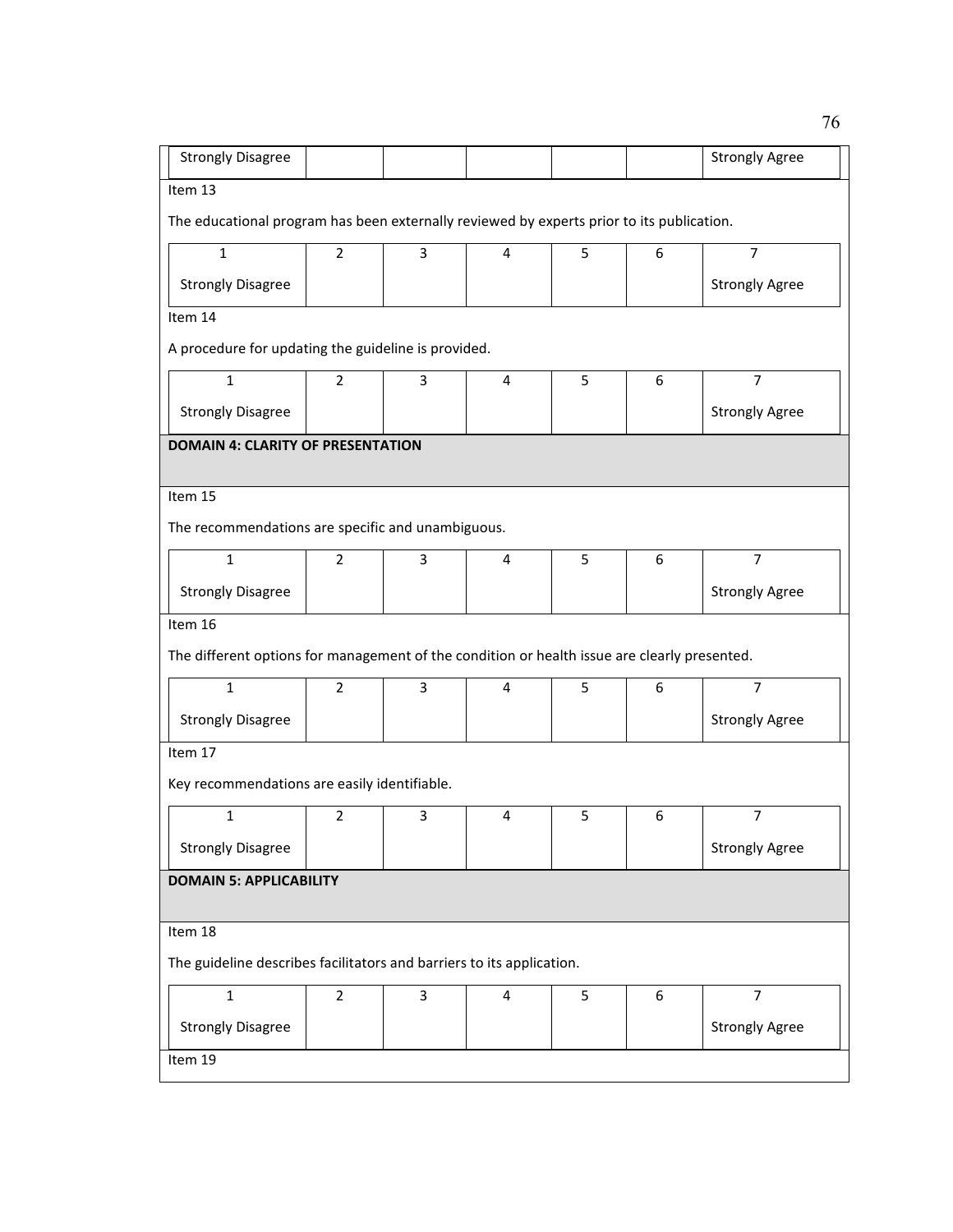| Strongly Disagree | | | | | | Strongly Agree |
|---|---|---|---|---|---|---|

Item 13

The educational program has been externally reviewed by experts prior to its publication.

| 1 | 2 | 3 | 4 | 5 | 6 | 7 |
|---|---|---|---|---|---|---|
| Strongly Disagree | | | | | | Strongly Agree |

Item 14

A procedure for updating the guideline is provided.

| 1 | 2 | 3 | 4 | 5 | 6 | 7 |
|---|---|---|---|---|---|---|
| Strongly Disagree | | | | | | Strongly Agree |

**DOMAIN 4: CLARITY OF PRESENTATION**

Item 15

The recommendations are specific and unambiguous.

| 1 | 2 | 3 | 4 | 5 | 6 | 7 |
|---|---|---|---|---|---|---|
| Strongly Disagree | | | | | | Strongly Agree |

Item 16

The different options for management of the condition or health issue are clearly presented.

| 1 | 2 | 3 | 4 | 5 | 6 | 7 |
|---|---|---|---|---|---|---|
| Strongly Disagree | | | | | | Strongly Agree |

Item 17

Key recommendations are easily identifiable.

| 1 | 2 | 3 | 4 | 5 | 6 | 7 |
|---|---|---|---|---|---|---|
| Strongly Disagree | | | | | | Strongly Agree |

**DOMAIN 5: APPLICABILITY**

Item 18

The guideline describes facilitators and barriers to its application.

| 1 | 2 | 3 | 4 | 5 | 6 | 7 |
|---|---|---|---|---|---|---|
| Strongly Disagree | | | | | | Strongly Agree |

Item 19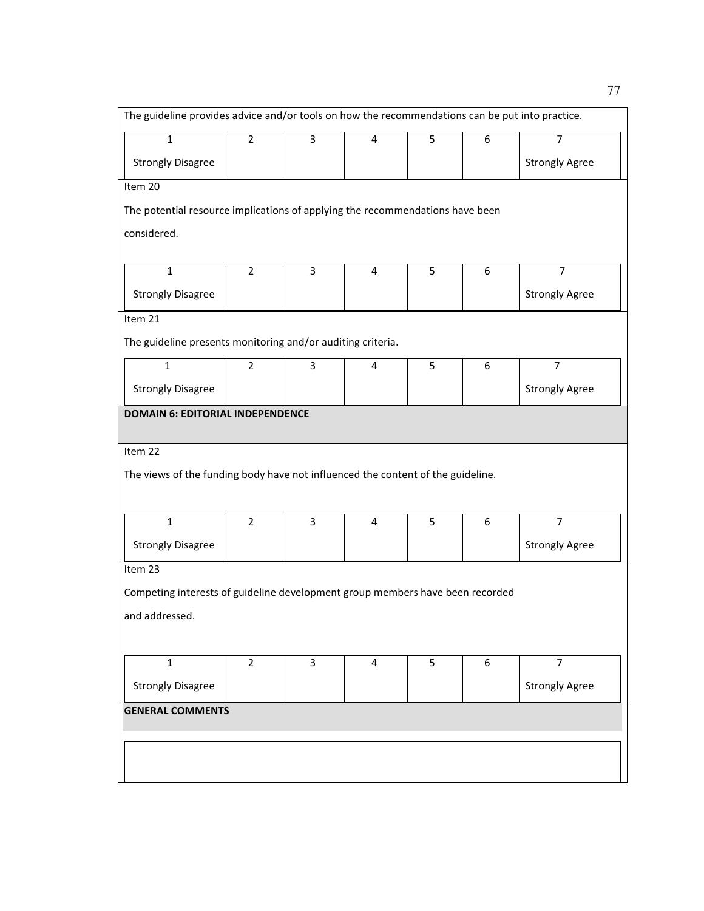The guideline provides advice and/or tools on how the recommendations can be put into practice.

| 1 | 2 | 3 | 4 | 5 | 6 | 7 |
|---|---|---|---|---|---|---|
| Strongly Disagree | | | | | | Strongly Agree |

Item 20

The potential resource implications of applying the recommendations have been considered.

| 1 | 2 | 3 | 4 | 5 | 6 | 7 |
|---|---|---|---|---|---|---|
| Strongly Disagree | | | | | | Strongly Agree |

Item 21

The guideline presents monitoring and/or auditing criteria.

| 1 | 2 | 3 | 4 | 5 | 6 | 7 |
|---|---|---|---|---|---|---|
| Strongly Disagree | | | | | | Strongly Agree |

**DOMAIN 6: EDITORIAL INDEPENDENCE**

Item 22

The views of the funding body have not influenced the content of the guideline.

| 1 | 2 | 3 | 4 | 5 | 6 | 7 |
|---|---|---|---|---|---|---|
| Strongly Disagree | | | | | | Strongly Agree |

Item 23

Competing interests of guideline development group members have been recorded and addressed.

| 1 | 2 | 3 | 4 | 5 | 6 | 7 |
|---|---|---|---|---|---|---|
| Strongly Disagree | | | | | | Strongly Agree |

**GENERAL COMMENTS**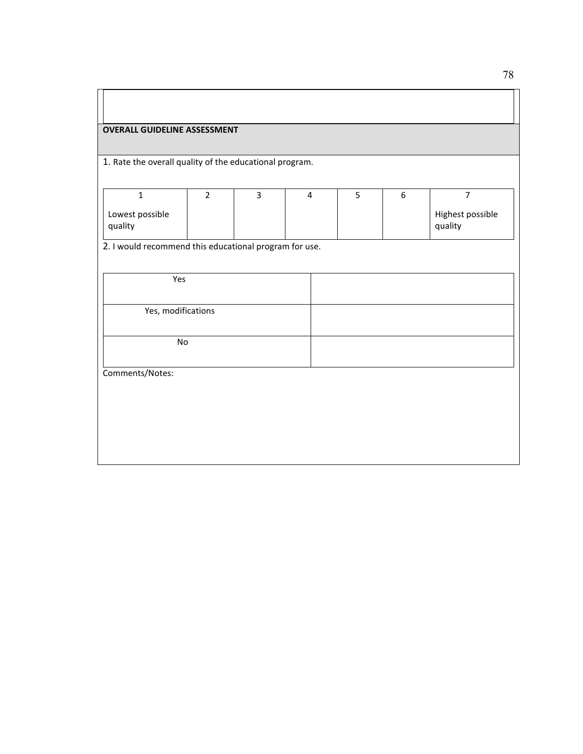**OVERALL GUIDELINE ASSESSMENT**

1. Rate the overall quality of the educational program.

| 1<br>Lowest possible quality | 2 | 3 | 4 | 5 | 6 | 7<br>Highest possible quality |
|---|---|---|---|---|---|---|

2. I would recommend this educational program for use.

| | |
|---|---|
| Yes | |
| Yes, modifications | |
| No | |

Comments/Notes: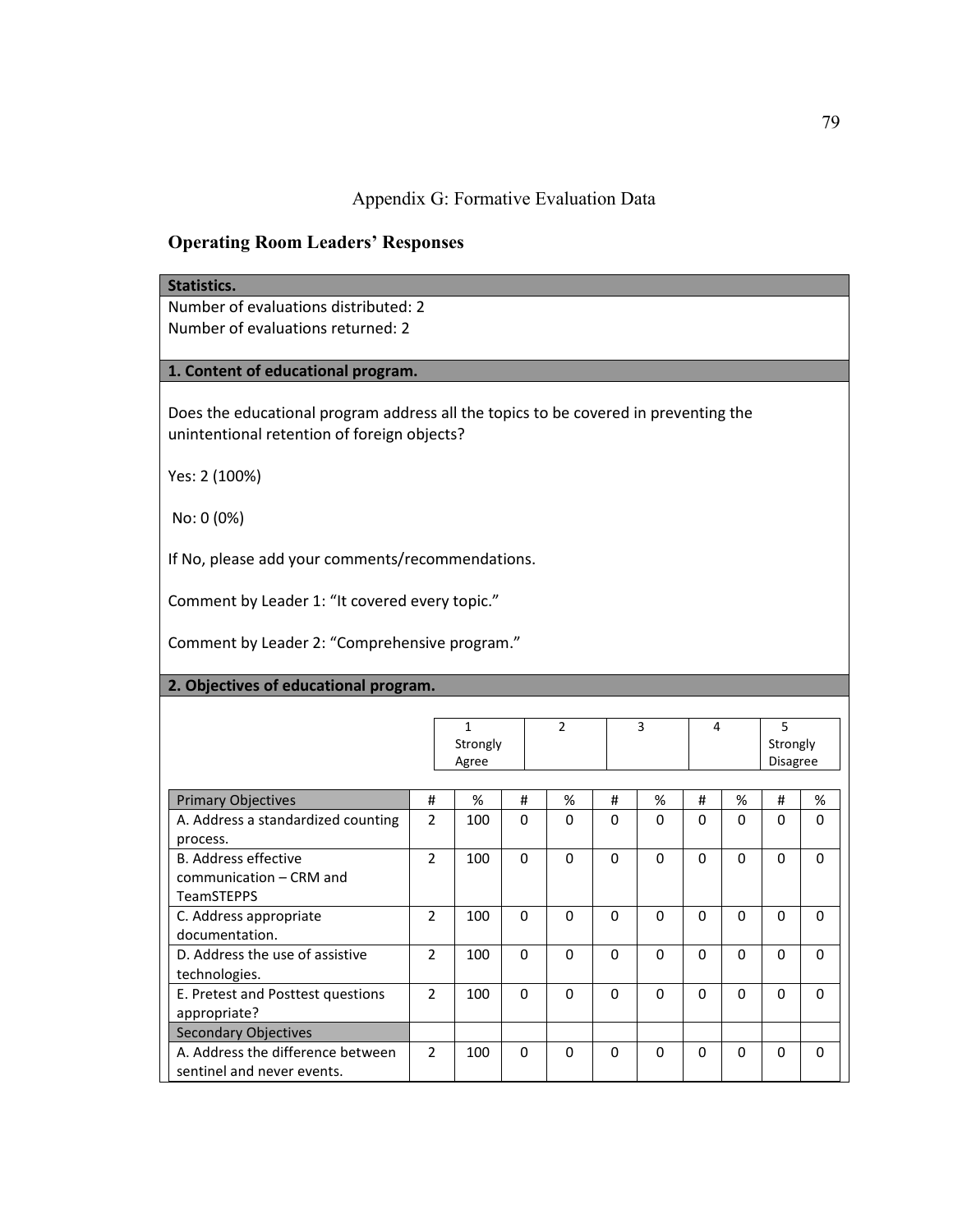## Appendix G: Formative Evaluation Data

### Operating Room Leaders' Responses

**Statistics.**

Number of evaluations distributed: 2

Number of evaluations returned: 2

**1. Content of educational program.**

Does the educational program address all the topics to be covered in preventing the unintentional retention of foreign objects?

Yes: 2 (100%)

No: 0 (0%)

If No, please add your comments/recommendations.

Comment by Leader 1: "It covered every topic."

Comment by Leader 2: "Comprehensive program."

**2. Objectives of educational program.**

| | 1 Strongly Agree | | 2 | | 3 | | 4 | | 5 Strongly Disagree | |
|---|---|---|---|---|---|---|---|---|---|---|
| Primary Objectives | # | % | # | % | # | % | # | % | # | % |
| A. Address a standardized counting process. | 2 | 100 | 0 | 0 | 0 | 0 | 0 | 0 | 0 | 0 |
| B. Address effective communication – CRM and TeamSTEPPS | 2 | 100 | 0 | 0 | 0 | 0 | 0 | 0 | 0 | 0 |
| C. Address appropriate documentation. | 2 | 100 | 0 | 0 | 0 | 0 | 0 | 0 | 0 | 0 |
| D. Address the use of assistive technologies. | 2 | 100 | 0 | 0 | 0 | 0 | 0 | 0 | 0 | 0 |
| E. Pretest and Posttest questions appropriate? | 2 | 100 | 0 | 0 | 0 | 0 | 0 | 0 | 0 | 0 |
| Secondary Objectives | | | | | | | | | | |
| A. Address the difference between sentinel and never events. | 2 | 100 | 0 | 0 | 0 | 0 | 0 | 0 | 0 | 0 |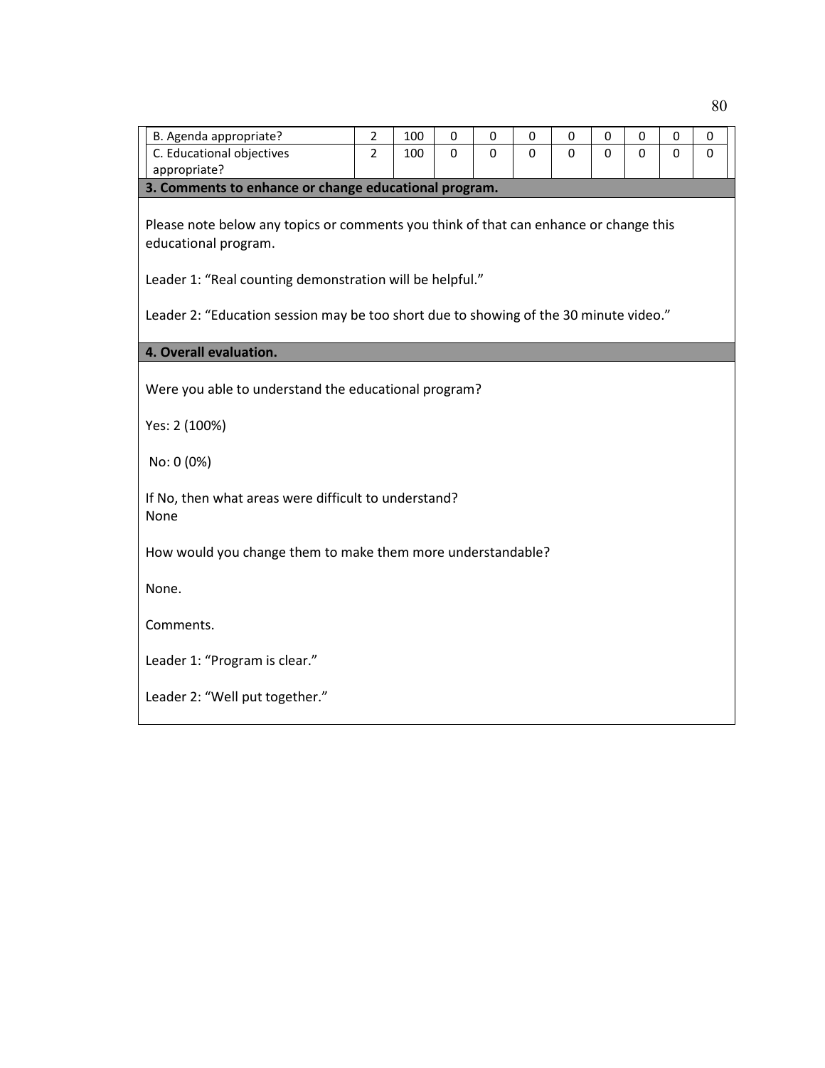| B. Agenda appropriate? | 2 | 100 | 0 | 0 | 0 | 0 | 0 | 0 | 0 | 0 |
|---|---|---|---|---|---|---|---|---|---|---|
| C. Educational objectives appropriate? | 2 | 100 | 0 | 0 | 0 | 0 | 0 | 0 | 0 | 0 |

**3. Comments to enhance or change educational program.**

Please note below any topics or comments you think of that can enhance or change this educational program.

Leader 1: "Real counting demonstration will be helpful."

Leader 2: "Education session may be too short due to showing of the 30 minute video."

**4. Overall evaluation.**

Were you able to understand the educational program?

Yes: 2 (100%)

No: 0 (0%)

If No, then what areas were difficult to understand?
None

How would you change them to make them more understandable?

None.

Comments.

Leader 1: "Program is clear."

Leader 2: "Well put together."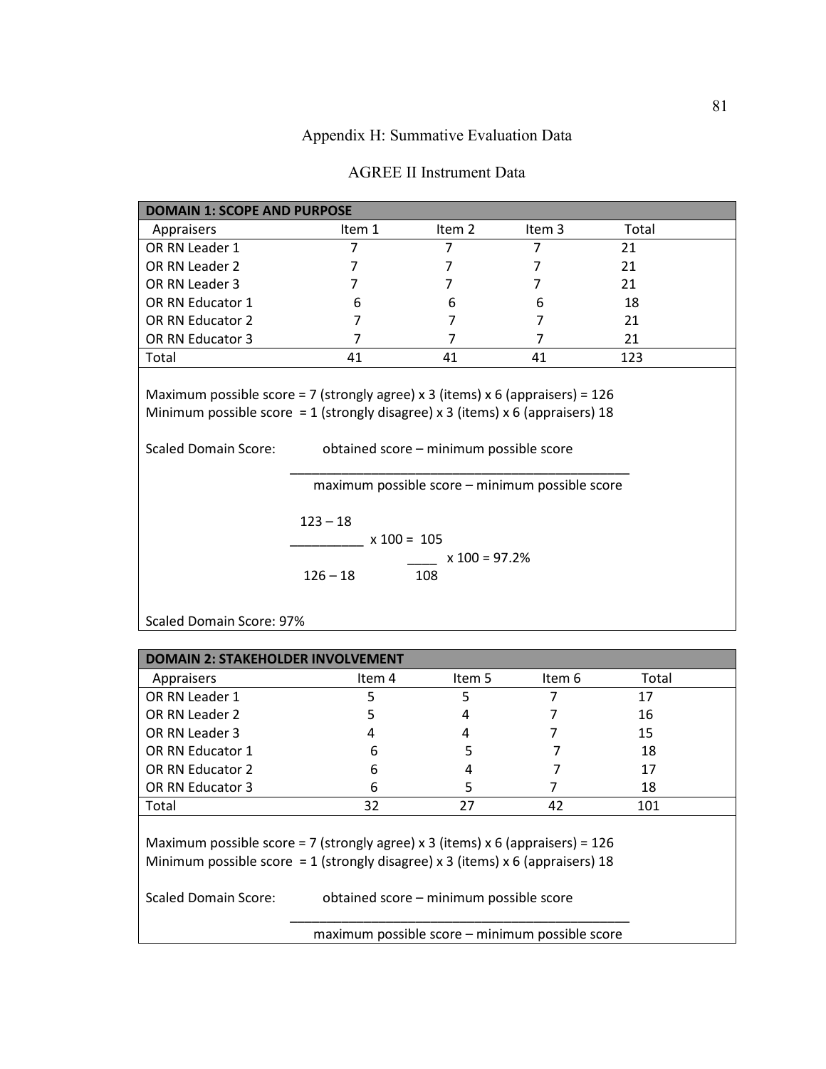## Appendix H: Summative Evaluation Data

### AGREE II Instrument Data

| DOMAIN 1: SCOPE AND PURPOSE | | | | |
|---|---|---|---|---|
| Appraisers | Item 1 | Item 2 | Item 3 | Total |
| OR RN Leader 1 | 7 | 7 | 7 | 21 |
| OR RN Leader 2 | 7 | 7 | 7 | 21 |
| OR RN Leader 3 | 7 | 7 | 7 | 21 |
| OR RN Educator 1 | 6 | 6 | 6 | 18 |
| OR RN Educator 2 | 7 | 7 | 7 | 21 |
| OR RN Educator 3 | 7 | 7 | 7 | 21 |
| Total | 41 | 41 | 41 | 123 |

Maximum possible score = 7 (strongly agree) x 3 (items) x 6 (appraisers) = 126
Minimum possible score = 1 (strongly disagree) x 3 (items) x 6 (appraisers) 18

Scaled Domain Score:

$$\frac{\text{obtained score} - \text{minimum possible score}}{\text{maximum possible score} - \text{minimum possible score}}$$

$$\frac{123 - 18}{126 - 18} \times 100 = \frac{105}{108} \times 100 = 97.2\%$$

Scaled Domain Score: 97%

| DOMAIN 2: STAKEHOLDER INVOLVEMENT | | | | |
|---|---|---|---|---|
| Appraisers | Item 4 | Item 5 | Item 6 | Total |
| OR RN Leader 1 | 5 | 5 | 7 | 17 |
| OR RN Leader 2 | 5 | 4 | 7 | 16 |
| OR RN Leader 3 | 4 | 4 | 7 | 15 |
| OR RN Educator 1 | 6 | 5 | 7 | 18 |
| OR RN Educator 2 | 6 | 4 | 7 | 17 |
| OR RN Educator 3 | 6 | 5 | 7 | 18 |
| Total | 32 | 27 | 42 | 101 |

Maximum possible score = 7 (strongly agree) x 3 (items) x 6 (appraisers) = 126
Minimum possible score = 1 (strongly disagree) x 3 (items) x 6 (appraisers) 18

Scaled Domain Score:

$$\frac{\text{obtained score} - \text{minimum possible score}}{\text{maximum possible score} - \text{minimum possible score}}$$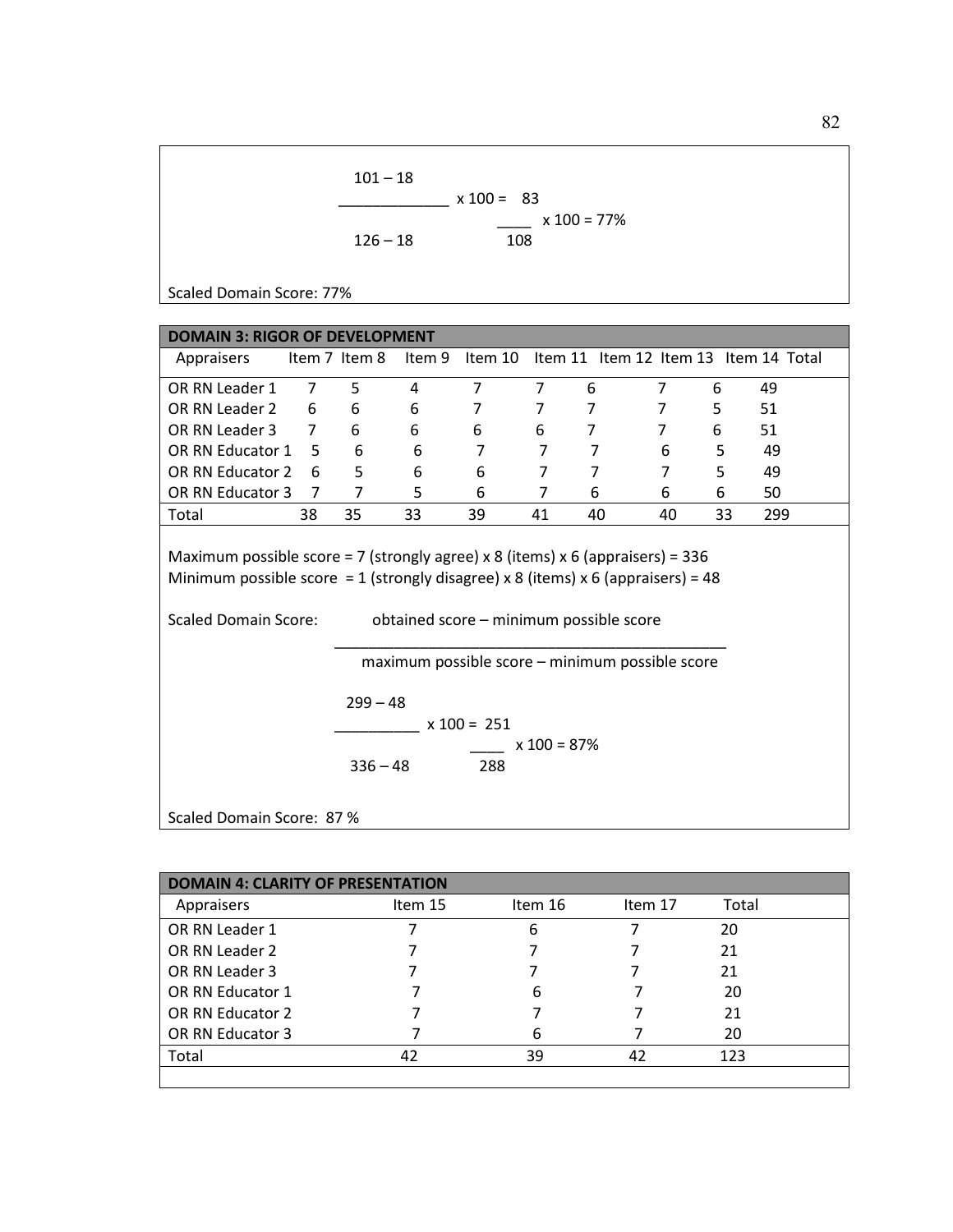$$\frac{101 - 18}{126 - 18} \times 100 = \frac{83}{108} \times 100 = 77\%$$

Scaled Domain Score: 77%

| DOMAIN 3: RIGOR OF DEVELOPMENT | | | | | | | | | |
|---|---|---|---|---|---|---|---|---|---|
| Appraisers | Item 7 | Item 8 | Item 9 | Item 10 | Item 11 | Item 12 | Item 13 | Item 14 | Total |
| OR RN Leader 1 | 7 | 5 | 4 | 7 | 7 | 6 | 7 | 6 | 49 |
| OR RN Leader 2 | 6 | 6 | 6 | 7 | 7 | 7 | 7 | 5 | 51 |
| OR RN Leader 3 | 7 | 6 | 6 | 6 | 6 | 7 | 7 | 6 | 51 |
| OR RN Educator 1 | 5 | 6 | 6 | 7 | 7 | 7 | 6 | 5 | 49 |
| OR RN Educator 2 | 6 | 5 | 6 | 6 | 7 | 7 | 7 | 5 | 49 |
| OR RN Educator 3 | 7 | 7 | 5 | 6 | 7 | 6 | 6 | 6 | 50 |
| Total | 38 | 35 | 33 | 39 | 41 | 40 | 40 | 33 | 299 |

Maximum possible score = 7 (strongly agree) x 8 (items) x 6 (appraisers) = 336
Minimum possible score = 1 (strongly disagree) x 8 (items) x 6 (appraisers) = 48

Scaled Domain Score:

$$\frac{\text{obtained score} - \text{minimum possible score}}{\text{maximum possible score} - \text{minimum possible score}}$$

$$\frac{299 - 48}{336 - 48} \times 100 = \frac{251}{288} \times 100 = 87\%$$

Scaled Domain Score: 87 %

| DOMAIN 4: CLARITY OF PRESENTATION | | | | |
|---|---|---|---|---|
| Appraisers | Item 15 | Item 16 | Item 17 | Total |
| OR RN Leader 1 | 7 | 6 | 7 | 20 |
| OR RN Leader 2 | 7 | 7 | 7 | 21 |
| OR RN Leader 3 | 7 | 7 | 7 | 21 |
| OR RN Educator 1 | 7 | 6 | 7 | 20 |
| OR RN Educator 2 | 7 | 7 | 7 | 21 |
| OR RN Educator 3 | 7 | 6 | 7 | 20 |
| Total | 42 | 39 | 42 | 123 |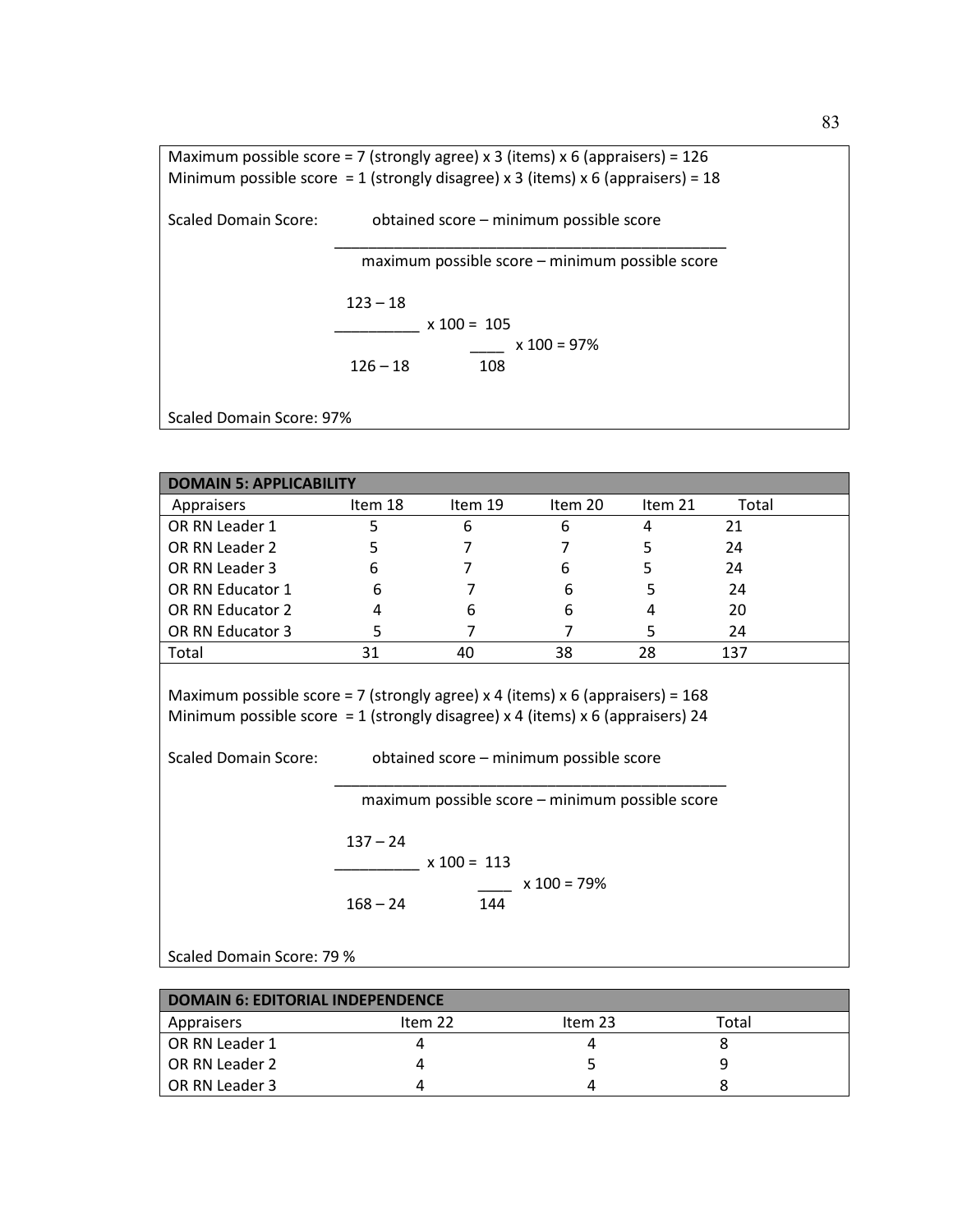Maximum possible score = 7 (strongly agree) x 3 (items) x 6 (appraisers) = 126
Minimum possible score = 1 (strongly disagree) x 3 (items) x 6 (appraisers) = 18

Scaled Domain Score: $\frac{\text{obtained score – minimum possible score}}{\text{maximum possible score – minimum possible score}}$

$$\frac{123 - 18}{126 - 18} \times 100 = \frac{105}{108} \times 100 = 97\%$$

Scaled Domain Score: 97%

| DOMAIN 5: APPLICABILITY | | | | | |
|---|---|---|---|---|---|
| Appraisers | Item 18 | Item 19 | Item 20 | Item 21 | Total |
| OR RN Leader 1 | 5 | 6 | 6 | 4 | 21 |
| OR RN Leader 2 | 5 | 7 | 7 | 5 | 24 |
| OR RN Leader 3 | 6 | 7 | 6 | 5 | 24 |
| OR RN Educator 1 | 6 | 7 | 6 | 5 | 24 |
| OR RN Educator 2 | 4 | 6 | 6 | 4 | 20 |
| OR RN Educator 3 | 5 | 7 | 7 | 5 | 24 |
| Total | 31 | 40 | 38 | 28 | 137 |

Maximum possible score = 7 (strongly agree) x 4 (items) x 6 (appraisers) = 168
Minimum possible score = 1 (strongly disagree) x 4 (items) x 6 (appraisers) 24

Scaled Domain Score: $\frac{\text{obtained score – minimum possible score}}{\text{maximum possible score – minimum possible score}}$

$$\frac{137 - 24}{168 - 24} \times 100 = \frac{113}{144} \times 100 = 79\%$$

Scaled Domain Score: 79 %

| DOMAIN 6: EDITORIAL INDEPENDENCE | | | |
|---|---|---|---|
| Appraisers | Item 22 | Item 23 | Total |
| OR RN Leader 1 | 4 | 4 | 8 |
| OR RN Leader 2 | 4 | 5 | 9 |
| OR RN Leader 3 | 4 | 4 | 8 |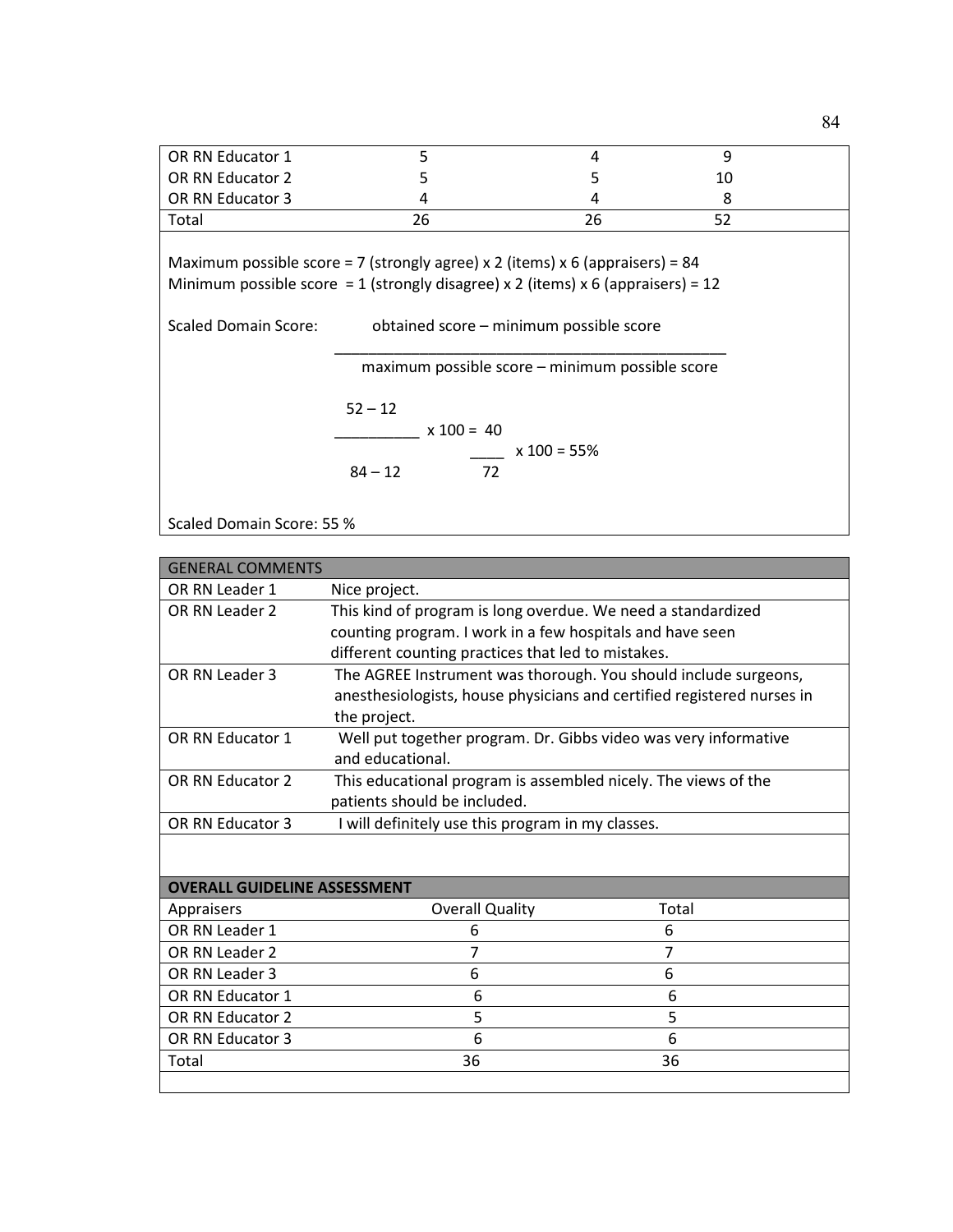| | | | |
|---|---|---|---|
| OR RN Educator 1 | 5 | 4 | 9 |
| OR RN Educator 2 | 5 | 5 | 10 |
| OR RN Educator 3 | 4 | 4 | 8 |
| Total | 26 | 26 | 52 |

Maximum possible score = 7 (strongly agree) x 2 (items) x 6 (appraisers) = 84
Minimum possible score = 1 (strongly disagree) x 2 (items) x 6 (appraisers) = 12

Scaled Domain Score:

$$\frac{\text{obtained score – minimum possible score}}{\text{maximum possible score – minimum possible score}}$$

$$\frac{52 - 12}{84 - 12} \times 100 = \frac{40}{72} \times 100 = 55\%$$

Scaled Domain Score: 55 %

| GENERAL COMMENTS | |
|---|---|
| OR RN Leader 1 | Nice project. |
| OR RN Leader 2 | This kind of program is long overdue. We need a standardized counting program. I work in a few hospitals and have seen different counting practices that led to mistakes. |
| OR RN Leader 3 | The AGREE Instrument was thorough. You should include surgeons, anesthesiologists, house physicians and certified registered nurses in the project. |
| OR RN Educator 1 | Well put together program. Dr. Gibbs video was very informative and educational. |
| OR RN Educator 2 | This educational program is assembled nicely. The views of the patients should be included. |
| OR RN Educator 3 | I will definitely use this program in my classes. |

| **OVERALL GUIDELINE ASSESSMENT** | | |
|---|---|---|
| Appraisers | Overall Quality | Total |
| OR RN Leader 1 | 6 | 6 |
| OR RN Leader 2 | 7 | 7 |
| OR RN Leader 3 | 6 | 6 |
| OR RN Educator 1 | 6 | 6 |
| OR RN Educator 2 | 5 | 5 |
| OR RN Educator 3 | 6 | 6 |
| Total | 36 | 36 |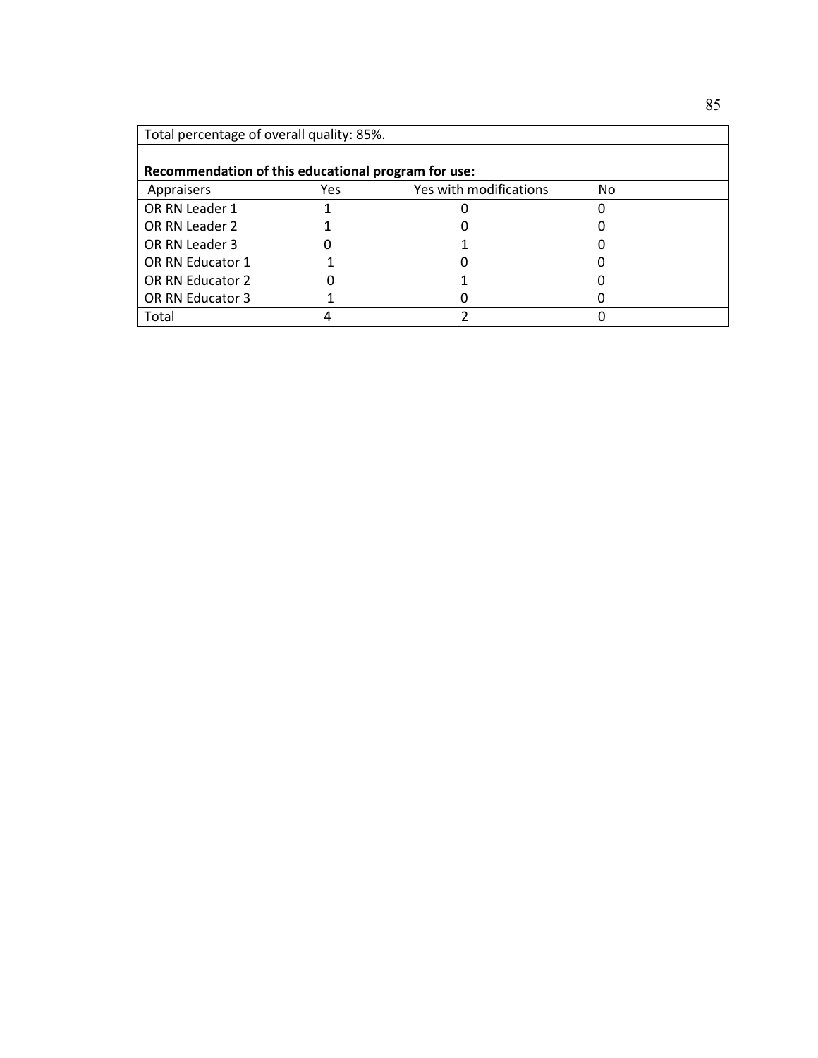Total percentage of overall quality: 85%.

**Recommendation of this educational program for use:**

| Appraisers | Yes | Yes with modifications | No |
|---|---|---|---|
| OR RN Leader 1 | 1 | 0 | 0 |
| OR RN Leader 2 | 1 | 0 | 0 |
| OR RN Leader 3 | 0 | 1 | 0 |
| OR RN Educator 1 | 1 | 0 | 0 |
| OR RN Educator 2 | 0 | 1 | 0 |
| OR RN Educator 3 | 1 | 0 | 0 |
| Total | 4 | 2 | 0 |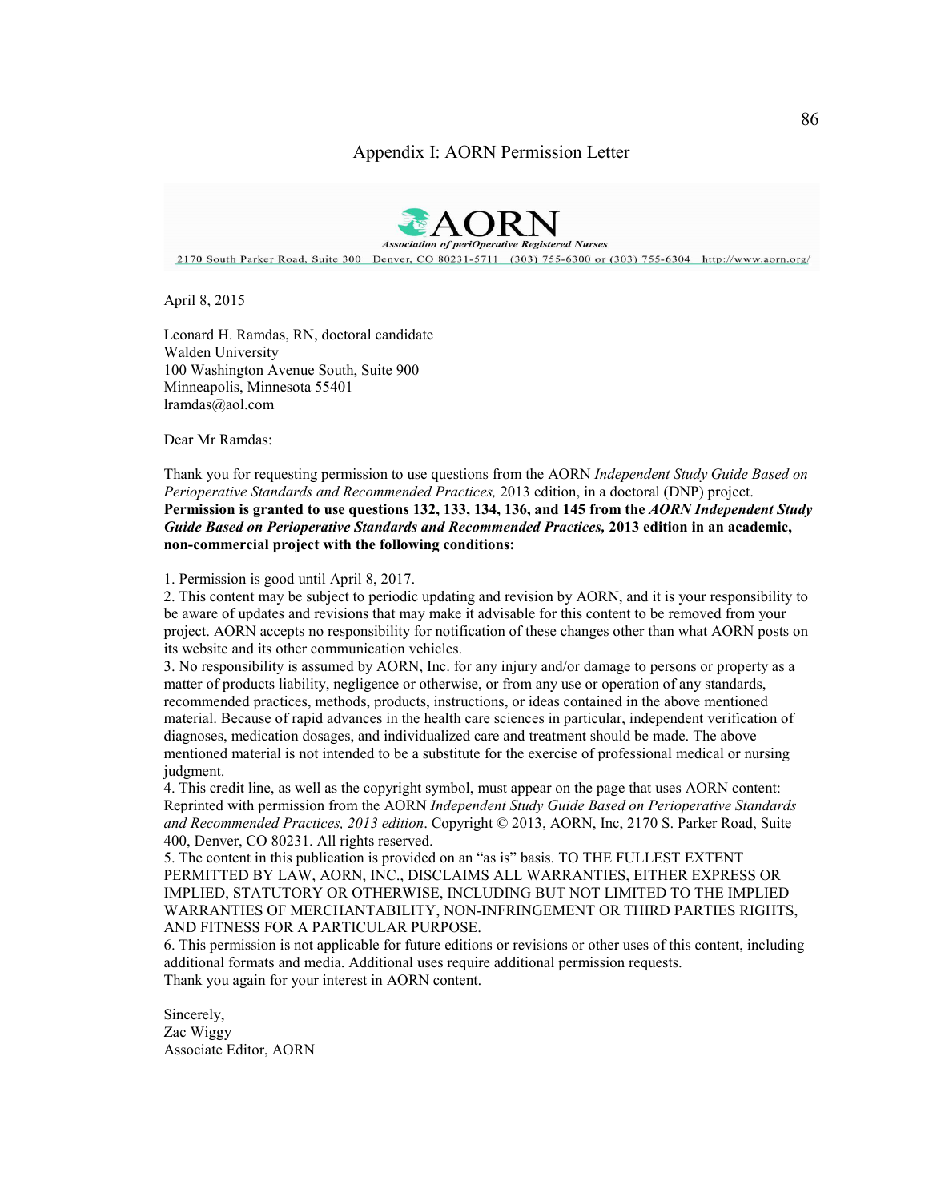# Appendix I: AORN Permission Letter

**AORN**

*Association of periOperative Registered Nurses*

2170 South Parker Road, Suite 300 Denver, CO 80231-5711 (303) 755-6300 or (303) 755-6304 http://www.aorn.org/

April 8, 2015

Leonard H. Ramdas, RN, doctoral candidate
Walden University
100 Washington Avenue South, Suite 900
Minneapolis, Minnesota 55401
lramdas@aol.com

Dear Mr Ramdas:

Thank you for requesting permission to use questions from the AORN *Independent Study Guide Based on Perioperative Standards and Recommended Practices,* 2013 edition, in a doctoral (DNP) project. **Permission is granted to use questions 132, 133, 134, 136, and 145 from the *AORN Independent Study Guide Based on Perioperative Standards and Recommended Practices,* 2013 edition in an academic, non-commercial project with the following conditions:**

1. Permission is good until April 8, 2017.
2. This content may be subject to periodic updating and revision by AORN, and it is your responsibility to be aware of updates and revisions that may make it advisable for this content to be removed from your project. AORN accepts no responsibility for notification of these changes other than what AORN posts on its website and its other communication vehicles.
3. No responsibility is assumed by AORN, Inc. for any injury and/or damage to persons or property as a matter of products liability, negligence or otherwise, or from any use or operation of any standards, recommended practices, methods, products, instructions, or ideas contained in the above mentioned material. Because of rapid advances in the health care sciences in particular, independent verification of diagnoses, medication dosages, and individualized care and treatment should be made. The above mentioned material is not intended to be a substitute for the exercise of professional medical or nursing judgment.
4. This credit line, as well as the copyright symbol, must appear on the page that uses AORN content: Reprinted with permission from the AORN *Independent Study Guide Based on Perioperative Standards and Recommended Practices, 2013 edition*. Copyright © 2013, AORN, Inc, 2170 S. Parker Road, Suite 400, Denver, CO 80231. All rights reserved.
5. The content in this publication is provided on an "as is" basis. TO THE FULLEST EXTENT PERMITTED BY LAW, AORN, INC., DISCLAIMS ALL WARRANTIES, EITHER EXPRESS OR IMPLIED, STATUTORY OR OTHERWISE, INCLUDING BUT NOT LIMITED TO THE IMPLIED WARRANTIES OF MERCHANTABILITY, NON-INFRINGEMENT OR THIRD PARTIES RIGHTS, AND FITNESS FOR A PARTICULAR PURPOSE.
6. This permission is not applicable for future editions or revisions or other uses of this content, including additional formats and media. Additional uses require additional permission requests.

Thank you again for your interest in AORN content.

Sincerely,
Zac Wiggy
Associate Editor, AORN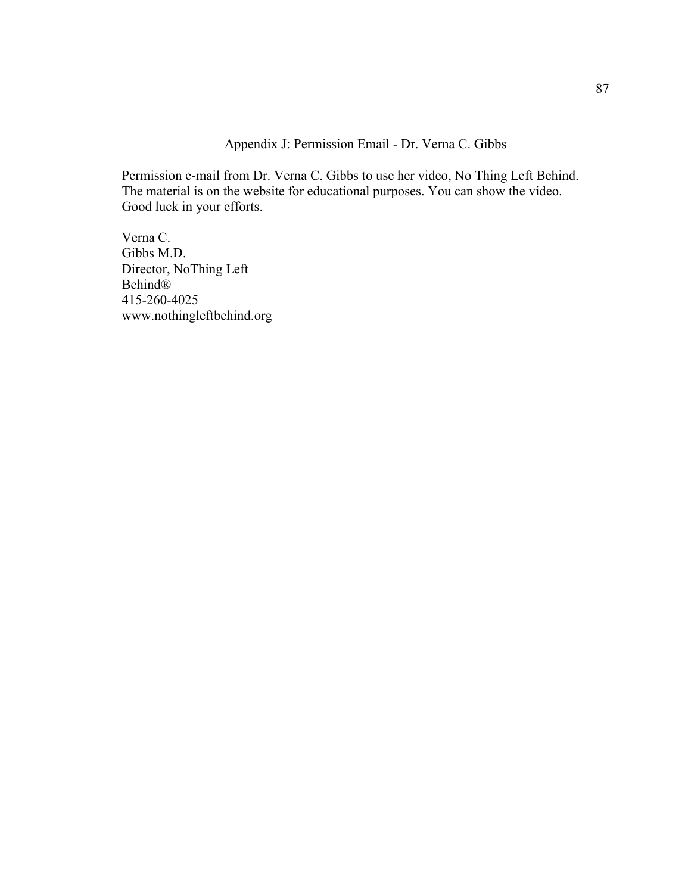## Appendix J: Permission Email - Dr. Verna C. Gibbs

Permission e-mail from Dr. Verna C. Gibbs to use her video, No Thing Left Behind. The material is on the website for educational purposes. You can show the video. Good luck in your efforts.

Verna C.
Gibbs M.D.
Director, NoThing Left
Behind®
415-260-4025
www.nothingleftbehind.org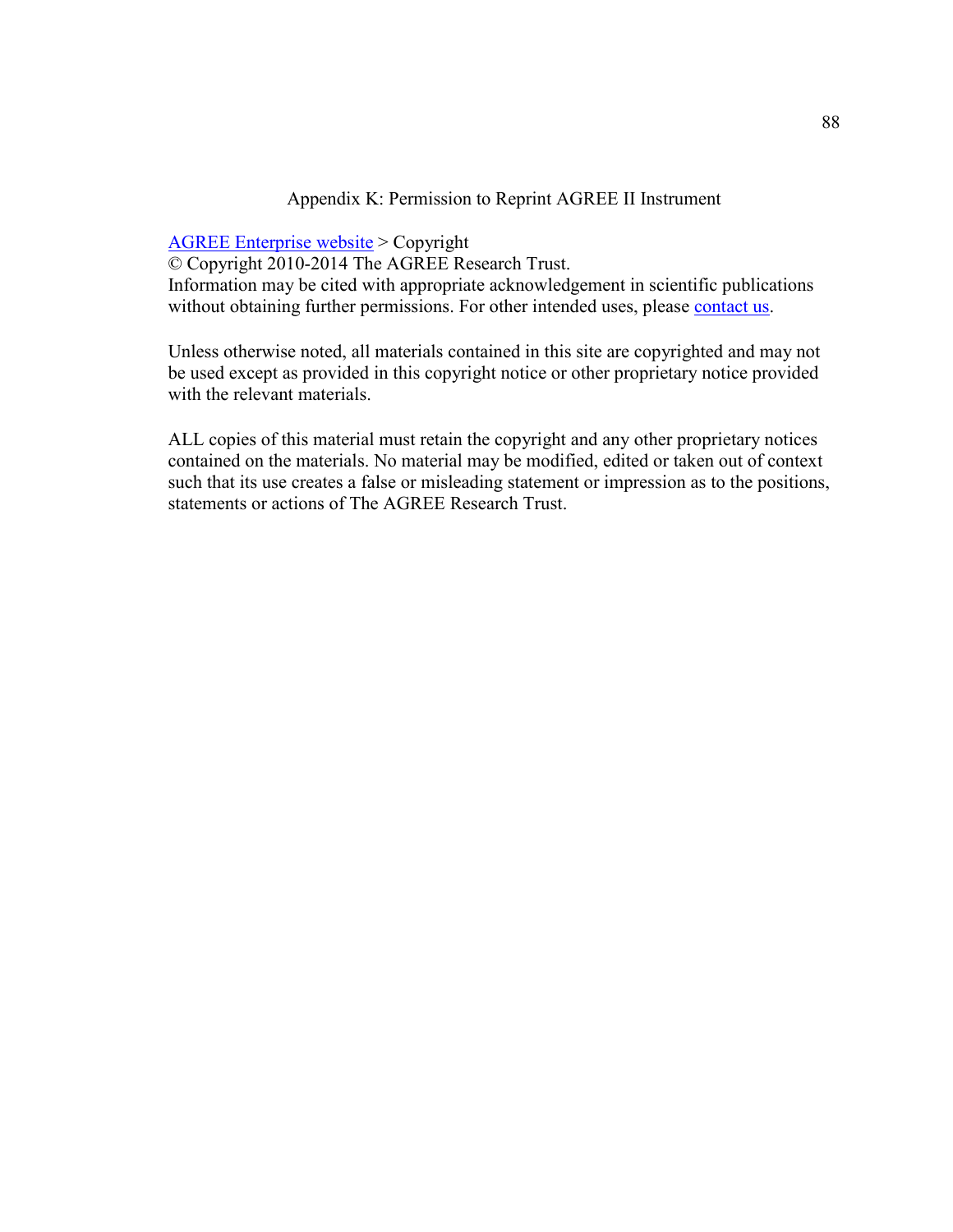# Appendix K: Permission to Reprint AGREE II Instrument

AGREE Enterprise website > Copyright
© Copyright 2010-2014 The AGREE Research Trust.
Information may be cited with appropriate acknowledgement in scientific publications without obtaining further permissions. For other intended uses, please contact us.

Unless otherwise noted, all materials contained in this site are copyrighted and may not be used except as provided in this copyright notice or other proprietary notice provided with the relevant materials.

ALL copies of this material must retain the copyright and any other proprietary notices contained on the materials. No material may be modified, edited or taken out of context such that its use creates a false or misleading statement or impression as to the positions, statements or actions of The AGREE Research Trust.